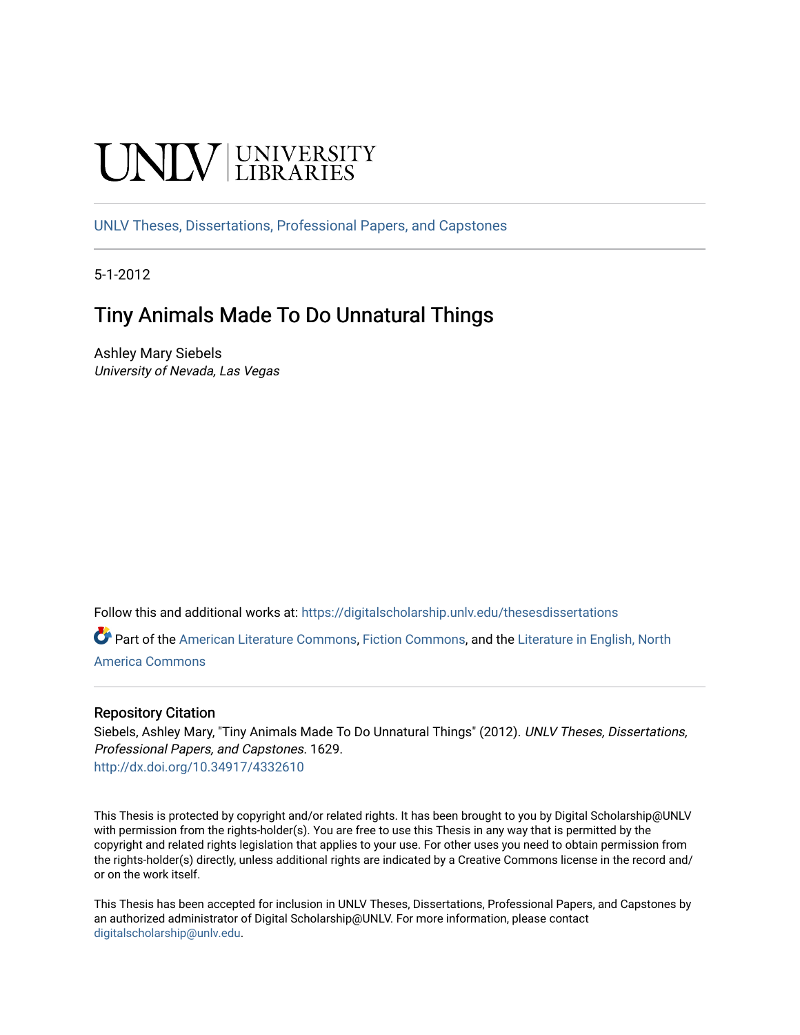UNLV | UNIVERSITY LIBRARIES

UNLV Theses, Dissertations, Professional Papers, and Capstones

5-1-2012

# Tiny Animals Made To Do Unnatural Things

Ashley Mary Siebels
*University of Nevada, Las Vegas*

Follow this and additional works at: https://digitalscholarship.unlv.edu/thesesdissertations

Part of the American Literature Commons, Fiction Commons, and the Literature in English, North America Commons

## Repository Citation

Siebels, Ashley Mary, "Tiny Animals Made To Do Unnatural Things" (2012). *UNLV Theses, Dissertations, Professional Papers, and Capstones*. 1629.
http://dx.doi.org/10.34917/4332610

This Thesis is protected by copyright and/or related rights. It has been brought to you by Digital Scholarship@UNLV with permission from the rights-holder(s). You are free to use this Thesis in any way that is permitted by the copyright and related rights legislation that applies to your use. For other uses you need to obtain permission from the rights-holder(s) directly, unless additional rights are indicated by a Creative Commons license in the record and/or on the work itself.

This Thesis has been accepted for inclusion in UNLV Theses, Dissertations, Professional Papers, and Capstones by an authorized administrator of Digital Scholarship@UNLV. For more information, please contact digitalscholarship@unlv.edu.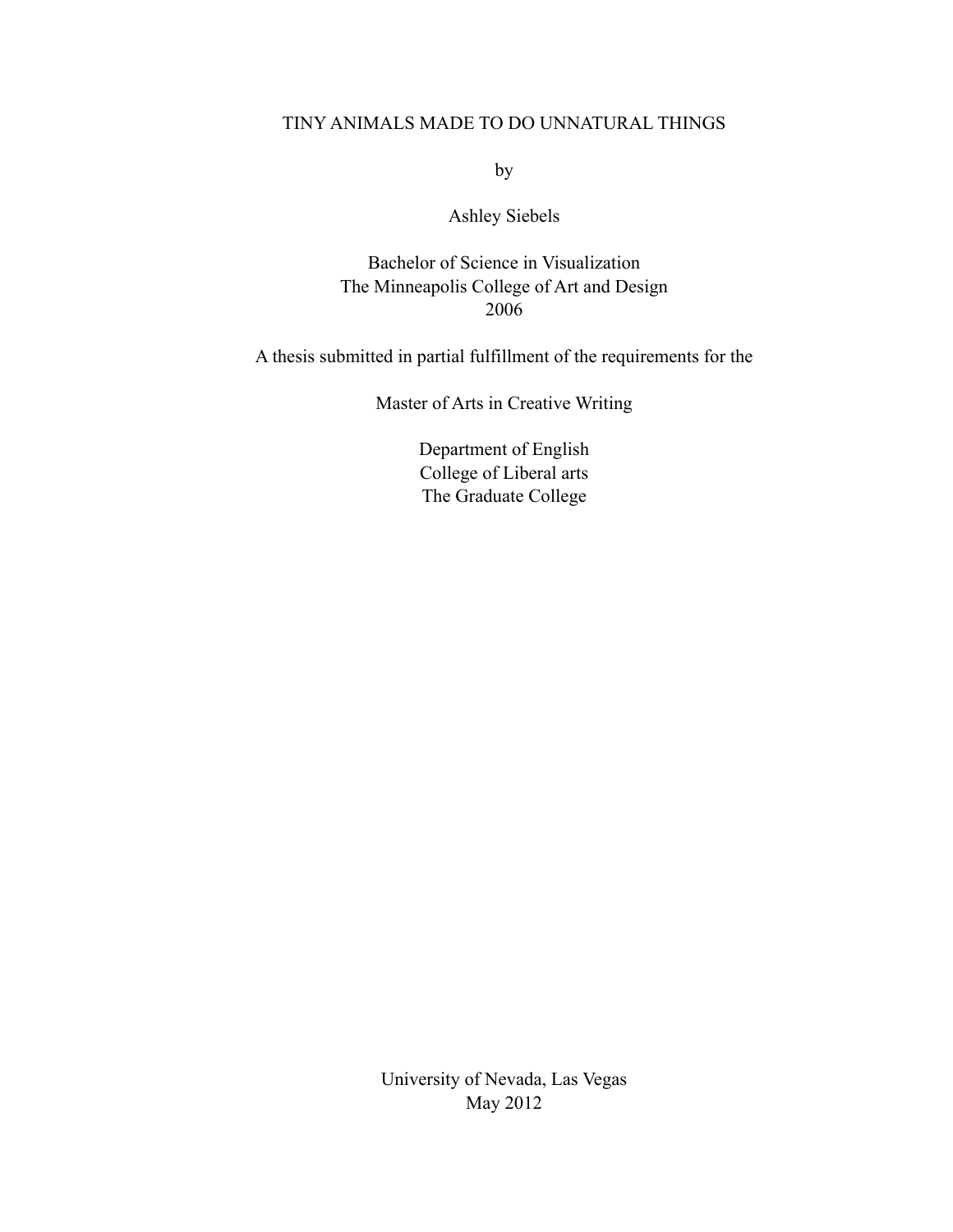# TINY ANIMALS MADE TO DO UNNATURAL THINGS

by

Ashley Siebels

Bachelor of Science in Visualization
The Minneapolis College of Art and Design
2006

A thesis submitted in partial fulfillment of the requirements for the

Master of Arts in Creative Writing

Department of English
College of Liberal arts
The Graduate College

University of Nevada, Las Vegas
May 2012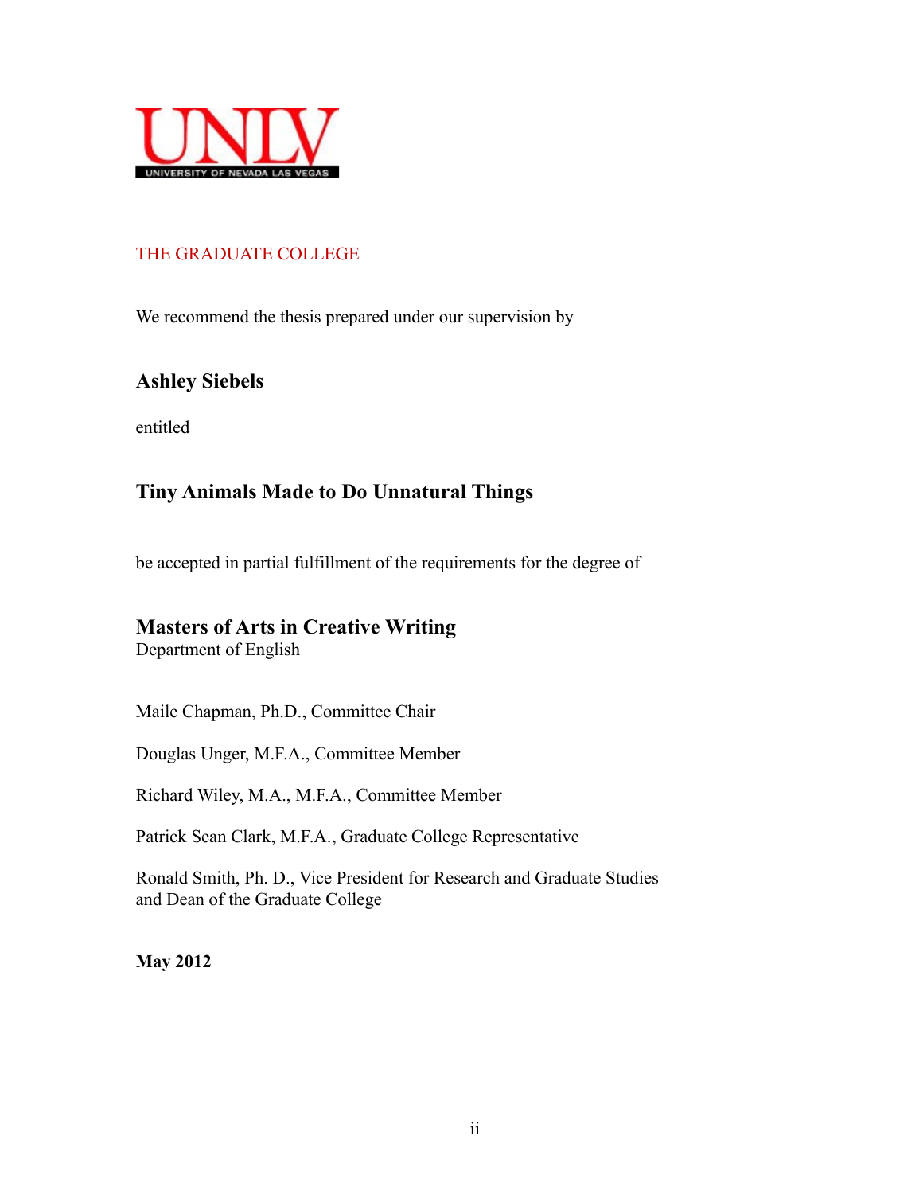UNLV
UNIVERSITY OF NEVADA LAS VEGAS

THE GRADUATE COLLEGE

We recommend the thesis prepared under our supervision by

**Ashley Siebels**

entitled

**Tiny Animals Made to Do Unnatural Things**

be accepted in partial fulfillment of the requirements for the degree of

**Masters of Arts in Creative Writing**
Department of English

Maile Chapman, Ph.D., Committee Chair

Douglas Unger, M.F.A., Committee Member

Richard Wiley, M.A., M.F.A., Committee Member

Patrick Sean Clark, M.F.A., Graduate College Representative

Ronald Smith, Ph. D., Vice President for Research and Graduate Studies
and Dean of the Graduate College

**May 2012**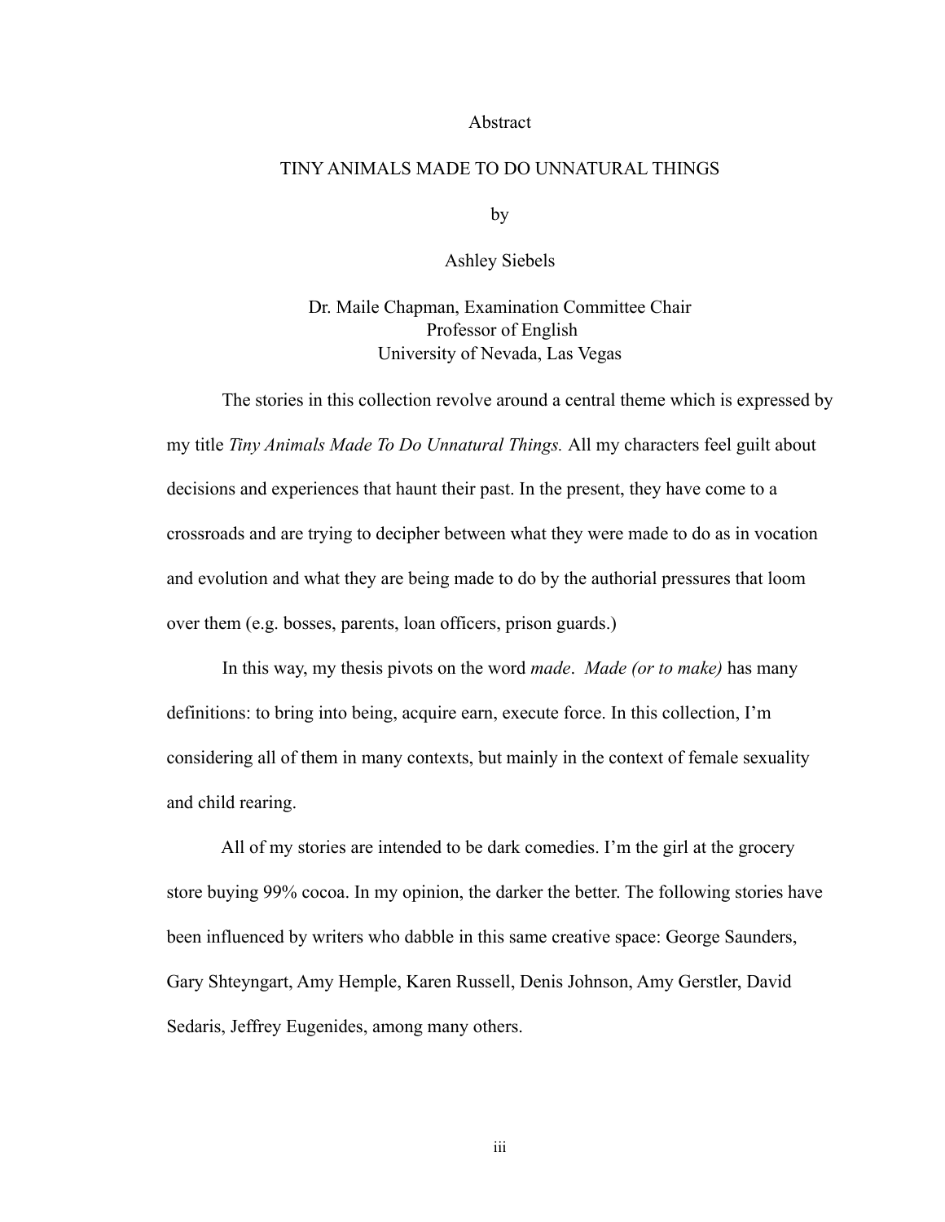# Abstract

## TINY ANIMALS MADE TO DO UNNATURAL THINGS

by

Ashley Siebels

Dr. Maile Chapman, Examination Committee Chair
Professor of English
University of Nevada, Las Vegas

The stories in this collection revolve around a central theme which is expressed by my title *Tiny Animals Made To Do Unnatural Things.* All my characters feel guilt about decisions and experiences that haunt their past. In the present, they have come to a crossroads and are trying to decipher between what they were made to do as in vocation and evolution and what they are being made to do by the authorial pressures that loom over them (e.g. bosses, parents, loan officers, prison guards.)

In this way, my thesis pivots on the word *made*. *Made (or to make)* has many definitions: to bring into being, acquire earn, execute force. In this collection, I'm considering all of them in many contexts, but mainly in the context of female sexuality and child rearing.

All of my stories are intended to be dark comedies. I'm the girl at the grocery store buying 99% cocoa. In my opinion, the darker the better. The following stories have been influenced by writers who dabble in this same creative space: George Saunders, Gary Shteyngart, Amy Hemple, Karen Russell, Denis Johnson, Amy Gerstler, David Sedaris, Jeffrey Eugenides, among many others.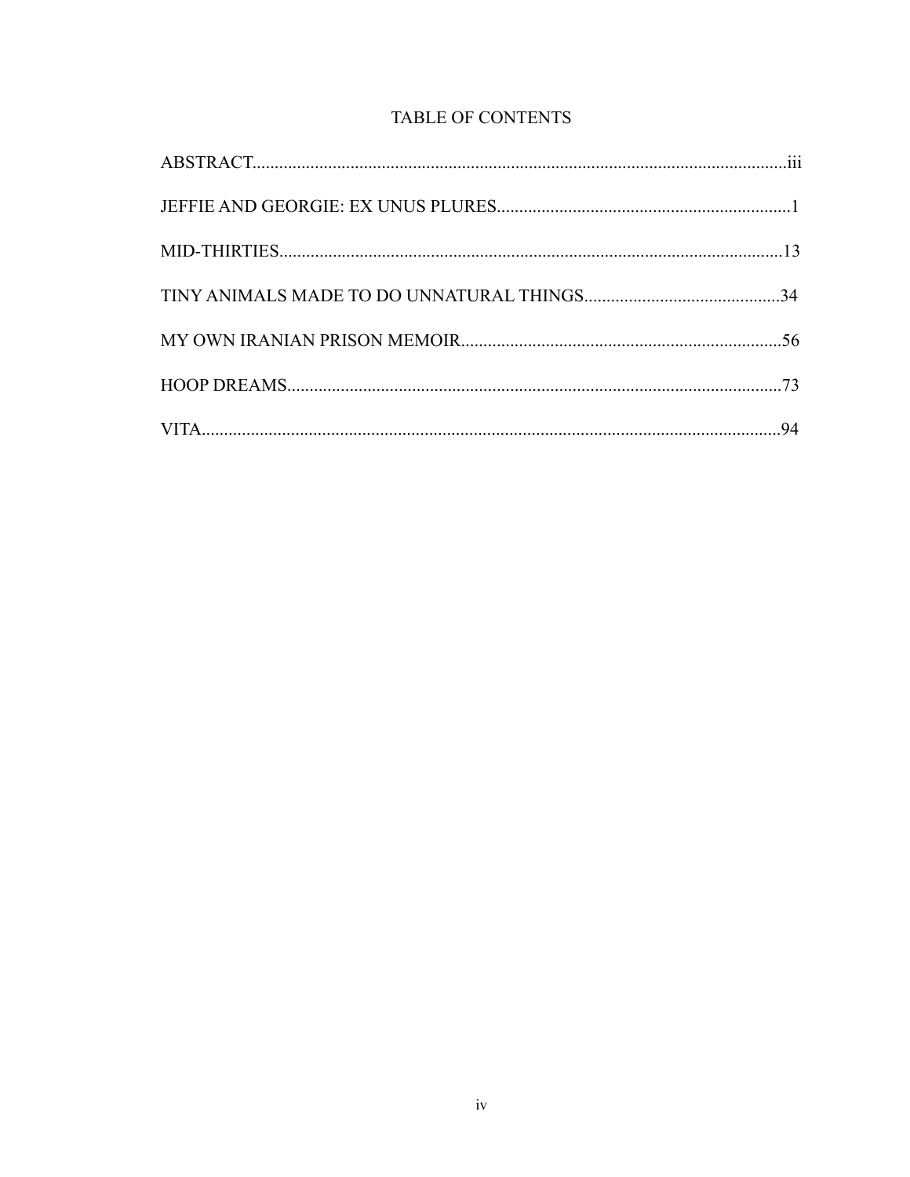# TABLE OF CONTENTS

ABSTRACT......................................................................................................................iii

JEFFIE AND GEORGIE: EX UNUS PLURES.................................................................1

MID-THIRTIES...............................................................................................................13

TINY ANIMALS MADE TO DO UNNATURAL THINGS............................................34

MY OWN IRANIAN PRISON MEMOIR.......................................................................56

HOOP DREAMS.............................................................................................................73

VITA................................................................................................................................94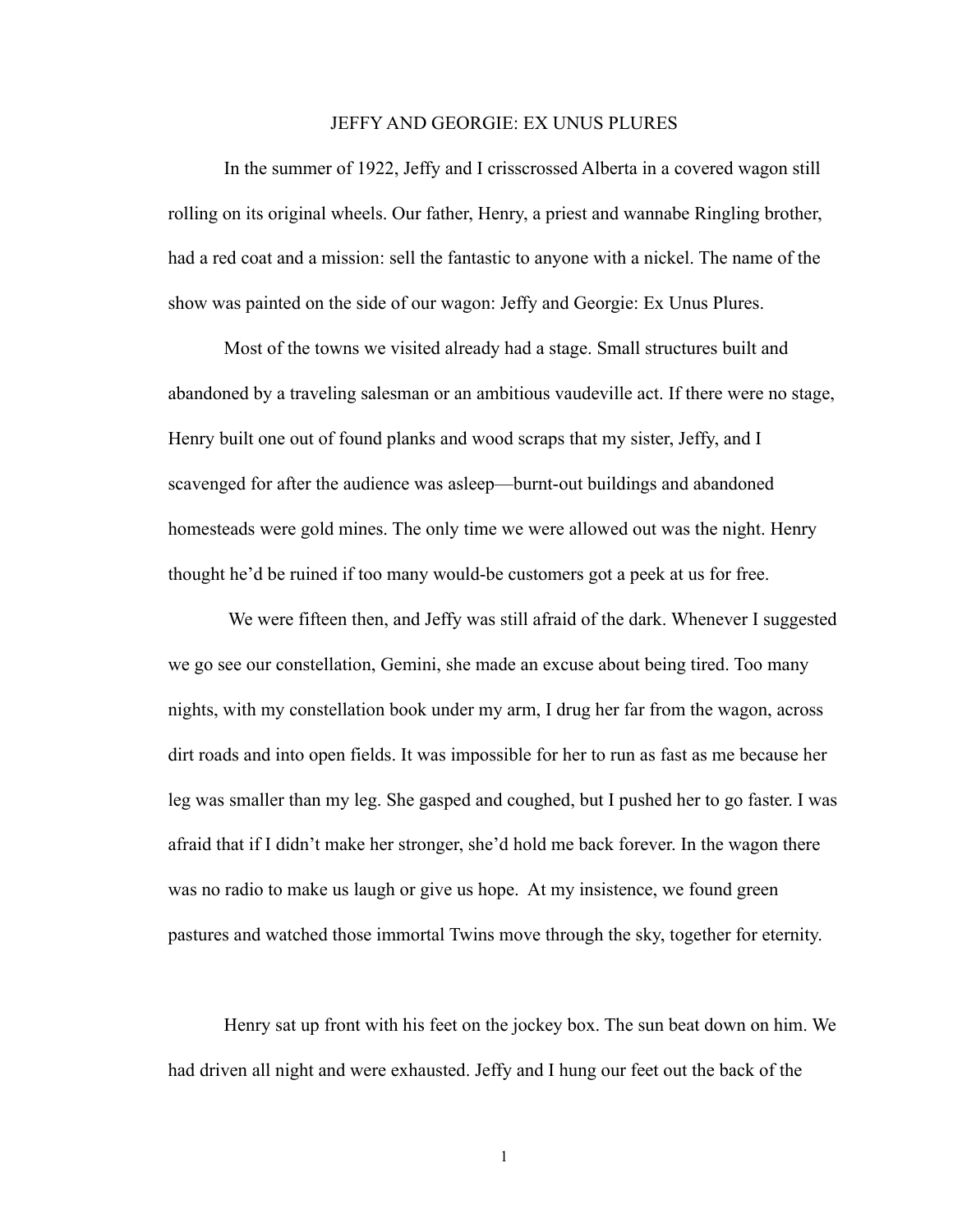# JEFFY AND GEORGIE: EX UNUS PLURES

In the summer of 1922, Jeffy and I crisscrossed Alberta in a covered wagon still rolling on its original wheels. Our father, Henry, a priest and wannabe Ringling brother, had a red coat and a mission: sell the fantastic to anyone with a nickel. The name of the show was painted on the side of our wagon: Jeffy and Georgie: Ex Unus Plures.

Most of the towns we visited already had a stage. Small structures built and abandoned by a traveling salesman or an ambitious vaudeville act. If there were no stage, Henry built one out of found planks and wood scraps that my sister, Jeffy, and I scavenged for after the audience was asleep—burnt-out buildings and abandoned homesteads were gold mines. The only time we were allowed out was the night. Henry thought he'd be ruined if too many would-be customers got a peek at us for free.

We were fifteen then, and Jeffy was still afraid of the dark. Whenever I suggested we go see our constellation, Gemini, she made an excuse about being tired. Too many nights, with my constellation book under my arm, I drug her far from the wagon, across dirt roads and into open fields. It was impossible for her to run as fast as me because her leg was smaller than my leg. She gasped and coughed, but I pushed her to go faster. I was afraid that if I didn't make her stronger, she'd hold me back forever. In the wagon there was no radio to make us laugh or give us hope. At my insistence, we found green pastures and watched those immortal Twins move through the sky, together for eternity.

Henry sat up front with his feet on the jockey box. The sun beat down on him. We had driven all night and were exhausted. Jeffy and I hung our feet out the back of the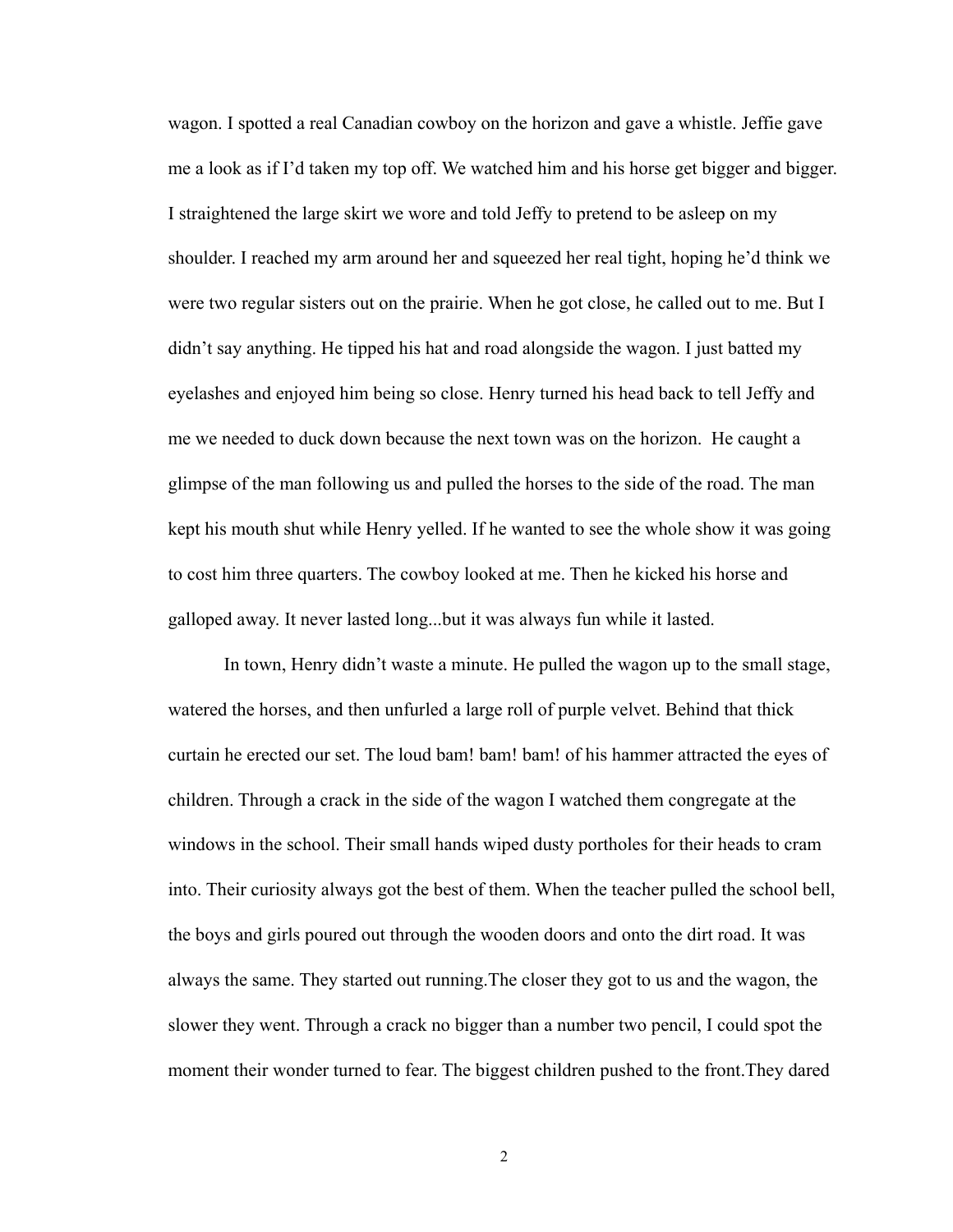wagon. I spotted a real Canadian cowboy on the horizon and gave a whistle. Jeffie gave me a look as if I'd taken my top off. We watched him and his horse get bigger and bigger. I straightened the large skirt we wore and told Jeffy to pretend to be asleep on my shoulder. I reached my arm around her and squeezed her real tight, hoping he'd think we were two regular sisters out on the prairie. When he got close, he called out to me. But I didn't say anything. He tipped his hat and road alongside the wagon. I just batted my eyelashes and enjoyed him being so close. Henry turned his head back to tell Jeffy and me we needed to duck down because the next town was on the horizon.  He caught a glimpse of the man following us and pulled the horses to the side of the road. The man kept his mouth shut while Henry yelled. If he wanted to see the whole show it was going to cost him three quarters. The cowboy looked at me. Then he kicked his horse and galloped away. It never lasted long...but it was always fun while it lasted.

In town, Henry didn't waste a minute. He pulled the wagon up to the small stage, watered the horses, and then unfurled a large roll of purple velvet. Behind that thick curtain he erected our set. The loud bam! bam! bam! of his hammer attracted the eyes of children. Through a crack in the side of the wagon I watched them congregate at the windows in the school. Their small hands wiped dusty portholes for their heads to cram into. Their curiosity always got the best of them. When the teacher pulled the school bell, the boys and girls poured out through the wooden doors and onto the dirt road. It was always the same. They started out running.The closer they got to us and the wagon, the slower they went. Through a crack no bigger than a number two pencil, I could spot the moment their wonder turned to fear. The biggest children pushed to the front.They dared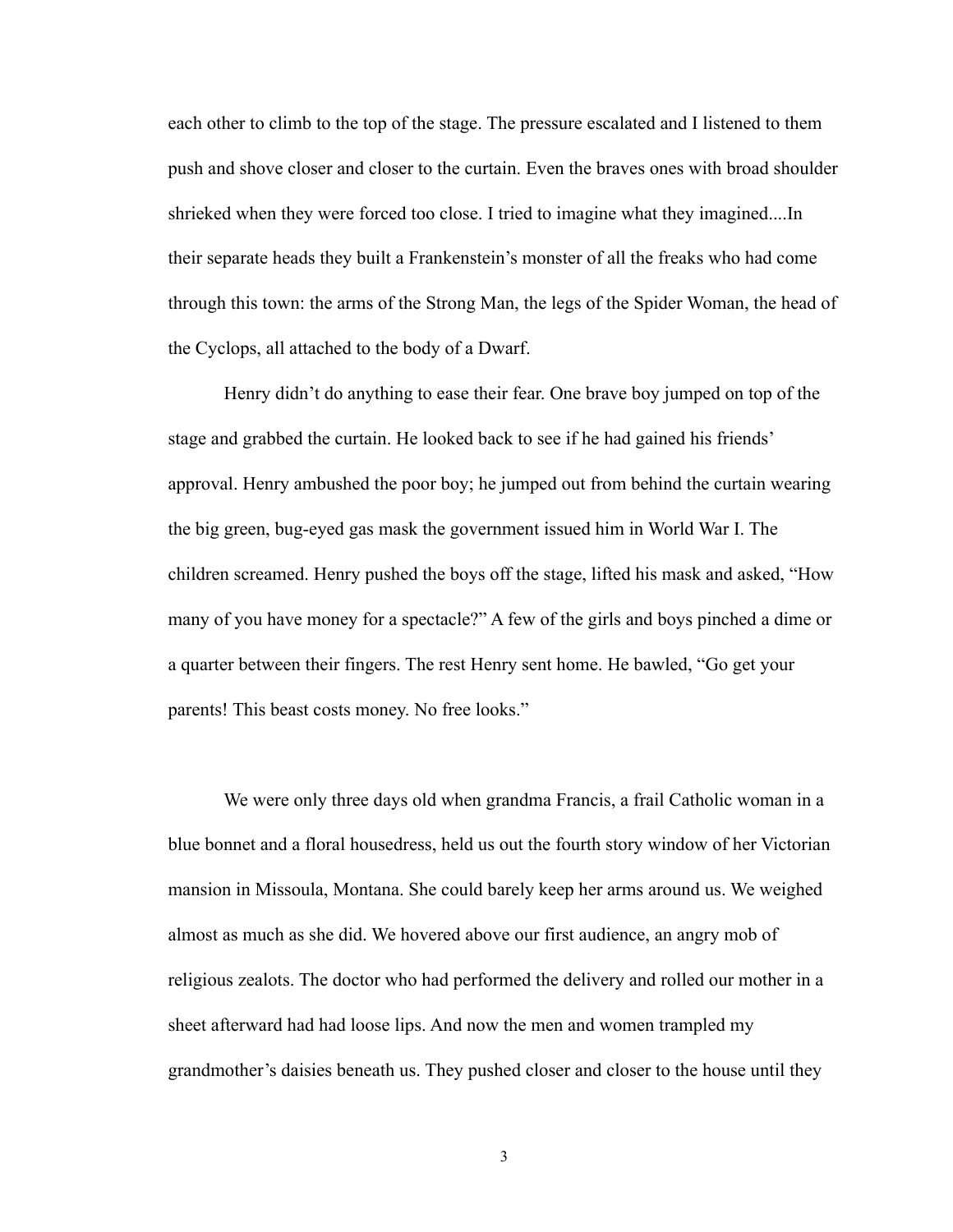each other to climb to the top of the stage. The pressure escalated and I listened to them push and shove closer and closer to the curtain. Even the braves ones with broad shoulder shrieked when they were forced too close. I tried to imagine what they imagined....In their separate heads they built a Frankenstein's monster of all the freaks who had come through this town: the arms of the Strong Man, the legs of the Spider Woman, the head of the Cyclops, all attached to the body of a Dwarf.

Henry didn't do anything to ease their fear. One brave boy jumped on top of the stage and grabbed the curtain. He looked back to see if he had gained his friends' approval. Henry ambushed the poor boy; he jumped out from behind the curtain wearing the big green, bug-eyed gas mask the government issued him in World War I. The children screamed. Henry pushed the boys off the stage, lifted his mask and asked, "How many of you have money for a spectacle?" A few of the girls and boys pinched a dime or a quarter between their fingers. The rest Henry sent home. He bawled, "Go get your parents! This beast costs money. No free looks."

We were only three days old when grandma Francis, a frail Catholic woman in a blue bonnet and a floral housedress, held us out the fourth story window of her Victorian mansion in Missoula, Montana. She could barely keep her arms around us. We weighed almost as much as she did. We hovered above our first audience, an angry mob of religious zealots. The doctor who had performed the delivery and rolled our mother in a sheet afterward had had loose lips. And now the men and women trampled my grandmother's daisies beneath us. They pushed closer and closer to the house until they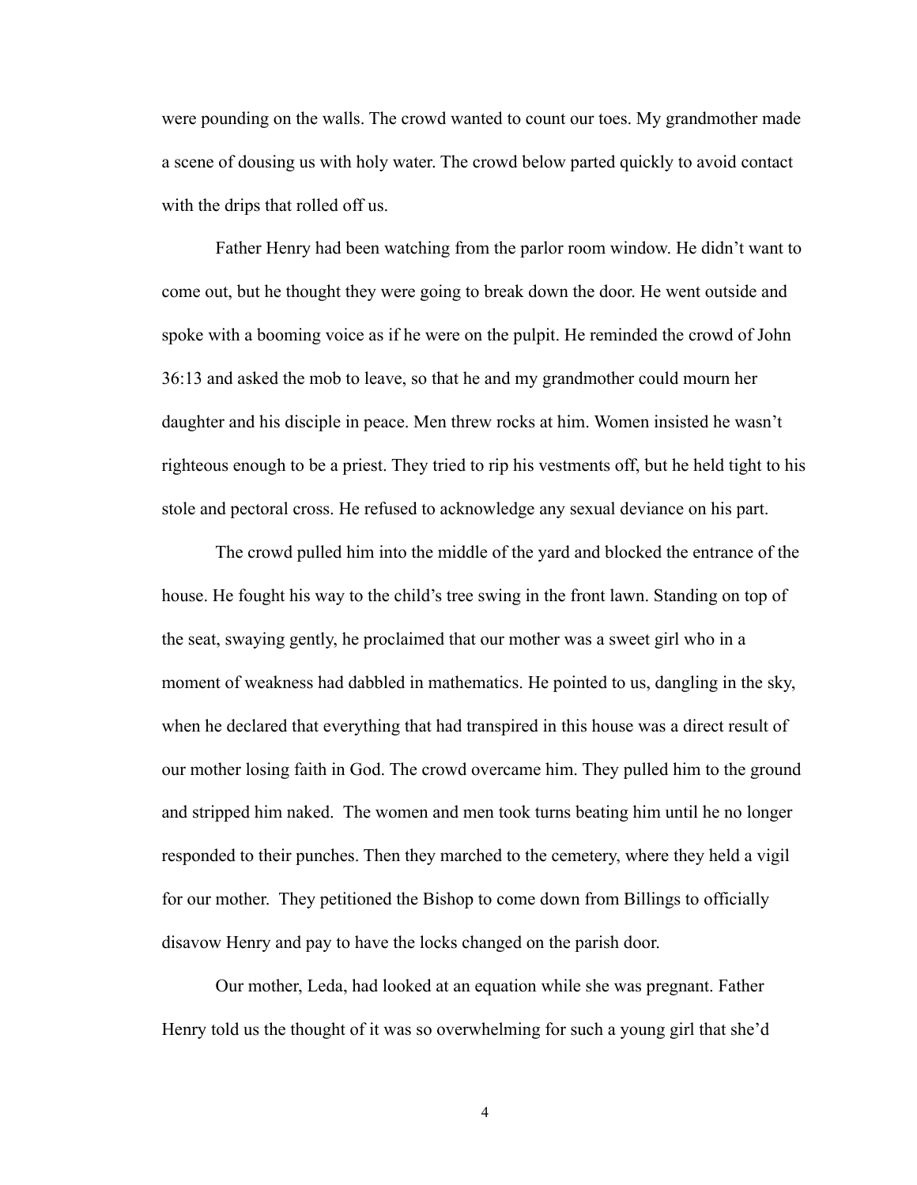were pounding on the walls. The crowd wanted to count our toes. My grandmother made a scene of dousing us with holy water. The crowd below parted quickly to avoid contact with the drips that rolled off us.

Father Henry had been watching from the parlor room window. He didn't want to come out, but he thought they were going to break down the door. He went outside and spoke with a booming voice as if he were on the pulpit. He reminded the crowd of John 36:13 and asked the mob to leave, so that he and my grandmother could mourn her daughter and his disciple in peace. Men threw rocks at him. Women insisted he wasn't righteous enough to be a priest. They tried to rip his vestments off, but he held tight to his stole and pectoral cross. He refused to acknowledge any sexual deviance on his part.

The crowd pulled him into the middle of the yard and blocked the entrance of the house. He fought his way to the child's tree swing in the front lawn. Standing on top of the seat, swaying gently, he proclaimed that our mother was a sweet girl who in a moment of weakness had dabbled in mathematics. He pointed to us, dangling in the sky, when he declared that everything that had transpired in this house was a direct result of our mother losing faith in God. The crowd overcame him. They pulled him to the ground and stripped him naked. The women and men took turns beating him until he no longer responded to their punches. Then they marched to the cemetery, where they held a vigil for our mother. They petitioned the Bishop to come down from Billings to officially disavow Henry and pay to have the locks changed on the parish door.

Our mother, Leda, had looked at an equation while she was pregnant. Father Henry told us the thought of it was so overwhelming for such a young girl that she'd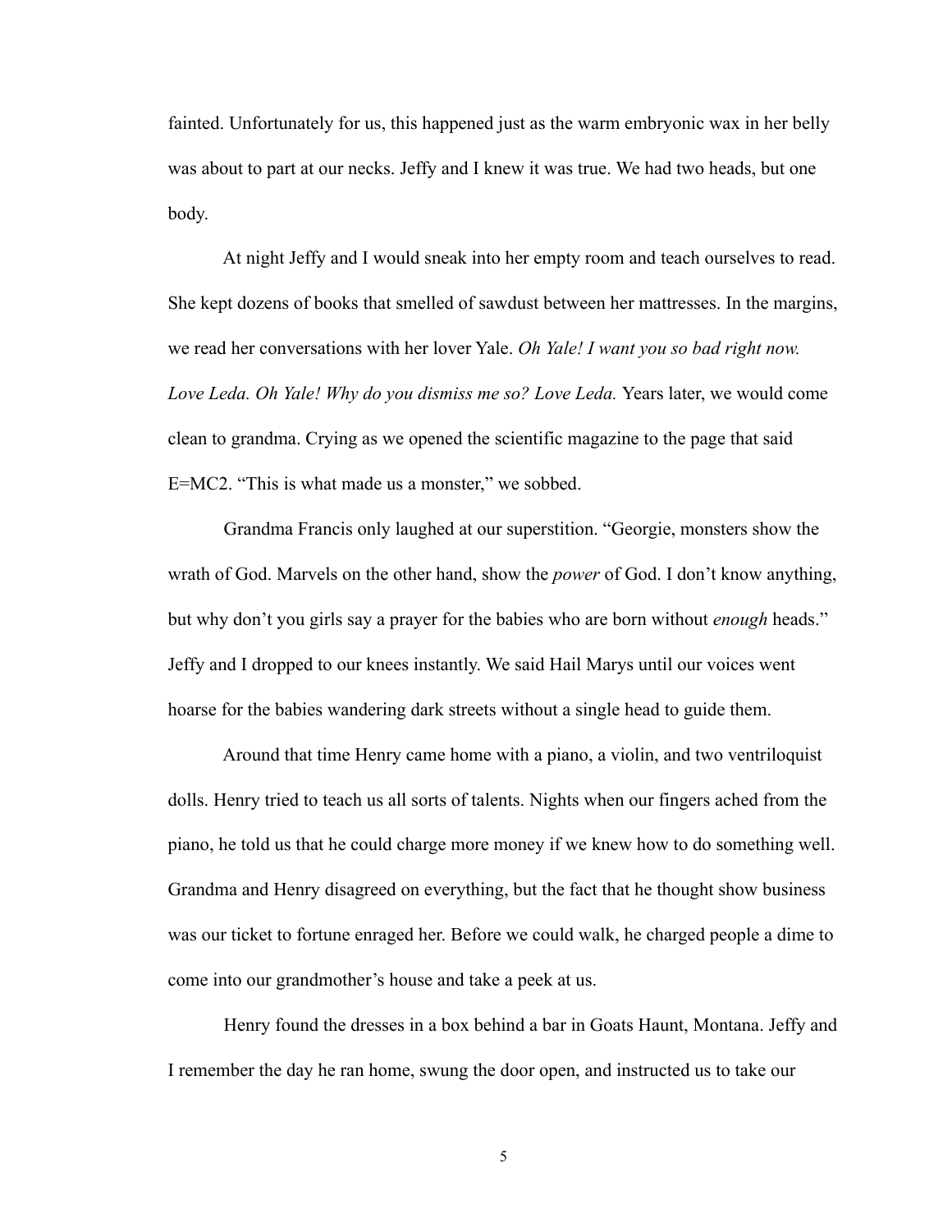fainted. Unfortunately for us, this happened just as the warm embryonic wax in her belly was about to part at our necks. Jeffy and I knew it was true. We had two heads, but one body.

At night Jeffy and I would sneak into her empty room and teach ourselves to read. She kept dozens of books that smelled of sawdust between her mattresses. In the margins, we read her conversations with her lover Yale. *Oh Yale! I want you so bad right now. Love Leda. Oh Yale! Why do you dismiss me so? Love Leda.* Years later, we would come clean to grandma. Crying as we opened the scientific magazine to the page that said E=MC2. "This is what made us a monster," we sobbed.

Grandma Francis only laughed at our superstition. "Georgie, monsters show the wrath of God. Marvels on the other hand, show the *power* of God. I don't know anything, but why don't you girls say a prayer for the babies who are born without *enough* heads." Jeffy and I dropped to our knees instantly. We said Hail Marys until our voices went hoarse for the babies wandering dark streets without a single head to guide them.

Around that time Henry came home with a piano, a violin, and two ventriloquist dolls. Henry tried to teach us all sorts of talents. Nights when our fingers ached from the piano, he told us that he could charge more money if we knew how to do something well. Grandma and Henry disagreed on everything, but the fact that he thought show business was our ticket to fortune enraged her. Before we could walk, he charged people a dime to come into our grandmother's house and take a peek at us.

Henry found the dresses in a box behind a bar in Goats Haunt, Montana. Jeffy and I remember the day he ran home, swung the door open, and instructed us to take our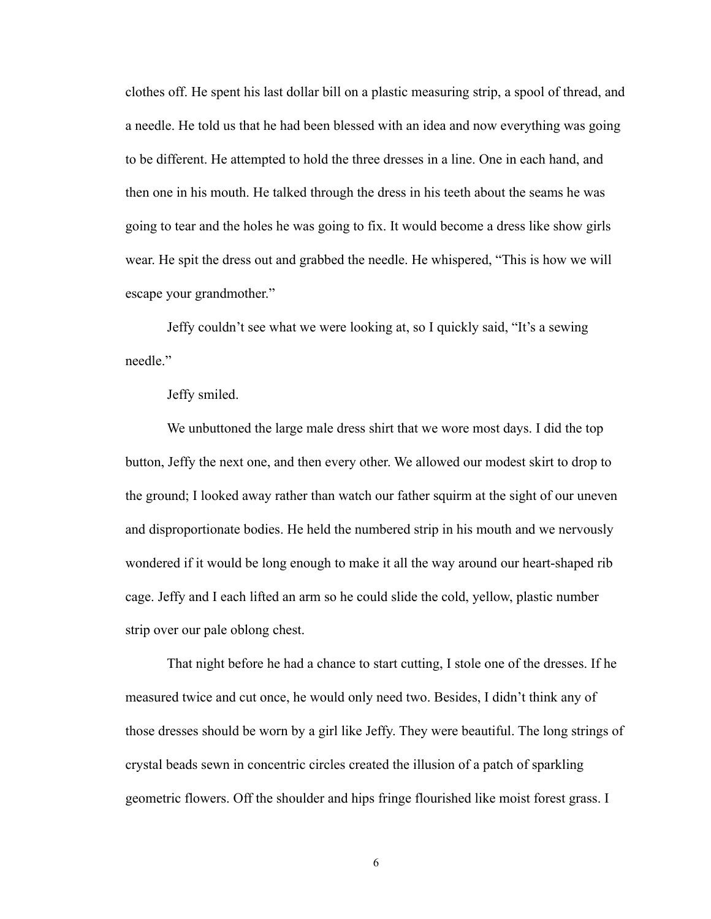clothes off. He spent his last dollar bill on a plastic measuring strip, a spool of thread, and a needle. He told us that he had been blessed with an idea and now everything was going to be different. He attempted to hold the three dresses in a line. One in each hand, and then one in his mouth. He talked through the dress in his teeth about the seams he was going to tear and the holes he was going to fix. It would become a dress like show girls wear. He spit the dress out and grabbed the needle. He whispered, "This is how we will escape your grandmother."

Jeffy couldn't see what we were looking at, so I quickly said, "It's a sewing needle."

Jeffy smiled.

We unbuttoned the large male dress shirt that we wore most days. I did the top button, Jeffy the next one, and then every other. We allowed our modest skirt to drop to the ground; I looked away rather than watch our father squirm at the sight of our uneven and disproportionate bodies. He held the numbered strip in his mouth and we nervously wondered if it would be long enough to make it all the way around our heart-shaped rib cage. Jeffy and I each lifted an arm so he could slide the cold, yellow, plastic number strip over our pale oblong chest.

That night before he had a chance to start cutting, I stole one of the dresses. If he measured twice and cut once, he would only need two. Besides, I didn't think any of those dresses should be worn by a girl like Jeffy. They were beautiful. The long strings of crystal beads sewn in concentric circles created the illusion of a patch of sparkling geometric flowers. Off the shoulder and hips fringe flourished like moist forest grass. I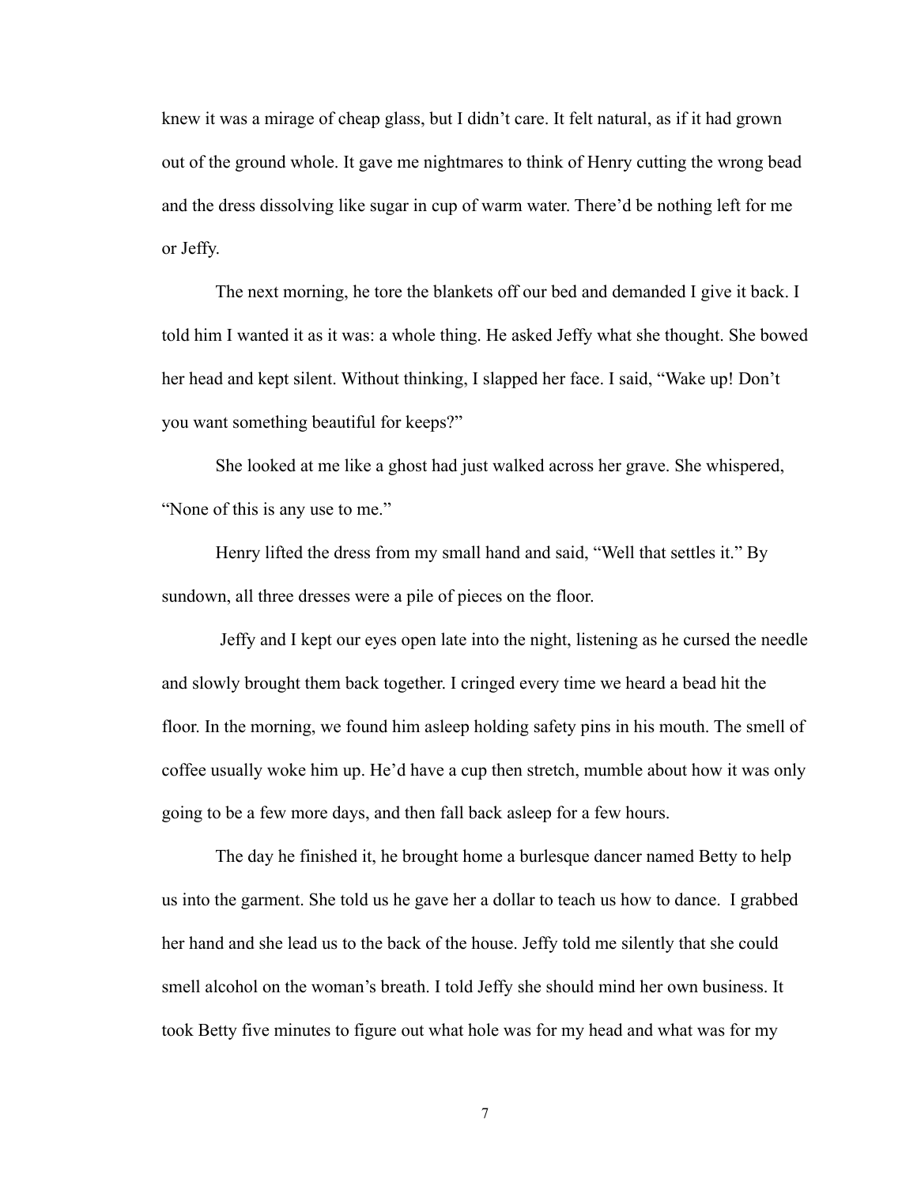knew it was a mirage of cheap glass, but I didn't care. It felt natural, as if it had grown out of the ground whole. It gave me nightmares to think of Henry cutting the wrong bead and the dress dissolving like sugar in cup of warm water. There'd be nothing left for me or Jeffy.

The next morning, he tore the blankets off our bed and demanded I give it back. I told him I wanted it as it was: a whole thing. He asked Jeffy what she thought. She bowed her head and kept silent. Without thinking, I slapped her face. I said, "Wake up! Don't you want something beautiful for keeps?"

She looked at me like a ghost had just walked across her grave. She whispered, "None of this is any use to me."

Henry lifted the dress from my small hand and said, "Well that settles it." By sundown, all three dresses were a pile of pieces on the floor.

Jeffy and I kept our eyes open late into the night, listening as he cursed the needle and slowly brought them back together. I cringed every time we heard a bead hit the floor. In the morning, we found him asleep holding safety pins in his mouth. The smell of coffee usually woke him up. He'd have a cup then stretch, mumble about how it was only going to be a few more days, and then fall back asleep for a few hours.

The day he finished it, he brought home a burlesque dancer named Betty to help us into the garment. She told us he gave her a dollar to teach us how to dance. I grabbed her hand and she lead us to the back of the house. Jeffy told me silently that she could smell alcohol on the woman's breath. I told Jeffy she should mind her own business. It took Betty five minutes to figure out what hole was for my head and what was for my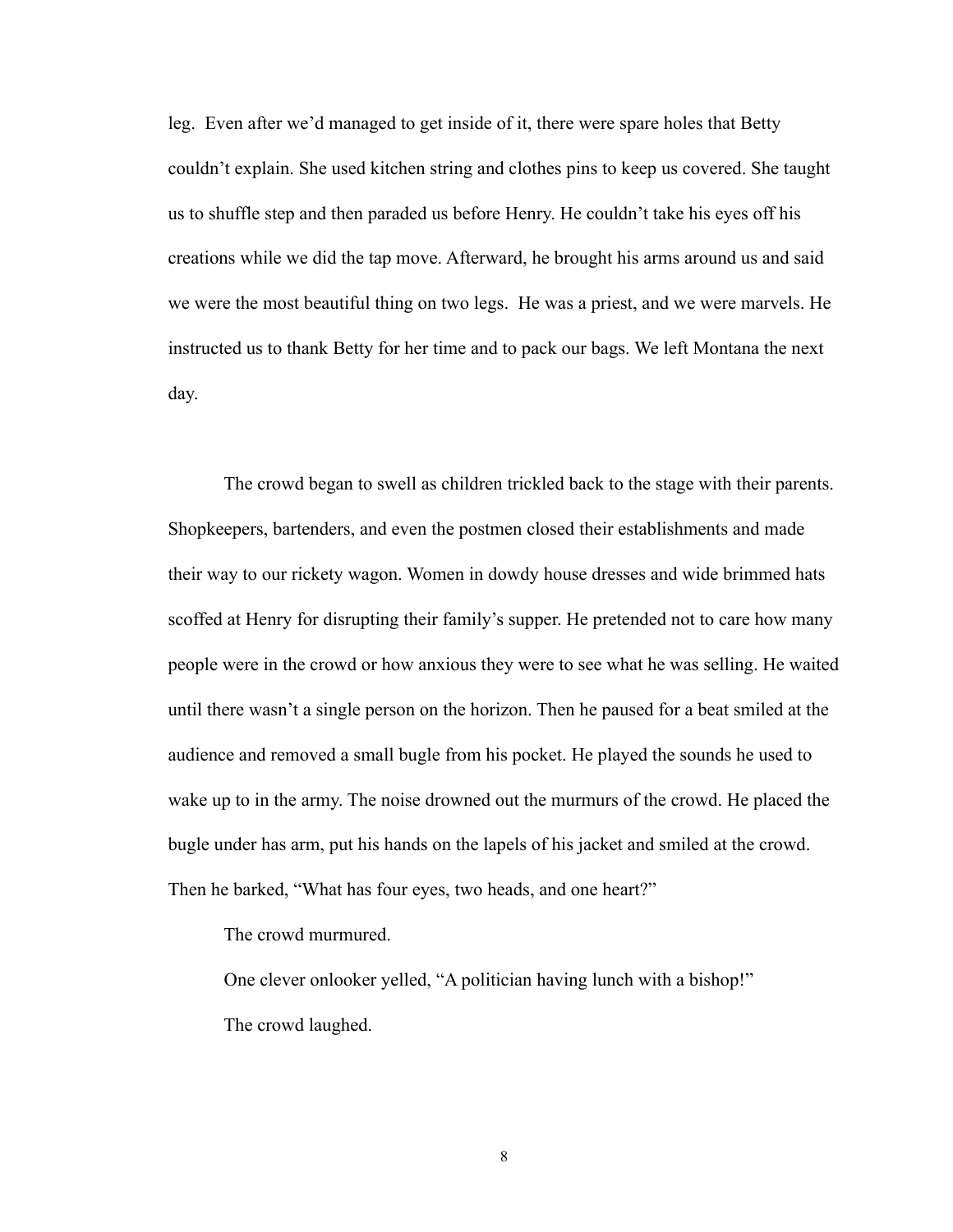leg. Even after we'd managed to get inside of it, there were spare holes that Betty couldn't explain. She used kitchen string and clothes pins to keep us covered. She taught us to shuffle step and then paraded us before Henry. He couldn't take his eyes off his creations while we did the tap move. Afterward, he brought his arms around us and said we were the most beautiful thing on two legs. He was a priest, and we were marvels. He instructed us to thank Betty for her time and to pack our bags. We left Montana the next day.

The crowd began to swell as children trickled back to the stage with their parents. Shopkeepers, bartenders, and even the postmen closed their establishments and made their way to our rickety wagon. Women in dowdy house dresses and wide brimmed hats scoffed at Henry for disrupting their family's supper. He pretended not to care how many people were in the crowd or how anxious they were to see what he was selling. He waited until there wasn't a single person on the horizon. Then he paused for a beat smiled at the audience and removed a small bugle from his pocket. He played the sounds he used to wake up to in the army. The noise drowned out the murmurs of the crowd. He placed the bugle under has arm, put his hands on the lapels of his jacket and smiled at the crowd. Then he barked, "What has four eyes, two heads, and one heart?"

The crowd murmured.

One clever onlooker yelled, "A politician having lunch with a bishop!"

The crowd laughed.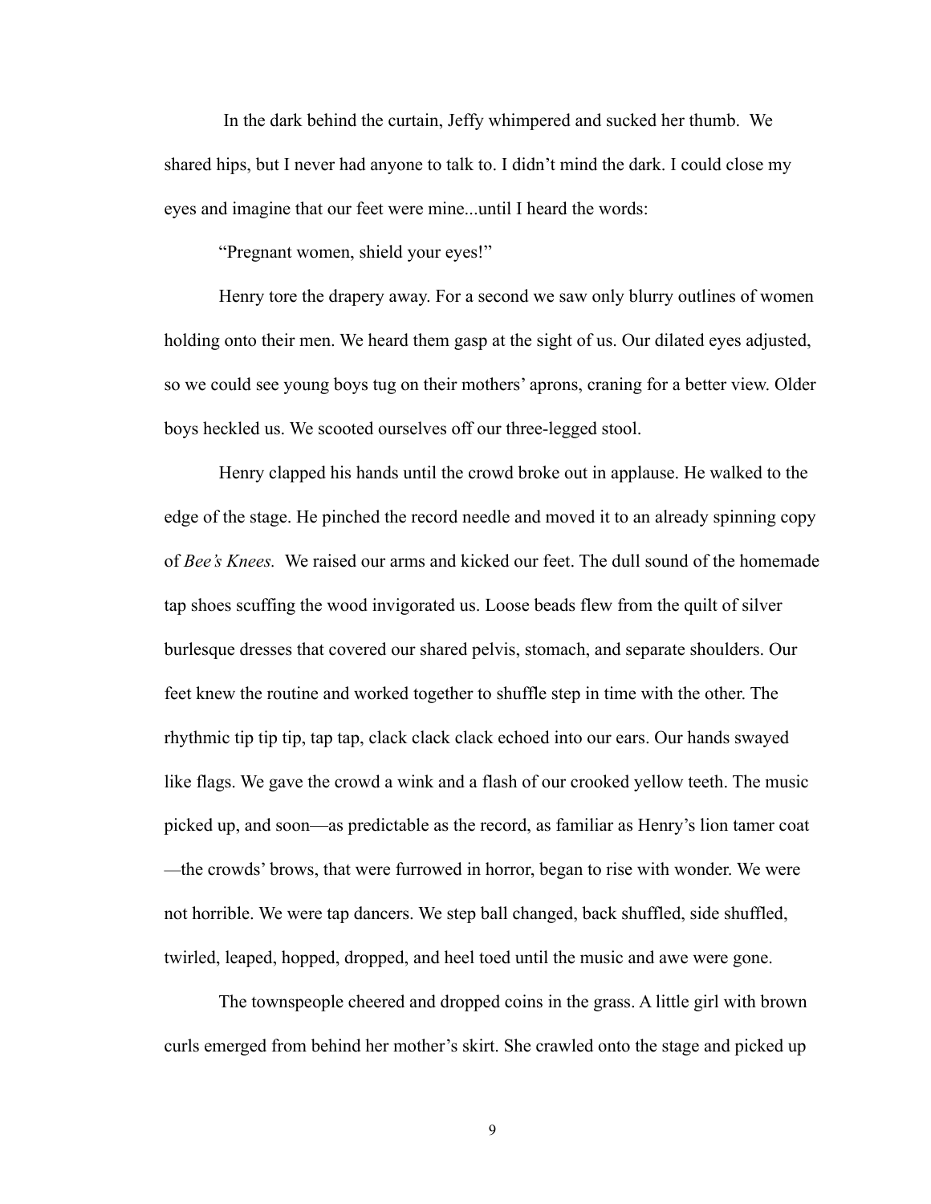In the dark behind the curtain, Jeffy whimpered and sucked her thumb. We shared hips, but I never had anyone to talk to. I didn't mind the dark. I could close my eyes and imagine that our feet were mine...until I heard the words:

"Pregnant women, shield your eyes!"

Henry tore the drapery away. For a second we saw only blurry outlines of women holding onto their men. We heard them gasp at the sight of us. Our dilated eyes adjusted, so we could see young boys tug on their mothers' aprons, craning for a better view. Older boys heckled us. We scooted ourselves off our three-legged stool.

Henry clapped his hands until the crowd broke out in applause. He walked to the edge of the stage. He pinched the record needle and moved it to an already spinning copy of *Bee's Knees.* We raised our arms and kicked our feet. The dull sound of the homemade tap shoes scuffing the wood invigorated us. Loose beads flew from the quilt of silver burlesque dresses that covered our shared pelvis, stomach, and separate shoulders. Our feet knew the routine and worked together to shuffle step in time with the other. The rhythmic tip tip tip, tap tap, clack clack clack echoed into our ears. Our hands swayed like flags. We gave the crowd a wink and a flash of our crooked yellow teeth. The music picked up, and soon—as predictable as the record, as familiar as Henry's lion tamer coat—the crowds' brows, that were furrowed in horror, began to rise with wonder. We were not horrible. We were tap dancers. We step ball changed, back shuffled, side shuffled, twirled, leaped, hopped, dropped, and heel toed until the music and awe were gone.

The townspeople cheered and dropped coins in the grass. A little girl with brown curls emerged from behind her mother's skirt. She crawled onto the stage and picked up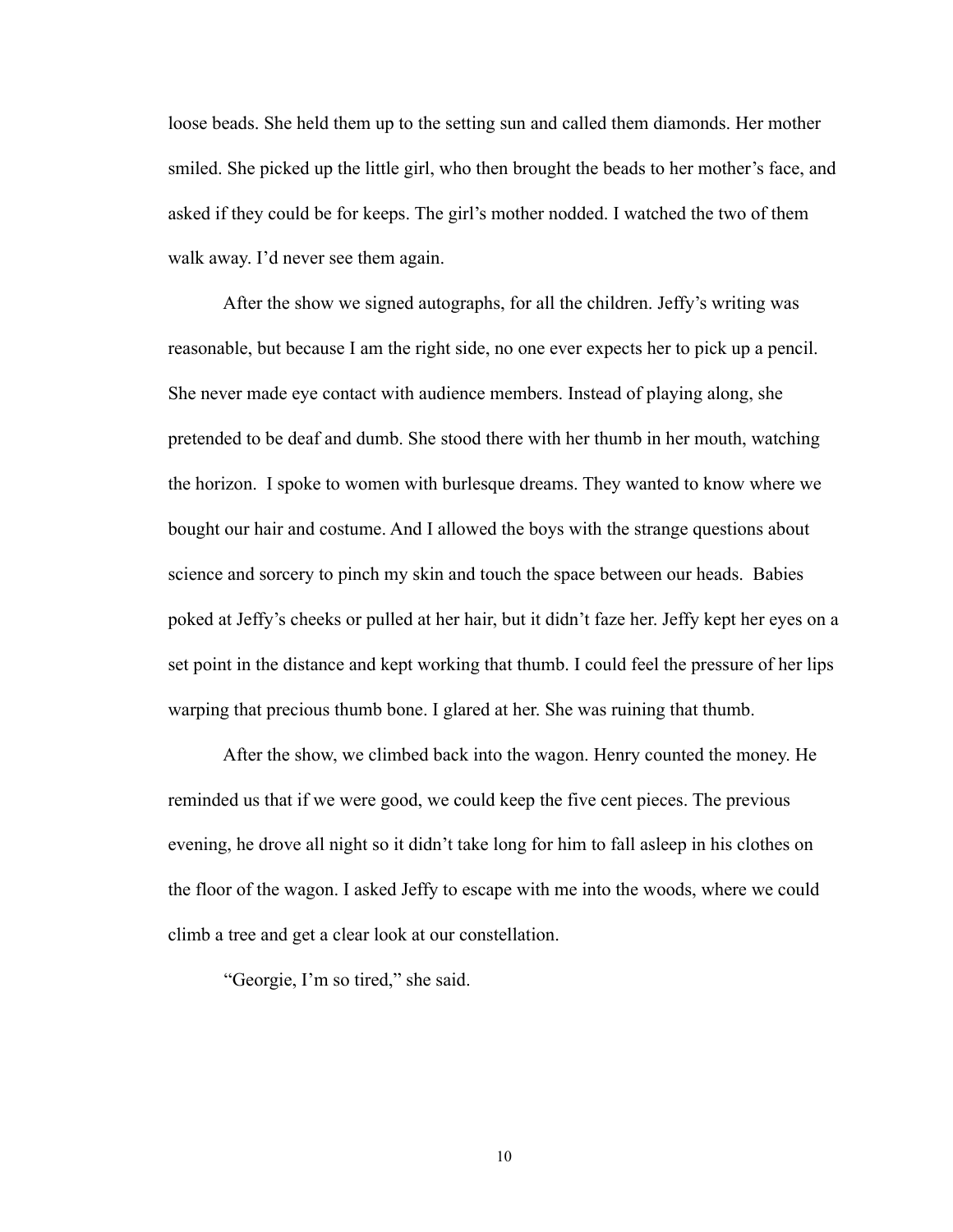loose beads. She held them up to the setting sun and called them diamonds. Her mother smiled. She picked up the little girl, who then brought the beads to her mother's face, and asked if they could be for keeps. The girl's mother nodded. I watched the two of them walk away. I'd never see them again.

After the show we signed autographs, for all the children. Jeffy's writing was reasonable, but because I am the right side, no one ever expects her to pick up a pencil. She never made eye contact with audience members. Instead of playing along, she pretended to be deaf and dumb. She stood there with her thumb in her mouth, watching the horizon. I spoke to women with burlesque dreams. They wanted to know where we bought our hair and costume. And I allowed the boys with the strange questions about science and sorcery to pinch my skin and touch the space between our heads. Babies poked at Jeffy's cheeks or pulled at her hair, but it didn't faze her. Jeffy kept her eyes on a set point in the distance and kept working that thumb. I could feel the pressure of her lips warping that precious thumb bone. I glared at her. She was ruining that thumb.

After the show, we climbed back into the wagon. Henry counted the money. He reminded us that if we were good, we could keep the five cent pieces. The previous evening, he drove all night so it didn't take long for him to fall asleep in his clothes on the floor of the wagon. I asked Jeffy to escape with me into the woods, where we could climb a tree and get a clear look at our constellation.

"Georgie, I'm so tired," she said.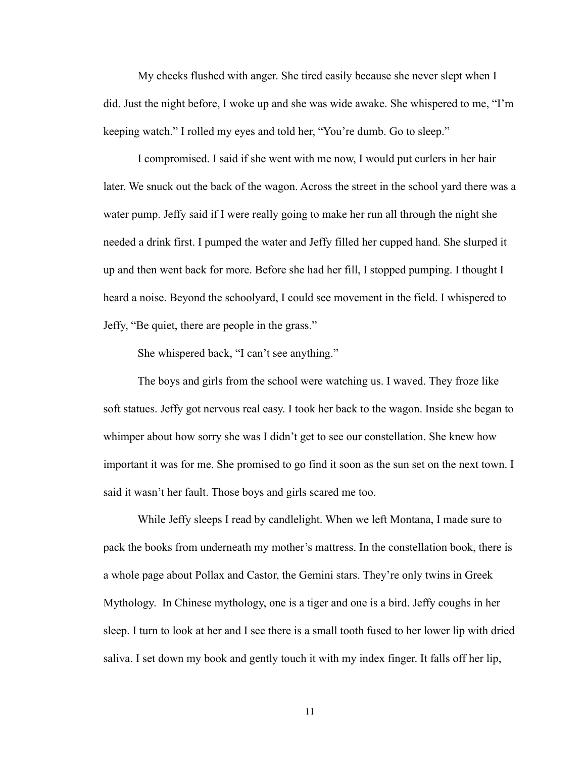My cheeks flushed with anger. She tired easily because she never slept when I did. Just the night before, I woke up and she was wide awake. She whispered to me, "I'm keeping watch." I rolled my eyes and told her, "You're dumb. Go to sleep."

I compromised. I said if she went with me now, I would put curlers in her hair later. We snuck out the back of the wagon. Across the street in the school yard there was a water pump. Jeffy said if I were really going to make her run all through the night she needed a drink first. I pumped the water and Jeffy filled her cupped hand. She slurped it up and then went back for more. Before she had her fill, I stopped pumping. I thought I heard a noise. Beyond the schoolyard, I could see movement in the field. I whispered to Jeffy, "Be quiet, there are people in the grass."

She whispered back, "I can't see anything."

The boys and girls from the school were watching us. I waved. They froze like soft statues. Jeffy got nervous real easy. I took her back to the wagon. Inside she began to whimper about how sorry she was I didn't get to see our constellation. She knew how important it was for me. She promised to go find it soon as the sun set on the next town. I said it wasn't her fault. Those boys and girls scared me too.

While Jeffy sleeps I read by candlelight. When we left Montana, I made sure to pack the books from underneath my mother's mattress. In the constellation book, there is a whole page about Pollax and Castor, the Gemini stars. They're only twins in Greek Mythology. In Chinese mythology, one is a tiger and one is a bird. Jeffy coughs in her sleep. I turn to look at her and I see there is a small tooth fused to her lower lip with dried saliva. I set down my book and gently touch it with my index finger. It falls off her lip,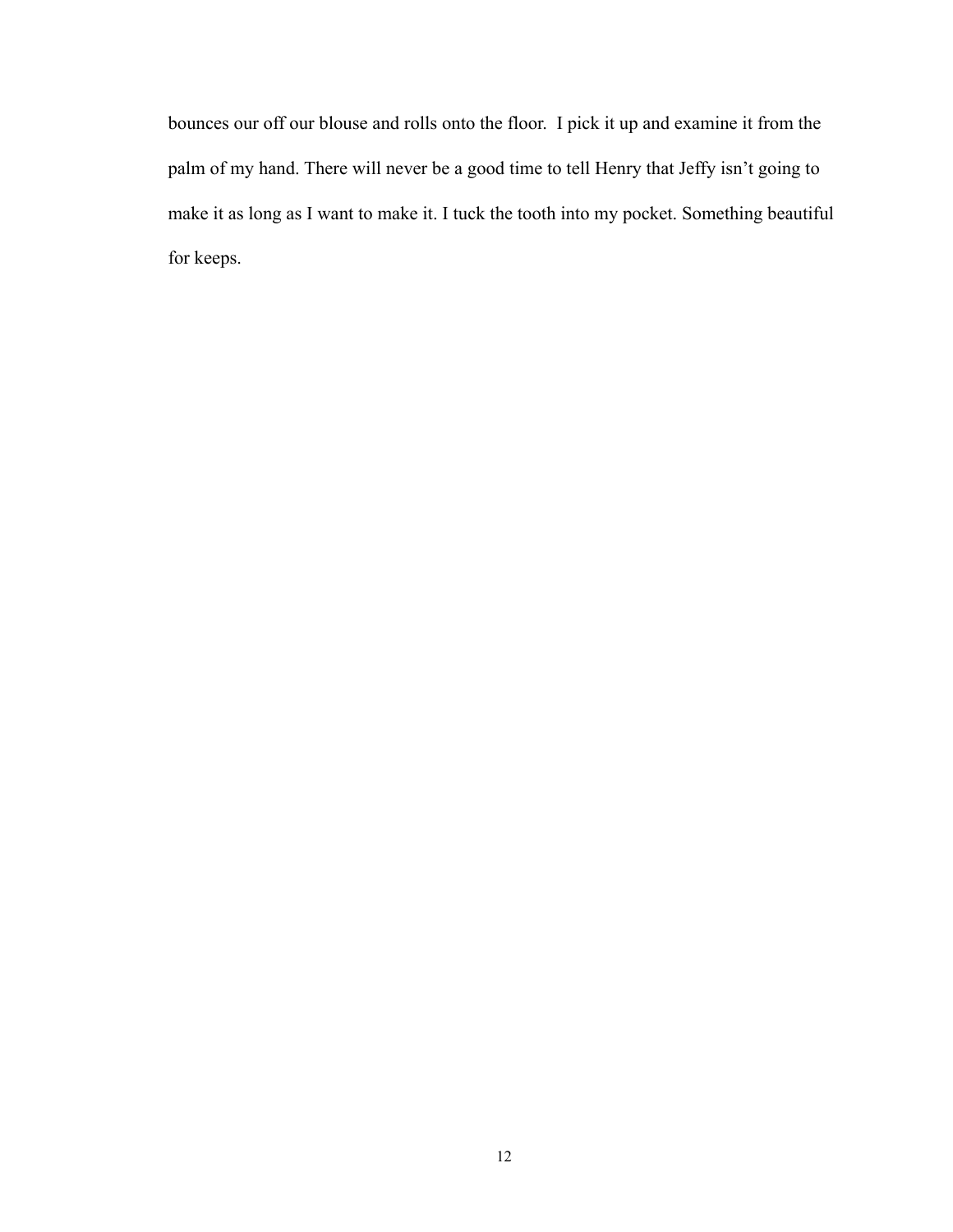bounces our off our blouse and rolls onto the floor.  I pick it up and examine it from the palm of my hand. There will never be a good time to tell Henry that Jeffy isn't going to make it as long as I want to make it. I tuck the tooth into my pocket. Something beautiful for keeps.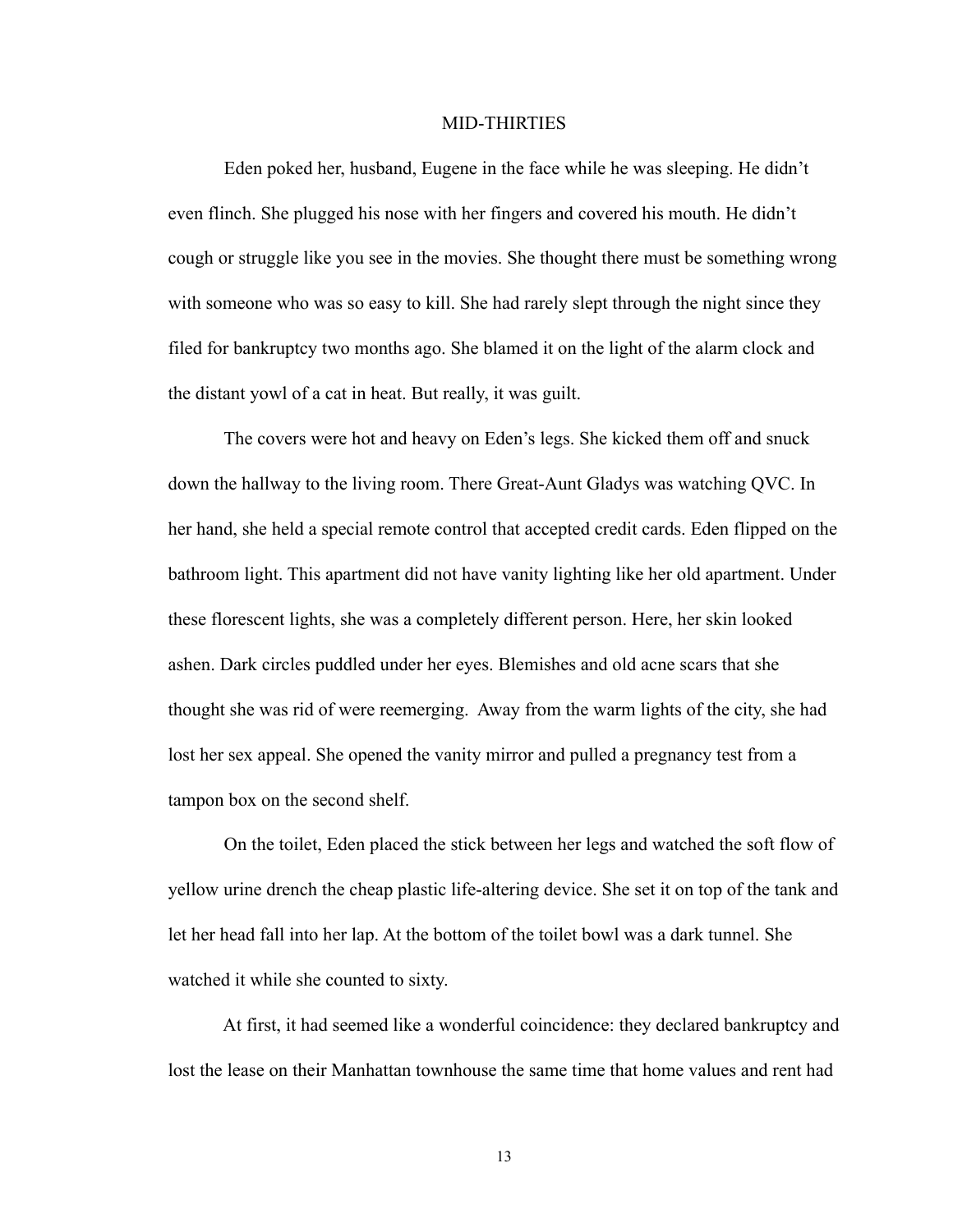## MID-THIRTIES

Eden poked her, husband, Eugene in the face while he was sleeping. He didn't even flinch. She plugged his nose with her fingers and covered his mouth. He didn't cough or struggle like you see in the movies. She thought there must be something wrong with someone who was so easy to kill. She had rarely slept through the night since they filed for bankruptcy two months ago. She blamed it on the light of the alarm clock and the distant yowl of a cat in heat. But really, it was guilt.

The covers were hot and heavy on Eden's legs. She kicked them off and snuck down the hallway to the living room. There Great-Aunt Gladys was watching QVC. In her hand, she held a special remote control that accepted credit cards. Eden flipped on the bathroom light. This apartment did not have vanity lighting like her old apartment. Under these florescent lights, she was a completely different person. Here, her skin looked ashen. Dark circles puddled under her eyes. Blemishes and old acne scars that she thought she was rid of were reemerging. Away from the warm lights of the city, she had lost her sex appeal. She opened the vanity mirror and pulled a pregnancy test from a tampon box on the second shelf.

On the toilet, Eden placed the stick between her legs and watched the soft flow of yellow urine drench the cheap plastic life-altering device. She set it on top of the tank and let her head fall into her lap. At the bottom of the toilet bowl was a dark tunnel. She watched it while she counted to sixty.

At first, it had seemed like a wonderful coincidence: they declared bankruptcy and lost the lease on their Manhattan townhouse the same time that home values and rent had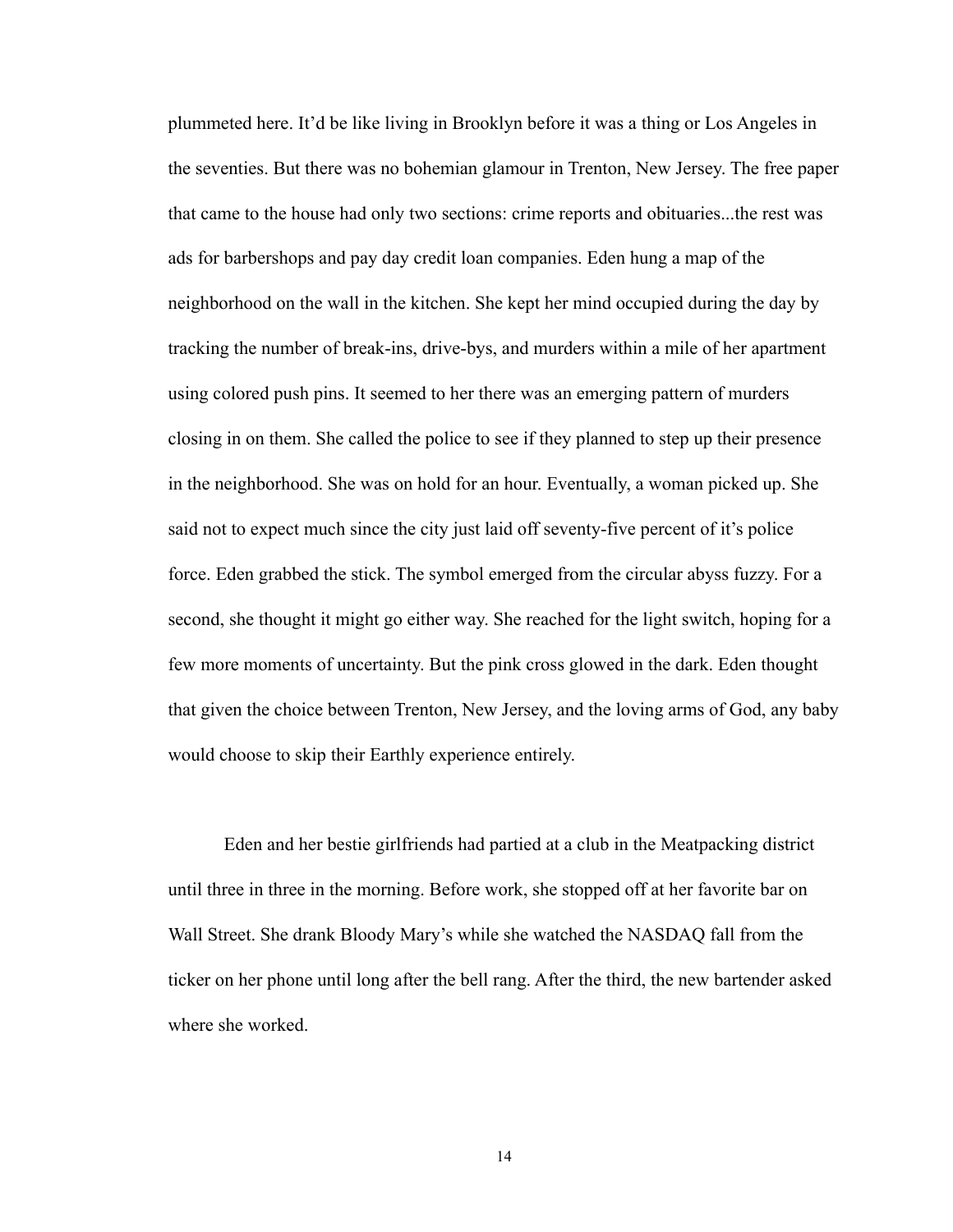plummeted here. It'd be like living in Brooklyn before it was a thing or Los Angeles in the seventies. But there was no bohemian glamour in Trenton, New Jersey. The free paper that came to the house had only two sections: crime reports and obituaries...the rest was ads for barbershops and pay day credit loan companies. Eden hung a map of the neighborhood on the wall in the kitchen. She kept her mind occupied during the day by tracking the number of break-ins, drive-bys, and murders within a mile of her apartment using colored push pins. It seemed to her there was an emerging pattern of murders closing in on them. She called the police to see if they planned to step up their presence in the neighborhood. She was on hold for an hour. Eventually, a woman picked up. She said not to expect much since the city just laid off seventy-five percent of it's police force. Eden grabbed the stick. The symbol emerged from the circular abyss fuzzy. For a second, she thought it might go either way. She reached for the light switch, hoping for a few more moments of uncertainty. But the pink cross glowed in the dark. Eden thought that given the choice between Trenton, New Jersey, and the loving arms of God, any baby would choose to skip their Earthly experience entirely.

Eden and her bestie girlfriends had partied at a club in the Meatpacking district until three in three in the morning. Before work, she stopped off at her favorite bar on Wall Street. She drank Bloody Mary's while she watched the NASDAQ fall from the ticker on her phone until long after the bell rang. After the third, the new bartender asked where she worked.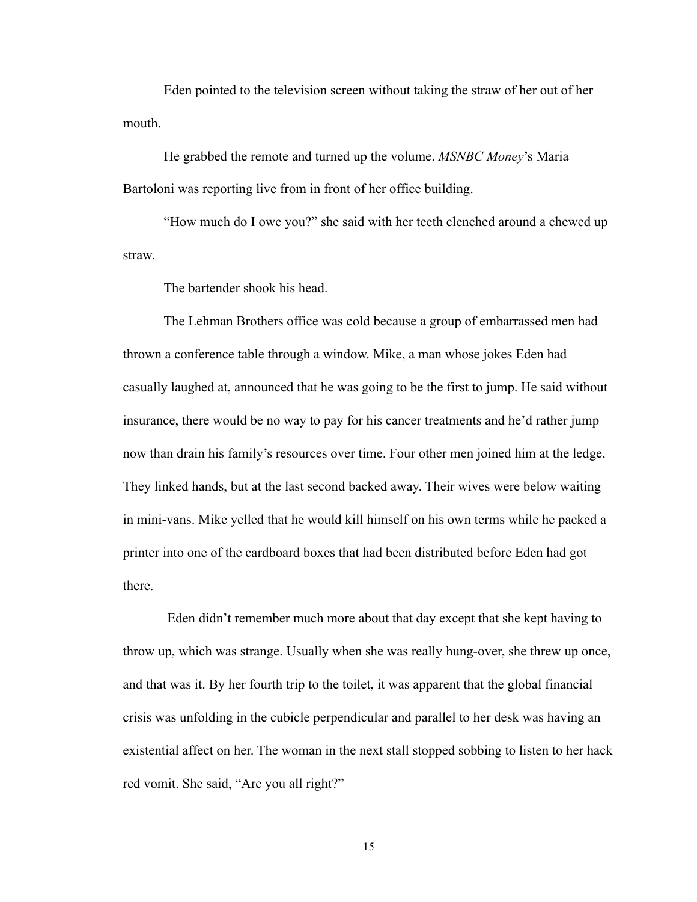Eden pointed to the television screen without taking the straw of her out of her mouth.

He grabbed the remote and turned up the volume. *MSNBC Money*'s Maria Bartoloni was reporting live from in front of her office building.

"How much do I owe you?" she said with her teeth clenched around a chewed up straw.

The bartender shook his head.

The Lehman Brothers office was cold because a group of embarrassed men had thrown a conference table through a window. Mike, a man whose jokes Eden had casually laughed at, announced that he was going to be the first to jump. He said without insurance, there would be no way to pay for his cancer treatments and he'd rather jump now than drain his family's resources over time. Four other men joined him at the ledge. They linked hands, but at the last second backed away. Their wives were below waiting in mini-vans. Mike yelled that he would kill himself on his own terms while he packed a printer into one of the cardboard boxes that had been distributed before Eden had got there.

Eden didn't remember much more about that day except that she kept having to throw up, which was strange. Usually when she was really hung-over, she threw up once, and that was it. By her fourth trip to the toilet, it was apparent that the global financial crisis was unfolding in the cubicle perpendicular and parallel to her desk was having an existential affect on her. The woman in the next stall stopped sobbing to listen to her hack red vomit. She said, "Are you all right?"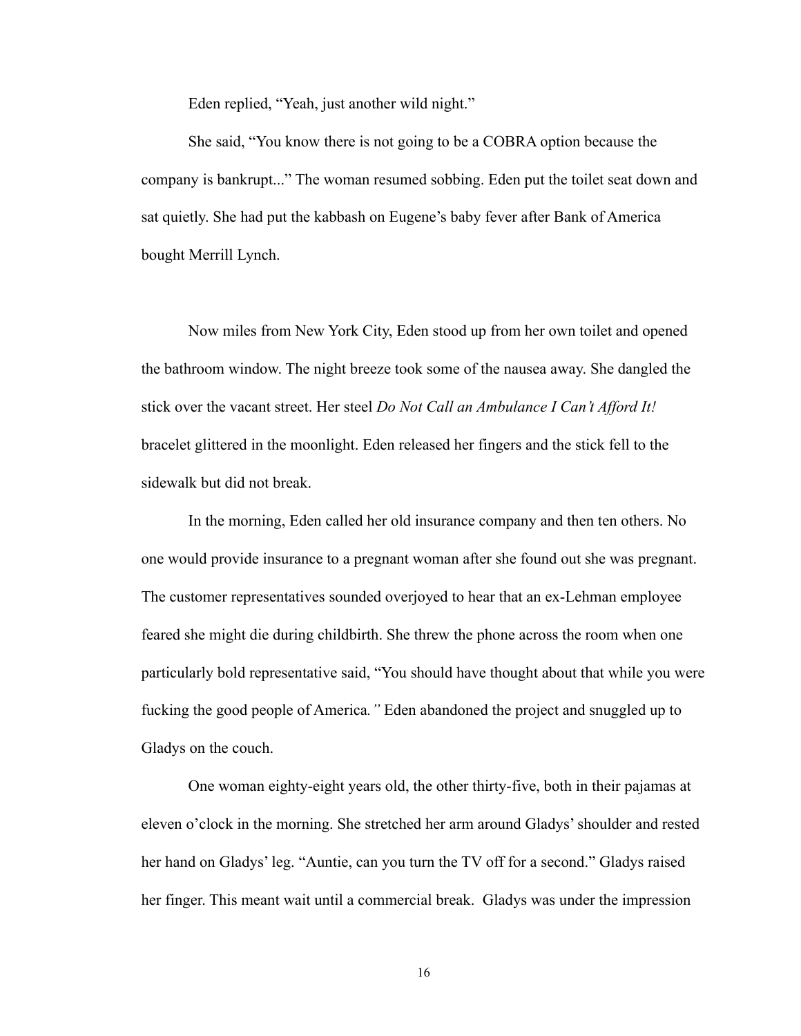Eden replied, “Yeah, just another wild night.”

She said, “You know there is not going to be a COBRA option because the company is bankrupt...” The woman resumed sobbing. Eden put the toilet seat down and sat quietly. She had put the kabbash on Eugene’s baby fever after Bank of America bought Merrill Lynch.

Now miles from New York City, Eden stood up from her own toilet and opened the bathroom window. The night breeze took some of the nausea away. She dangled the stick over the vacant street. Her steel *Do Not Call an Ambulance I Can’t Afford It!* bracelet glittered in the moonlight. Eden released her fingers and the stick fell to the sidewalk but did not break.

In the morning, Eden called her old insurance company and then ten others. No one would provide insurance to a pregnant woman after she found out she was pregnant. The customer representatives sounded overjoyed to hear that an ex-Lehman employee feared she might die during childbirth. She threw the phone across the room when one particularly bold representative said, “You should have thought about that while you were fucking the good people of America.” Eden abandoned the project and snuggled up to Gladys on the couch.

One woman eighty-eight years old, the other thirty-five, both in their pajamas at eleven o’clock in the morning. She stretched her arm around Gladys’ shoulder and rested her hand on Gladys’ leg. “Auntie, can you turn the TV off for a second.” Gladys raised her finger. This meant wait until a commercial break. Gladys was under the impression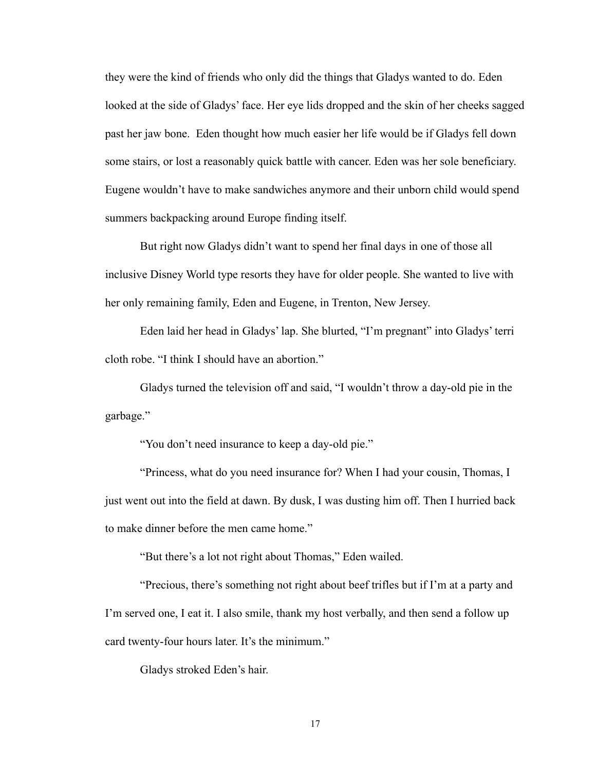they were the kind of friends who only did the things that Gladys wanted to do. Eden looked at the side of Gladys' face. Her eye lids dropped and the skin of her cheeks sagged past her jaw bone.  Eden thought how much easier her life would be if Gladys fell down some stairs, or lost a reasonably quick battle with cancer. Eden was her sole beneficiary. Eugene wouldn't have to make sandwiches anymore and their unborn child would spend summers backpacking around Europe finding itself.

But right now Gladys didn't want to spend her final days in one of those all inclusive Disney World type resorts they have for older people. She wanted to live with her only remaining family, Eden and Eugene, in Trenton, New Jersey.

Eden laid her head in Gladys' lap. She blurted, "I'm pregnant" into Gladys' terri cloth robe. "I think I should have an abortion."

Gladys turned the television off and said, "I wouldn't throw a day-old pie in the garbage."

"You don't need insurance to keep a day-old pie."

"Princess, what do you need insurance for? When I had your cousin, Thomas, I just went out into the field at dawn. By dusk, I was dusting him off. Then I hurried back to make dinner before the men came home."

"But there's a lot not right about Thomas," Eden wailed.

"Precious, there's something not right about beef trifles but if I'm at a party and I'm served one, I eat it. I also smile, thank my host verbally, and then send a follow up card twenty-four hours later. It's the minimum."

Gladys stroked Eden's hair.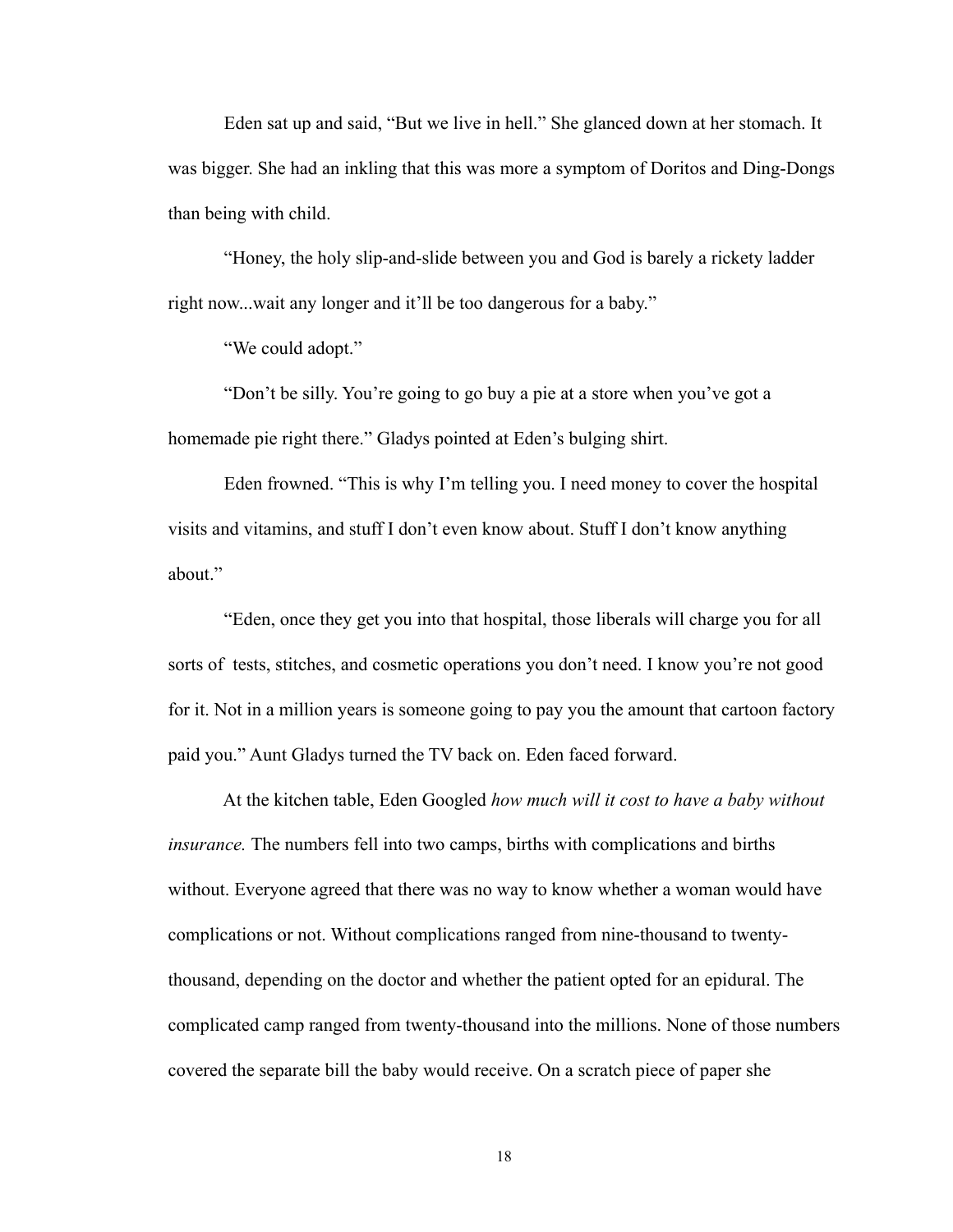Eden sat up and said, “But we live in hell.” She glanced down at her stomach. It was bigger. She had an inkling that this was more a symptom of Doritos and Ding-Dongs than being with child.

“Honey, the holy slip-and-slide between you and God is barely a rickety ladder right now...wait any longer and it’ll be too dangerous for a baby.”

“We could adopt.”

“Don’t be silly. You’re going to go buy a pie at a store when you’ve got a homemade pie right there.” Gladys pointed at Eden’s bulging shirt.

Eden frowned. “This is why I’m telling you. I need money to cover the hospital visits and vitamins, and stuff I don’t even know about. Stuff I don’t know anything about.”

“Eden, once they get you into that hospital, those liberals will charge you for all sorts of  tests, stitches, and cosmetic operations you don’t need. I know you’re not good for it. Not in a million years is someone going to pay you the amount that cartoon factory paid you.” Aunt Gladys turned the TV back on. Eden faced forward.

At the kitchen table, Eden Googled *how much will it cost to have a baby without insurance.* The numbers fell into two camps, births with complications and births without. Everyone agreed that there was no way to know whether a woman would have complications or not. Without complications ranged from nine-thousand to twenty-thousand, depending on the doctor and whether the patient opted for an epidural. The complicated camp ranged from twenty-thousand into the millions. None of those numbers covered the separate bill the baby would receive. On a scratch piece of paper she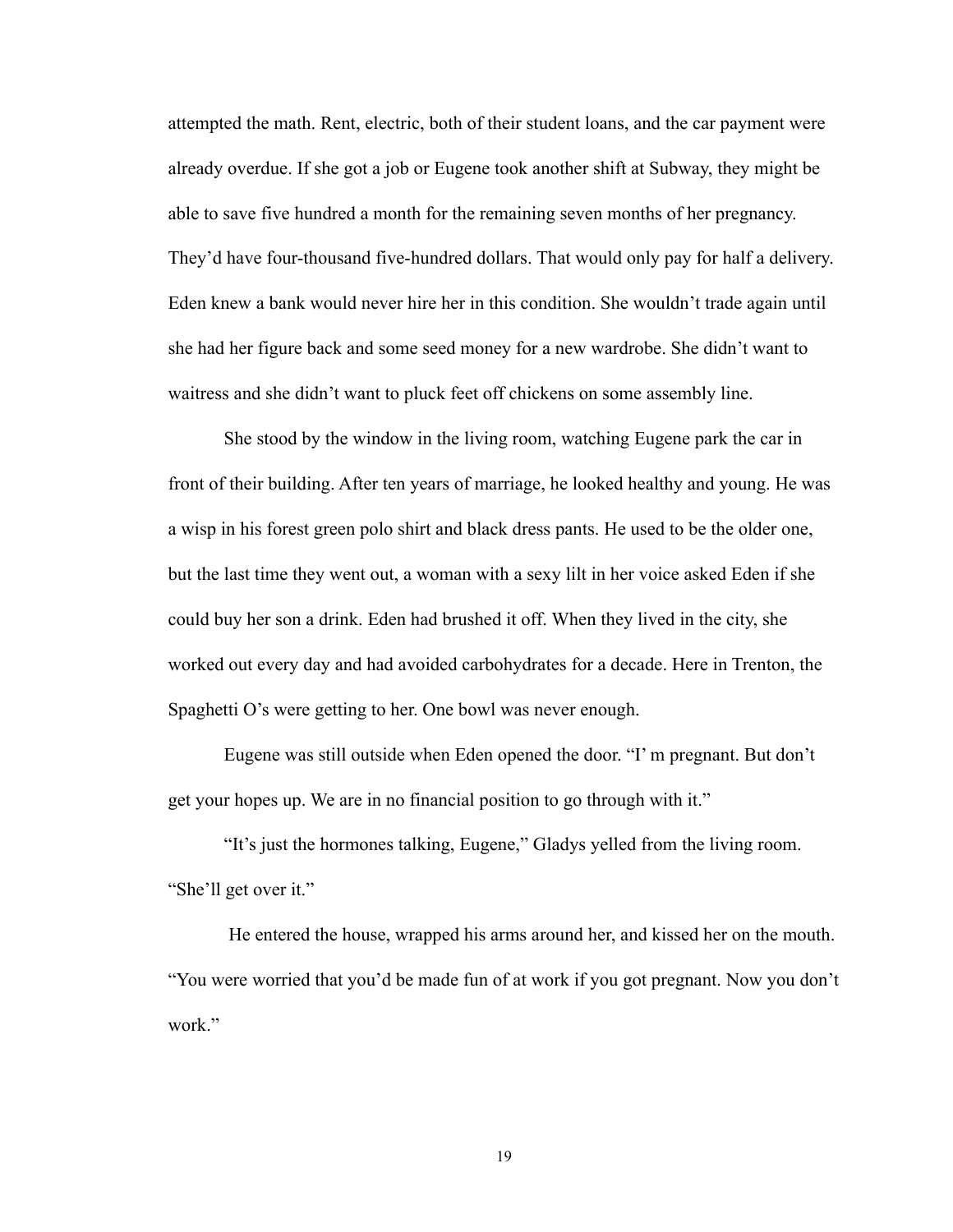attempted the math. Rent, electric, both of their student loans, and the car payment were already overdue. If she got a job or Eugene took another shift at Subway, they might be able to save five hundred a month for the remaining seven months of her pregnancy. They'd have four-thousand five-hundred dollars. That would only pay for half a delivery. Eden knew a bank would never hire her in this condition. She wouldn't trade again until she had her figure back and some seed money for a new wardrobe. She didn't want to waitress and she didn't want to pluck feet off chickens on some assembly line.

She stood by the window in the living room, watching Eugene park the car in front of their building. After ten years of marriage, he looked healthy and young. He was a wisp in his forest green polo shirt and black dress pants. He used to be the older one, but the last time they went out, a woman with a sexy lilt in her voice asked Eden if she could buy her son a drink. Eden had brushed it off. When they lived in the city, she worked out every day and had avoided carbohydrates for a decade. Here in Trenton, the Spaghetti O's were getting to her. One bowl was never enough.

Eugene was still outside when Eden opened the door. "I' m pregnant. But don't get your hopes up. We are in no financial position to go through with it."

"It's just the hormones talking, Eugene," Gladys yelled from the living room. "She'll get over it."

He entered the house, wrapped his arms around her, and kissed her on the mouth. "You were worried that you'd be made fun of at work if you got pregnant. Now you don't work."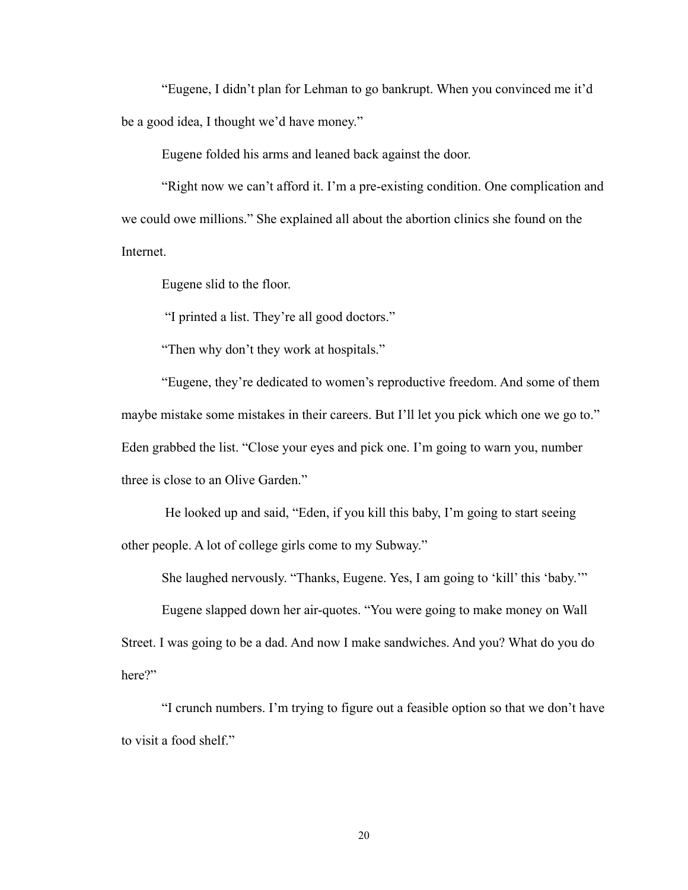"Eugene, I didn't plan for Lehman to go bankrupt. When you convinced me it'd be a good idea, I thought we'd have money."

Eugene folded his arms and leaned back against the door.

"Right now we can't afford it. I'm a pre-existing condition. One complication and we could owe millions." She explained all about the abortion clinics she found on the Internet.

Eugene slid to the floor.

"I printed a list. They're all good doctors."

"Then why don't they work at hospitals."

"Eugene, they're dedicated to women's reproductive freedom. And some of them maybe mistake some mistakes in their careers. But I'll let you pick which one we go to." Eden grabbed the list. "Close your eyes and pick one. I'm going to warn you, number three is close to an Olive Garden."

He looked up and said, "Eden, if you kill this baby, I'm going to start seeing other people. A lot of college girls come to my Subway."

She laughed nervously. "Thanks, Eugene. Yes, I am going to 'kill' this 'baby.'"

Eugene slapped down her air-quotes. "You were going to make money on Wall Street. I was going to be a dad. And now I make sandwiches. And you? What do you do here?"

"I crunch numbers. I'm trying to figure out a feasible option so that we don't have to visit a food shelf."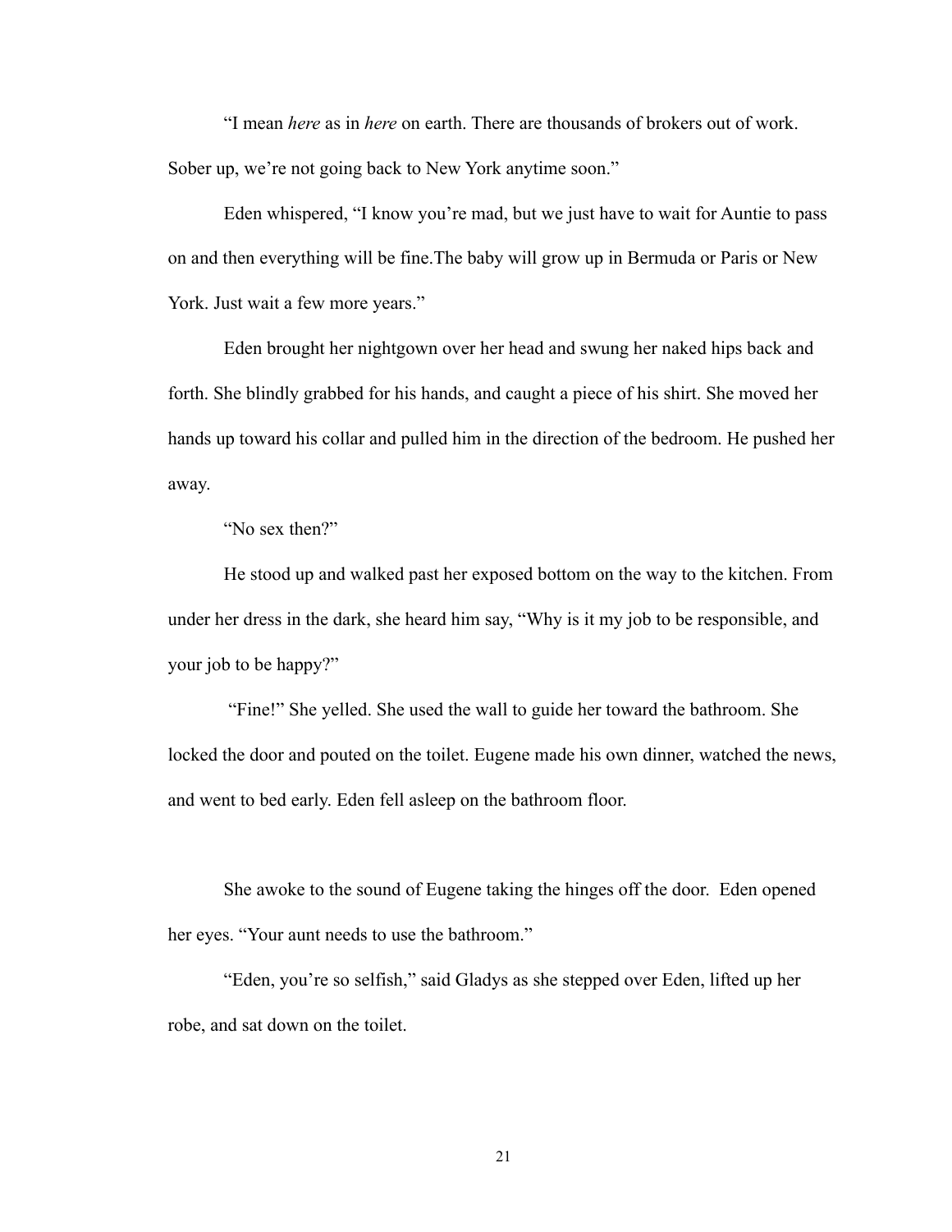"I mean *here* as in *here* on earth. There are thousands of brokers out of work. Sober up, we're not going back to New York anytime soon."

Eden whispered, "I know you're mad, but we just have to wait for Auntie to pass on and then everything will be fine.The baby will grow up in Bermuda or Paris or New York. Just wait a few more years."

Eden brought her nightgown over her head and swung her naked hips back and forth. She blindly grabbed for his hands, and caught a piece of his shirt. She moved her hands up toward his collar and pulled him in the direction of the bedroom. He pushed her away.

"No sex then?"

He stood up and walked past her exposed bottom on the way to the kitchen. From under her dress in the dark, she heard him say, "Why is it my job to be responsible, and your job to be happy?"

"Fine!" She yelled. She used the wall to guide her toward the bathroom. She locked the door and pouted on the toilet. Eugene made his own dinner, watched the news, and went to bed early. Eden fell asleep on the bathroom floor.

She awoke to the sound of Eugene taking the hinges off the door. Eden opened her eyes. "Your aunt needs to use the bathroom."

"Eden, you're so selfish," said Gladys as she stepped over Eden, lifted up her robe, and sat down on the toilet.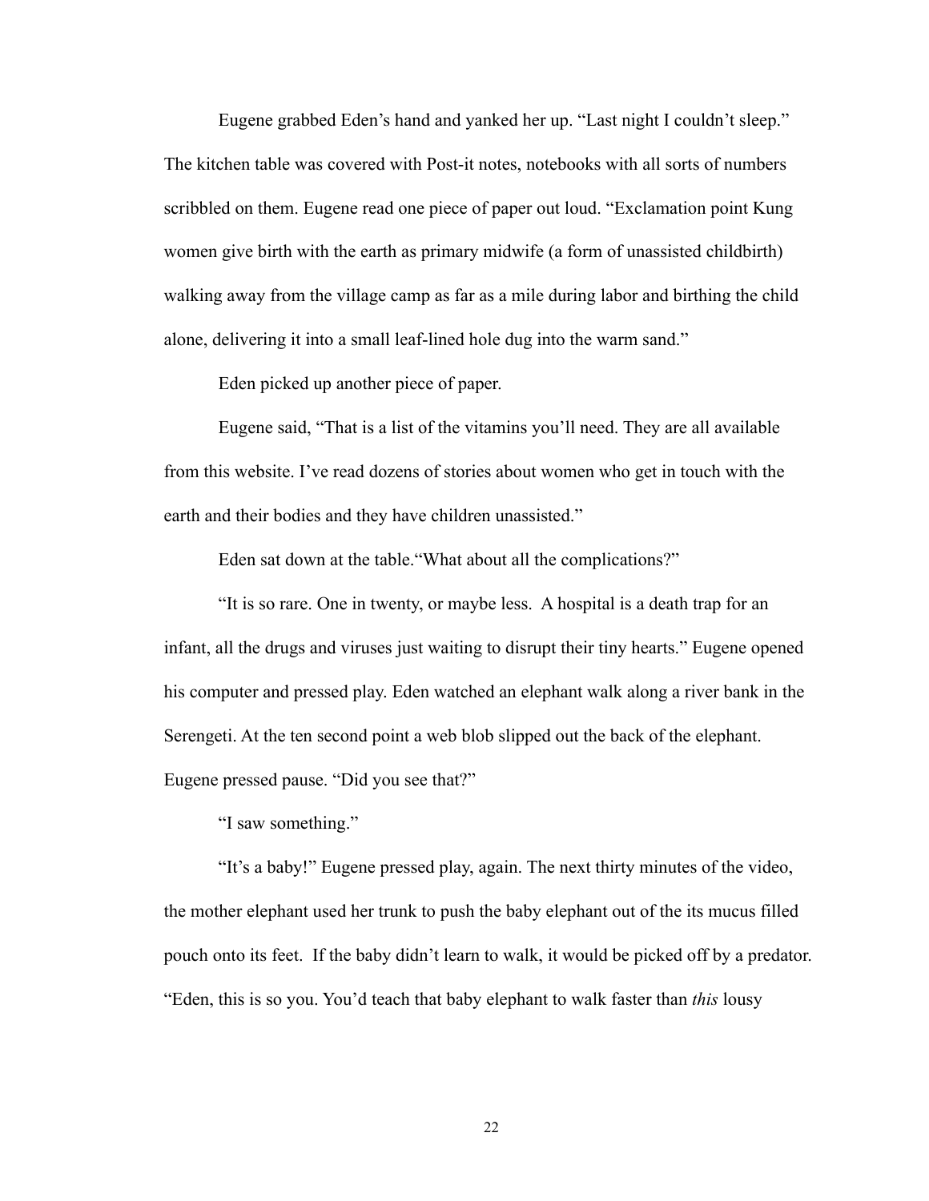Eugene grabbed Eden's hand and yanked her up. "Last night I couldn't sleep." The kitchen table was covered with Post-it notes, notebooks with all sorts of numbers scribbled on them. Eugene read one piece of paper out loud. "Exclamation point Kung women give birth with the earth as primary midwife (a form of unassisted childbirth) walking away from the village camp as far as a mile during labor and birthing the child alone, delivering it into a small leaf-lined hole dug into the warm sand."

Eden picked up another piece of paper.

Eugene said, "That is a list of the vitamins you'll need. They are all available from this website. I've read dozens of stories about women who get in touch with the earth and their bodies and they have children unassisted."

Eden sat down at the table."What about all the complications?"

"It is so rare. One in twenty, or maybe less.  A hospital is a death trap for an infant, all the drugs and viruses just waiting to disrupt their tiny hearts." Eugene opened his computer and pressed play. Eden watched an elephant walk along a river bank in the Serengeti. At the ten second point a web blob slipped out the back of the elephant. Eugene pressed pause. "Did you see that?"

"I saw something."

"It's a baby!" Eugene pressed play, again. The next thirty minutes of the video, the mother elephant used her trunk to push the baby elephant out of the its mucus filled pouch onto its feet.  If the baby didn't learn to walk, it would be picked off by a predator. "Eden, this is so you. You'd teach that baby elephant to walk faster than *this* lousy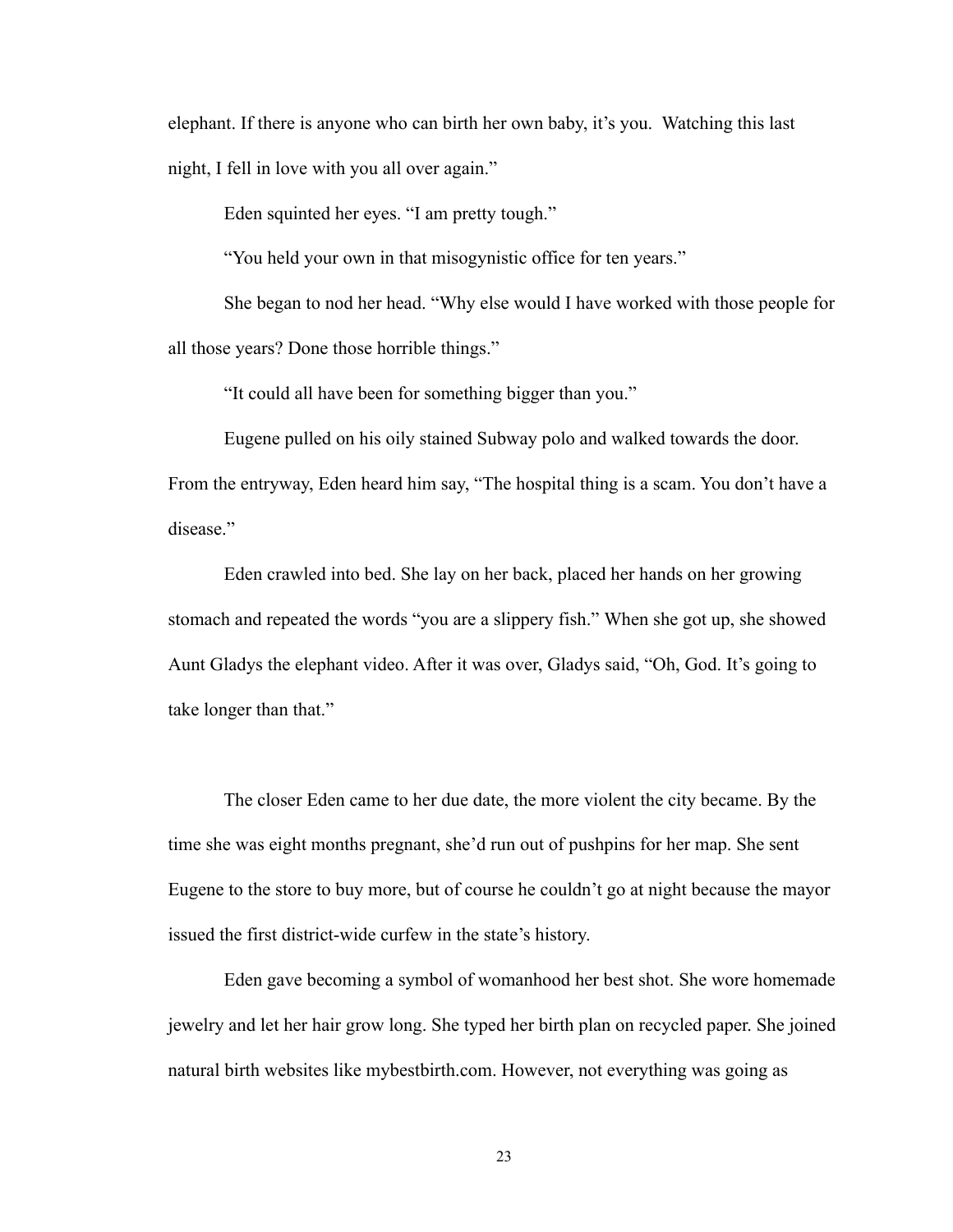elephant. If there is anyone who can birth her own baby, it's you. Watching this last night, I fell in love with you all over again."

Eden squinted her eyes. "I am pretty tough."

"You held your own in that misogynistic office for ten years."

She began to nod her head. "Why else would I have worked with those people for all those years? Done those horrible things."

"It could all have been for something bigger than you."

Eugene pulled on his oily stained Subway polo and walked towards the door. From the entryway, Eden heard him say, "The hospital thing is a scam. You don't have a disease."

Eden crawled into bed. She lay on her back, placed her hands on her growing stomach and repeated the words "you are a slippery fish." When she got up, she showed Aunt Gladys the elephant video. After it was over, Gladys said, "Oh, God. It's going to take longer than that."

The closer Eden came to her due date, the more violent the city became. By the time she was eight months pregnant, she'd run out of pushpins for her map. She sent Eugene to the store to buy more, but of course he couldn't go at night because the mayor issued the first district-wide curfew in the state's history.

Eden gave becoming a symbol of womanhood her best shot. She wore homemade jewelry and let her hair grow long. She typed her birth plan on recycled paper. She joined natural birth websites like mybestbirth.com. However, not everything was going as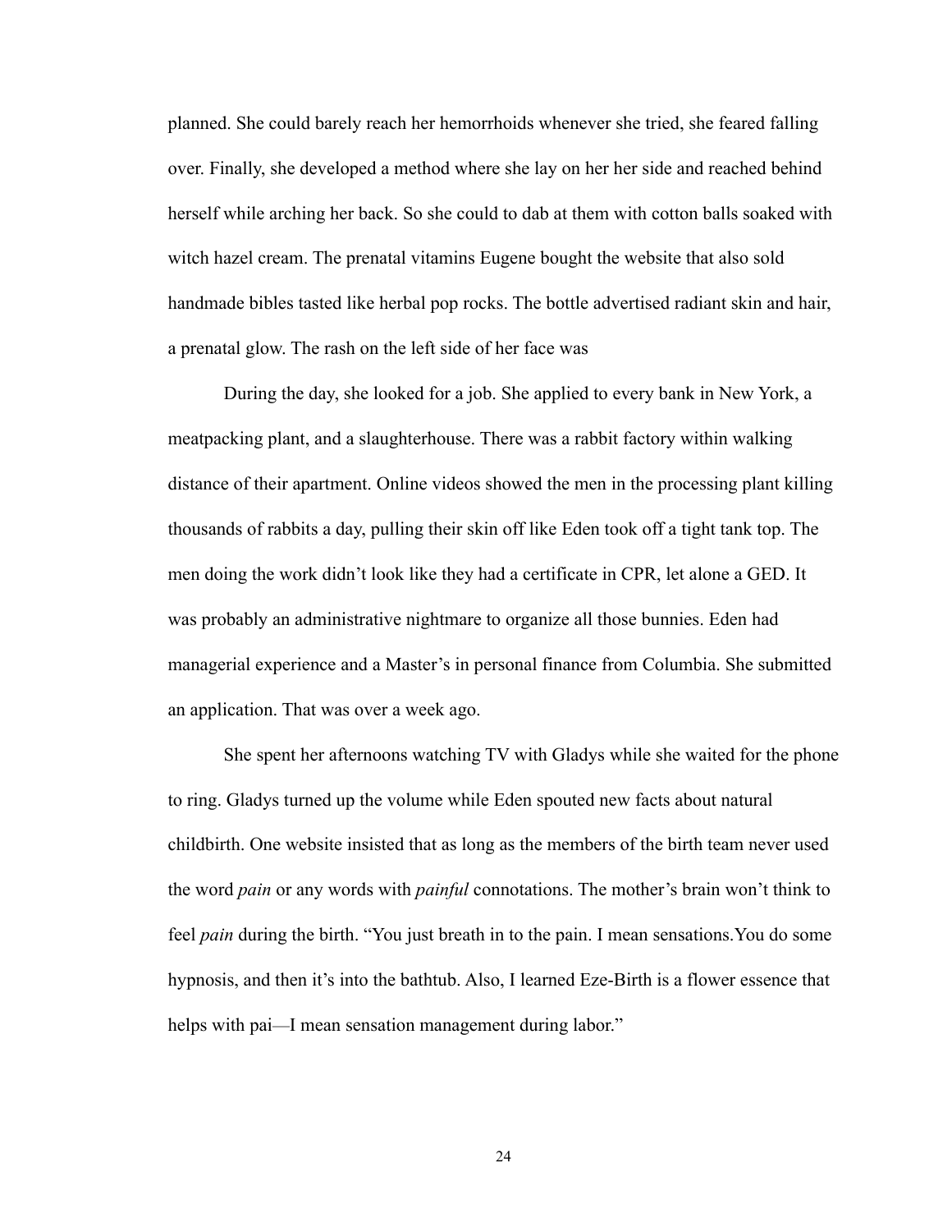planned. She could barely reach her hemorrhoids whenever she tried, she feared falling over. Finally, she developed a method where she lay on her her side and reached behind herself while arching her back. So she could to dab at them with cotton balls soaked with witch hazel cream. The prenatal vitamins Eugene bought the website that also sold handmade bibles tasted like herbal pop rocks. The bottle advertised radiant skin and hair, a prenatal glow. The rash on the left side of her face was

During the day, she looked for a job. She applied to every bank in New York, a meatpacking plant, and a slaughterhouse. There was a rabbit factory within walking distance of their apartment. Online videos showed the men in the processing plant killing thousands of rabbits a day, pulling their skin off like Eden took off a tight tank top. The men doing the work didn't look like they had a certificate in CPR, let alone a GED. It was probably an administrative nightmare to organize all those bunnies. Eden had managerial experience and a Master's in personal finance from Columbia. She submitted an application. That was over a week ago.

She spent her afternoons watching TV with Gladys while she waited for the phone to ring. Gladys turned up the volume while Eden spouted new facts about natural childbirth. One website insisted that as long as the members of the birth team never used the word *pain* or any words with *painful* connotations. The mother's brain won't think to feel *pain* during the birth. "You just breath in to the pain. I mean sensations.You do some hypnosis, and then it's into the bathtub. Also, I learned Eze-Birth is a flower essence that helps with pai—I mean sensation management during labor."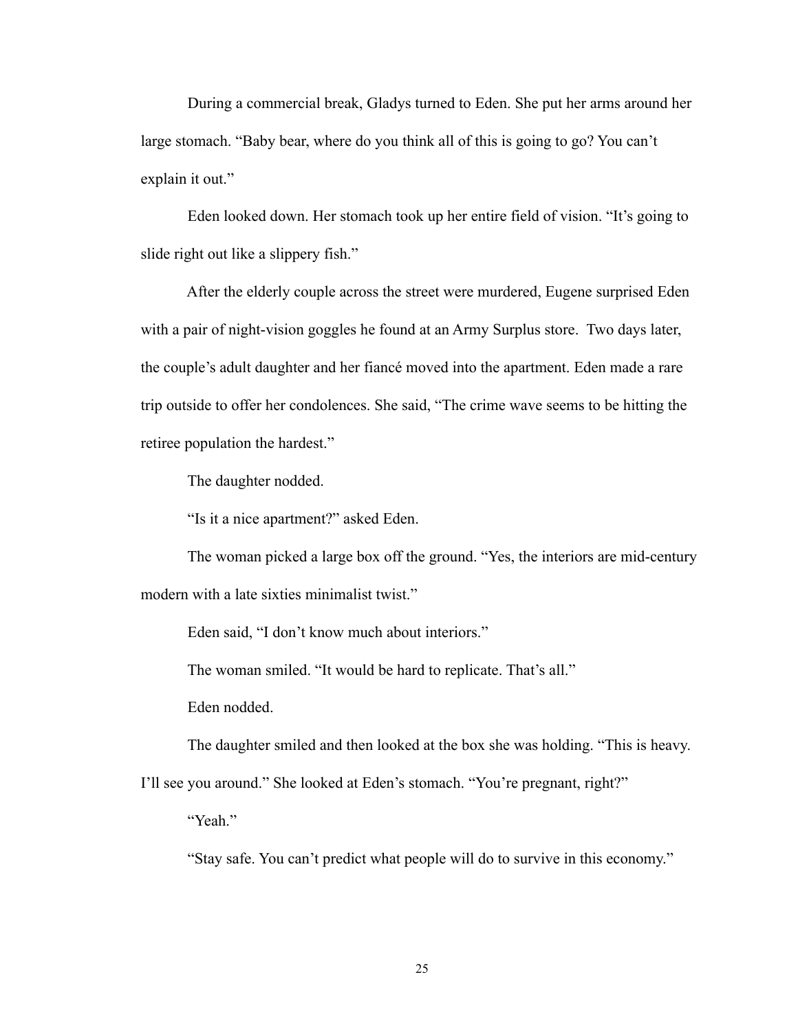During a commercial break, Gladys turned to Eden. She put her arms around her large stomach. "Baby bear, where do you think all of this is going to go? You can't explain it out."

Eden looked down. Her stomach took up her entire field of vision. "It's going to slide right out like a slippery fish."

After the elderly couple across the street were murdered, Eugene surprised Eden with a pair of night-vision goggles he found at an Army Surplus store. Two days later, the couple's adult daughter and her fiancé moved into the apartment. Eden made a rare trip outside to offer her condolences. She said, "The crime wave seems to be hitting the retiree population the hardest."

The daughter nodded.

"Is it a nice apartment?" asked Eden.

The woman picked a large box off the ground. "Yes, the interiors are mid-century modern with a late sixties minimalist twist."

Eden said, "I don't know much about interiors."

The woman smiled. "It would be hard to replicate. That's all."

Eden nodded.

The daughter smiled and then looked at the box she was holding. "This is heavy. I'll see you around." She looked at Eden's stomach. "You're pregnant, right?"

"Yeah."

"Stay safe. You can't predict what people will do to survive in this economy."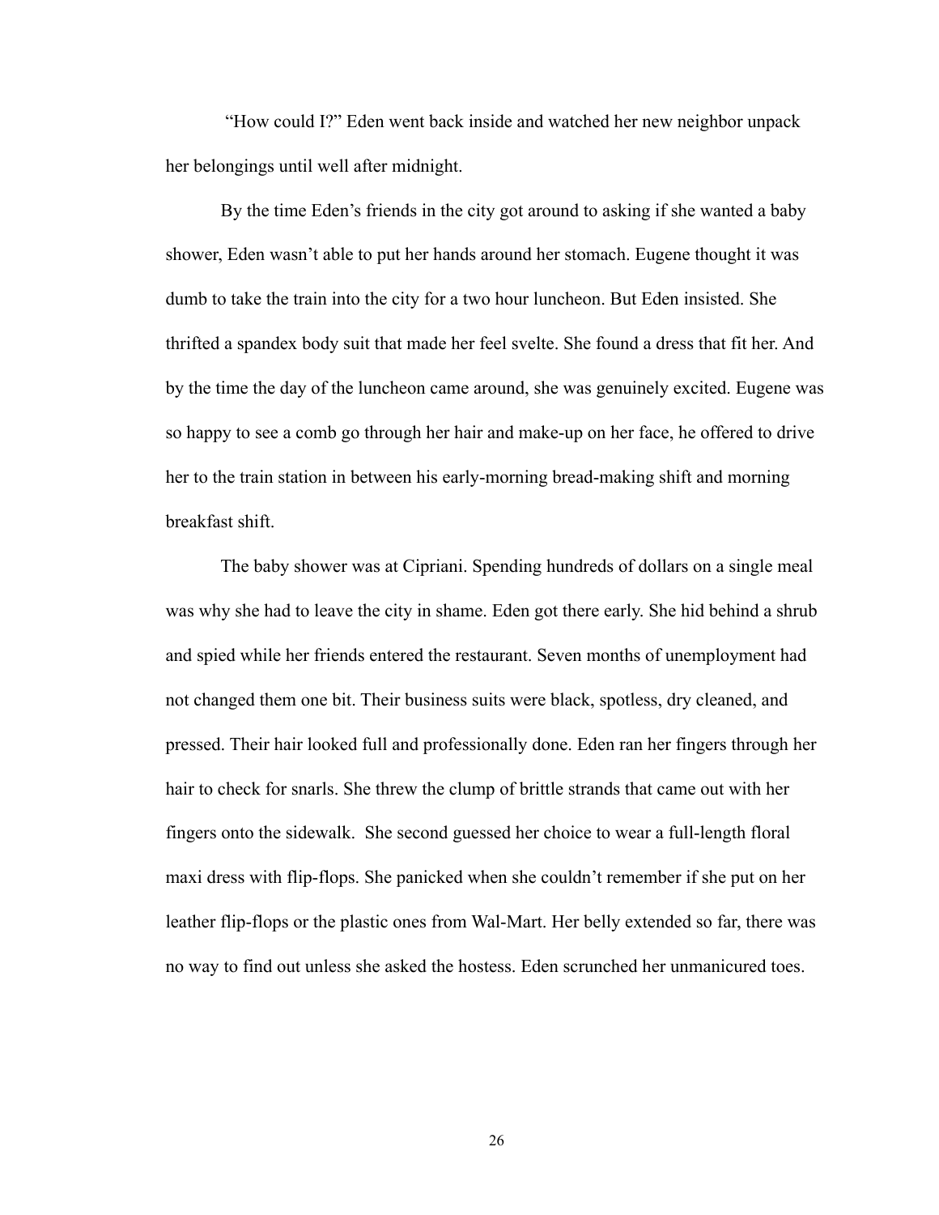"How could I?" Eden went back inside and watched her new neighbor unpack her belongings until well after midnight.

By the time Eden's friends in the city got around to asking if she wanted a baby shower, Eden wasn't able to put her hands around her stomach. Eugene thought it was dumb to take the train into the city for a two hour luncheon. But Eden insisted. She thrifted a spandex body suit that made her feel svelte. She found a dress that fit her. And by the time the day of the luncheon came around, she was genuinely excited. Eugene was so happy to see a comb go through her hair and make-up on her face, he offered to drive her to the train station in between his early-morning bread-making shift and morning breakfast shift.

The baby shower was at Cipriani. Spending hundreds of dollars on a single meal was why she had to leave the city in shame. Eden got there early. She hid behind a shrub and spied while her friends entered the restaurant. Seven months of unemployment had not changed them one bit. Their business suits were black, spotless, dry cleaned, and pressed. Their hair looked full and professionally done. Eden ran her fingers through her hair to check for snarls. She threw the clump of brittle strands that came out with her fingers onto the sidewalk. She second guessed her choice to wear a full-length floral maxi dress with flip-flops. She panicked when she couldn't remember if she put on her leather flip-flops or the plastic ones from Wal-Mart. Her belly extended so far, there was no way to find out unless she asked the hostess. Eden scrunched her unmanicured toes.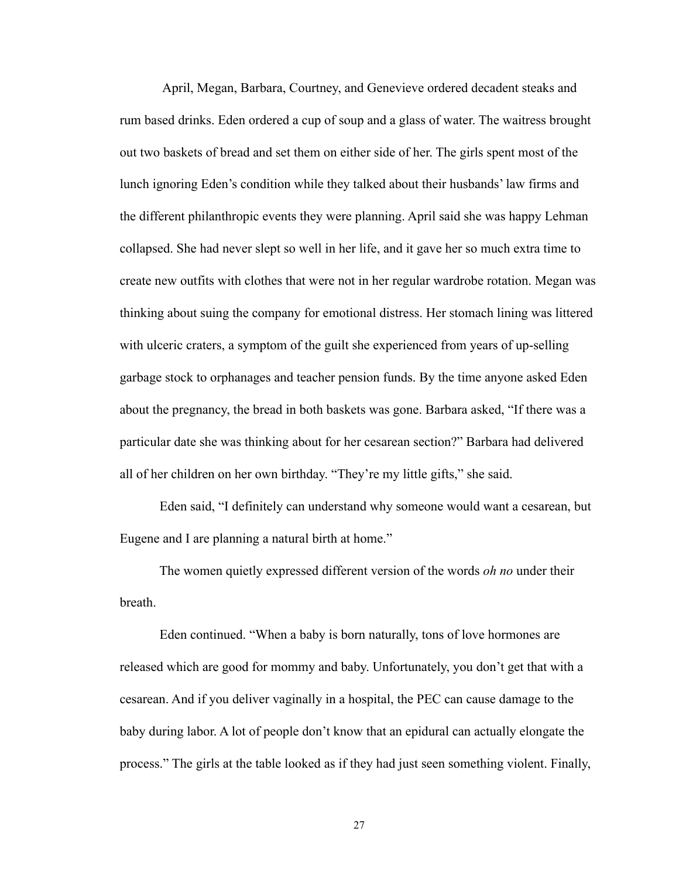April, Megan, Barbara, Courtney, and Genevieve ordered decadent steaks and rum based drinks. Eden ordered a cup of soup and a glass of water. The waitress brought out two baskets of bread and set them on either side of her. The girls spent most of the lunch ignoring Eden's condition while they talked about their husbands' law firms and the different philanthropic events they were planning. April said she was happy Lehman collapsed. She had never slept so well in her life, and it gave her so much extra time to create new outfits with clothes that were not in her regular wardrobe rotation. Megan was thinking about suing the company for emotional distress. Her stomach lining was littered with ulceric craters, a symptom of the guilt she experienced from years of up-selling garbage stock to orphanages and teacher pension funds. By the time anyone asked Eden about the pregnancy, the bread in both baskets was gone. Barbara asked, "If there was a particular date she was thinking about for her cesarean section?" Barbara had delivered all of her children on her own birthday. "They're my little gifts," she said.

Eden said, "I definitely can understand why someone would want a cesarean, but Eugene and I are planning a natural birth at home."

The women quietly expressed different version of the words *oh no* under their breath.

Eden continued. "When a baby is born naturally, tons of love hormones are released which are good for mommy and baby. Unfortunately, you don't get that with a cesarean. And if you deliver vaginally in a hospital, the PEC can cause damage to the baby during labor. A lot of people don't know that an epidural can actually elongate the process." The girls at the table looked as if they had just seen something violent. Finally,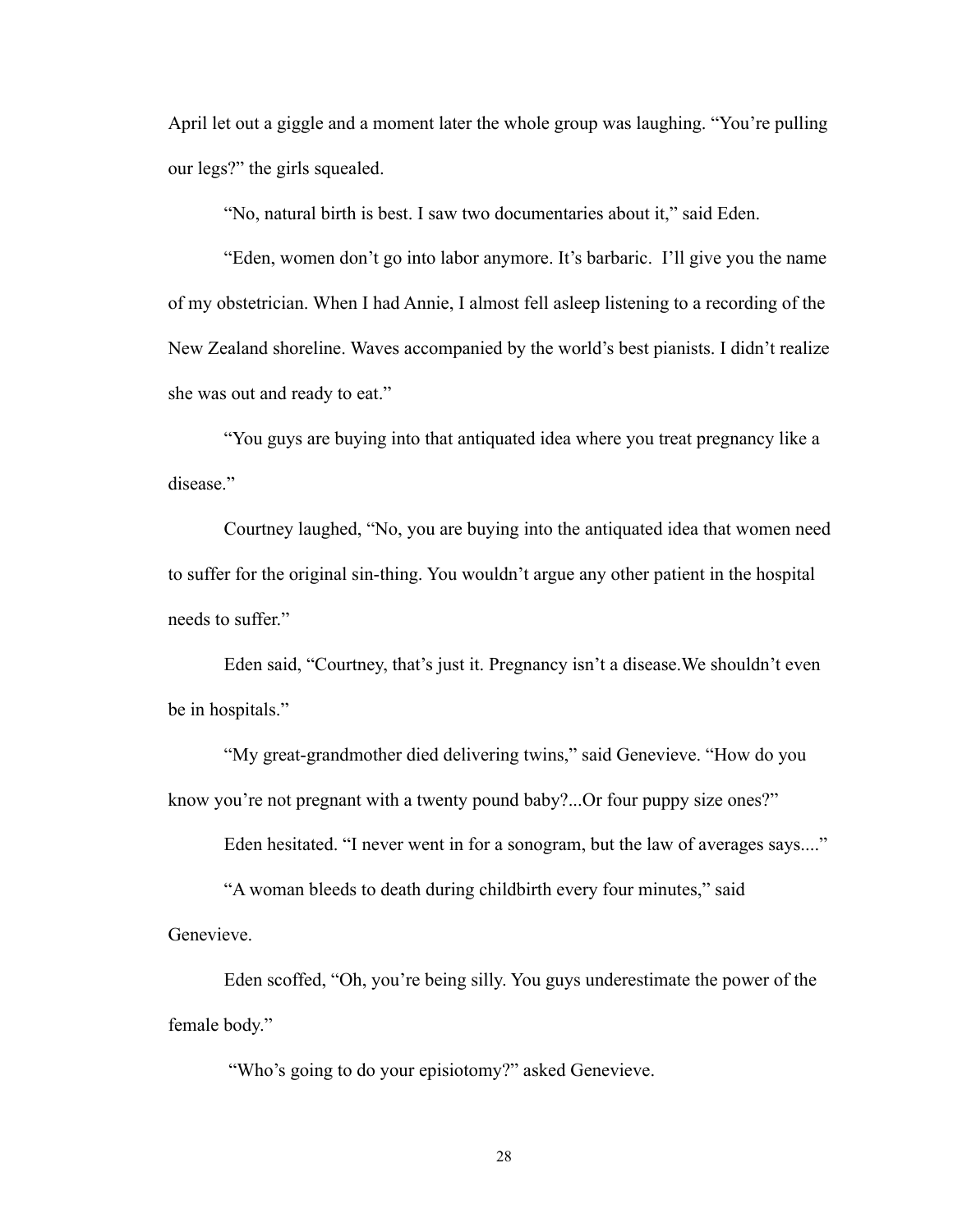April let out a giggle and a moment later the whole group was laughing. "You're pulling our legs?" the girls squealed.

"No, natural birth is best. I saw two documentaries about it," said Eden.

"Eden, women don't go into labor anymore. It's barbaric. I'll give you the name of my obstetrician. When I had Annie, I almost fell asleep listening to a recording of the New Zealand shoreline. Waves accompanied by the world's best pianists. I didn't realize she was out and ready to eat."

"You guys are buying into that antiquated idea where you treat pregnancy like a disease."

Courtney laughed, "No, you are buying into the antiquated idea that women need to suffer for the original sin-thing. You wouldn't argue any other patient in the hospital needs to suffer."

Eden said, "Courtney, that's just it. Pregnancy isn't a disease.We shouldn't even be in hospitals."

"My great-grandmother died delivering twins," said Genevieve. "How do you know you're not pregnant with a twenty pound baby?...Or four puppy size ones?"

Eden hesitated. "I never went in for a sonogram, but the law of averages says...."

"A woman bleeds to death during childbirth every four minutes," said Genevieve.

Eden scoffed, "Oh, you're being silly. You guys underestimate the power of the female body."

"Who's going to do your episiotomy?" asked Genevieve.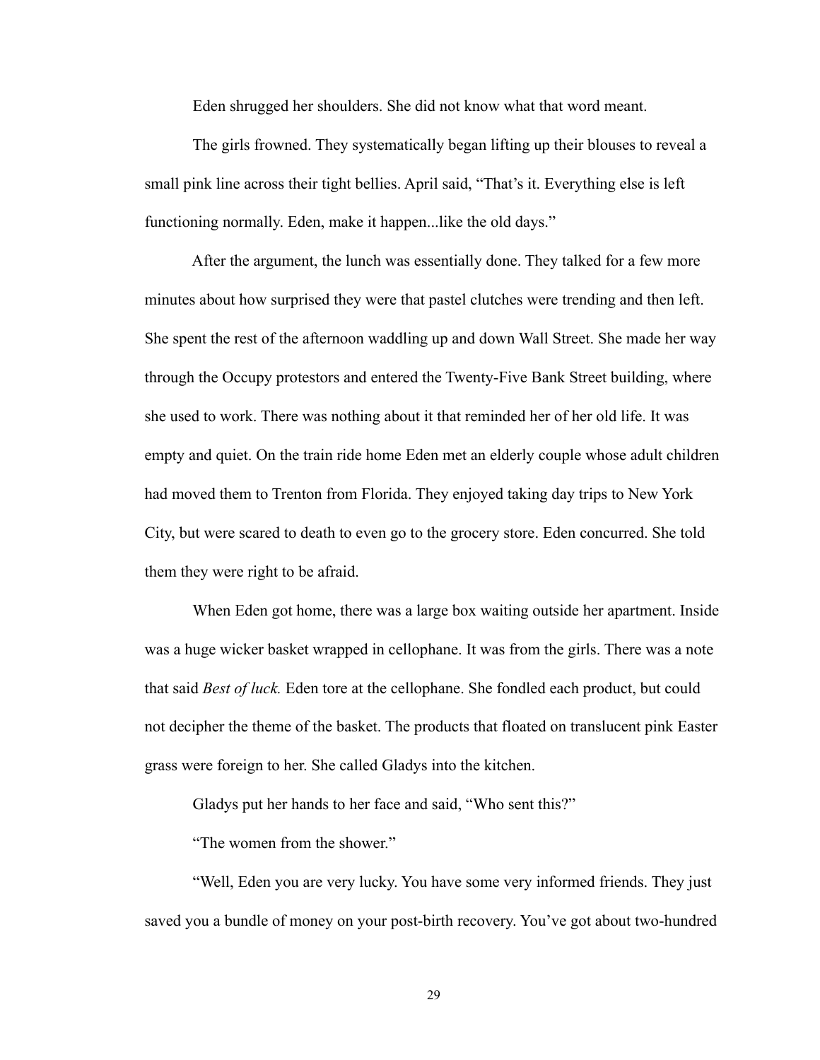Eden shrugged her shoulders. She did not know what that word meant.

The girls frowned. They systematically began lifting up their blouses to reveal a small pink line across their tight bellies. April said, "That's it. Everything else is left functioning normally. Eden, make it happen...like the old days."

After the argument, the lunch was essentially done. They talked for a few more minutes about how surprised they were that pastel clutches were trending and then left. She spent the rest of the afternoon waddling up and down Wall Street. She made her way through the Occupy protestors and entered the Twenty-Five Bank Street building, where she used to work. There was nothing about it that reminded her of her old life. It was empty and quiet. On the train ride home Eden met an elderly couple whose adult children had moved them to Trenton from Florida. They enjoyed taking day trips to New York City, but were scared to death to even go to the grocery store. Eden concurred. She told them they were right to be afraid.

When Eden got home, there was a large box waiting outside her apartment. Inside was a huge wicker basket wrapped in cellophane. It was from the girls. There was a note that said *Best of luck.* Eden tore at the cellophane. She fondled each product, but could not decipher the theme of the basket. The products that floated on translucent pink Easter grass were foreign to her. She called Gladys into the kitchen.

Gladys put her hands to her face and said, "Who sent this?"

"The women from the shower."

"Well, Eden you are very lucky. You have some very informed friends. They just saved you a bundle of money on your post-birth recovery. You've got about two-hundred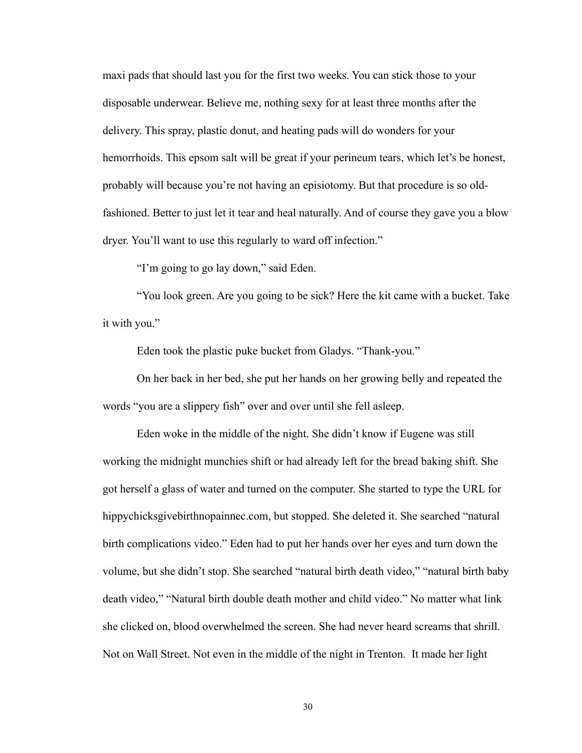maxi pads that should last you for the first two weeks. You can stick those to your disposable underwear. Believe me, nothing sexy for at least three months after the delivery. This spray, plastic donut, and heating pads will do wonders for your hemorrhoids. This epsom salt will be great if your perineum tears, which let's be honest, probably will because you're not having an episiotomy. But that procedure is so old-fashioned. Better to just let it tear and heal naturally. And of course they gave you a blow dryer. You'll want to use this regularly to ward off infection."

"I'm going to go lay down," said Eden.

"You look green. Are you going to be sick? Here the kit came with a bucket. Take it with you."

Eden took the plastic puke bucket from Gladys. "Thank-you."

On her back in her bed, she put her hands on her growing belly and repeated the words "you are a slippery fish" over and over until she fell asleep.

Eden woke in the middle of the night. She didn't know if Eugene was still working the midnight munchies shift or had already left for the bread baking shift. She got herself a glass of water and turned on the computer. She started to type the URL for hippychicksgivebirthnopainnec.com, but stopped. She deleted it. She searched "natural birth complications video." Eden had to put her hands over her eyes and turn down the volume, but she didn't stop. She searched "natural birth death video," "natural birth baby death video," "Natural birth double death mother and child video." No matter what link she clicked on, blood overwhelmed the screen. She had never heard screams that shrill. Not on Wall Street. Not even in the middle of the night in Trenton. It made her light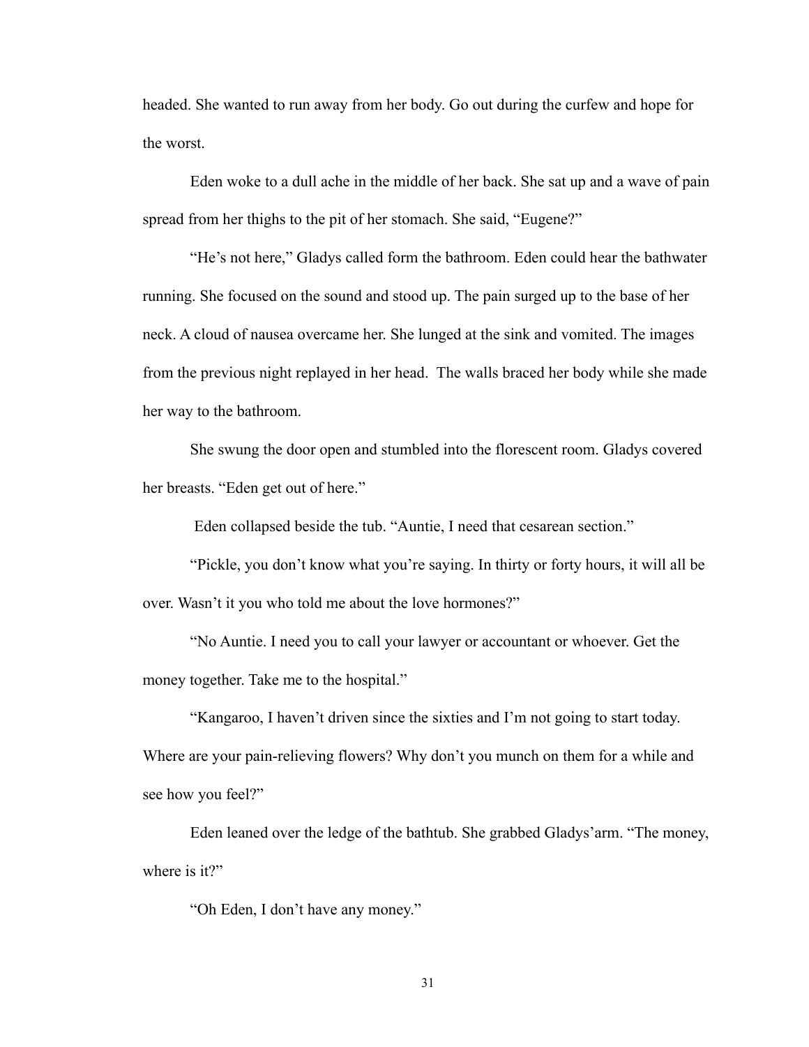headed. She wanted to run away from her body. Go out during the curfew and hope for the worst.

Eden woke to a dull ache in the middle of her back. She sat up and a wave of pain spread from her thighs to the pit of her stomach. She said, "Eugene?"

"He's not here," Gladys called form the bathroom. Eden could hear the bathwater running. She focused on the sound and stood up. The pain surged up to the base of her neck. A cloud of nausea overcame her. She lunged at the sink and vomited. The images from the previous night replayed in her head. The walls braced her body while she made her way to the bathroom.

She swung the door open and stumbled into the florescent room. Gladys covered her breasts. "Eden get out of here."

Eden collapsed beside the tub. "Auntie, I need that cesarean section."

"Pickle, you don't know what you're saying. In thirty or forty hours, it will all be over. Wasn't it you who told me about the love hormones?"

"No Auntie. I need you to call your lawyer or accountant or whoever. Get the money together. Take me to the hospital."

"Kangaroo, I haven't driven since the sixties and I'm not going to start today. Where are your pain-relieving flowers? Why don't you munch on them for a while and see how you feel?"

Eden leaned over the ledge of the bathtub. She grabbed Gladys'arm. "The money, where is it?"

"Oh Eden, I don't have any money."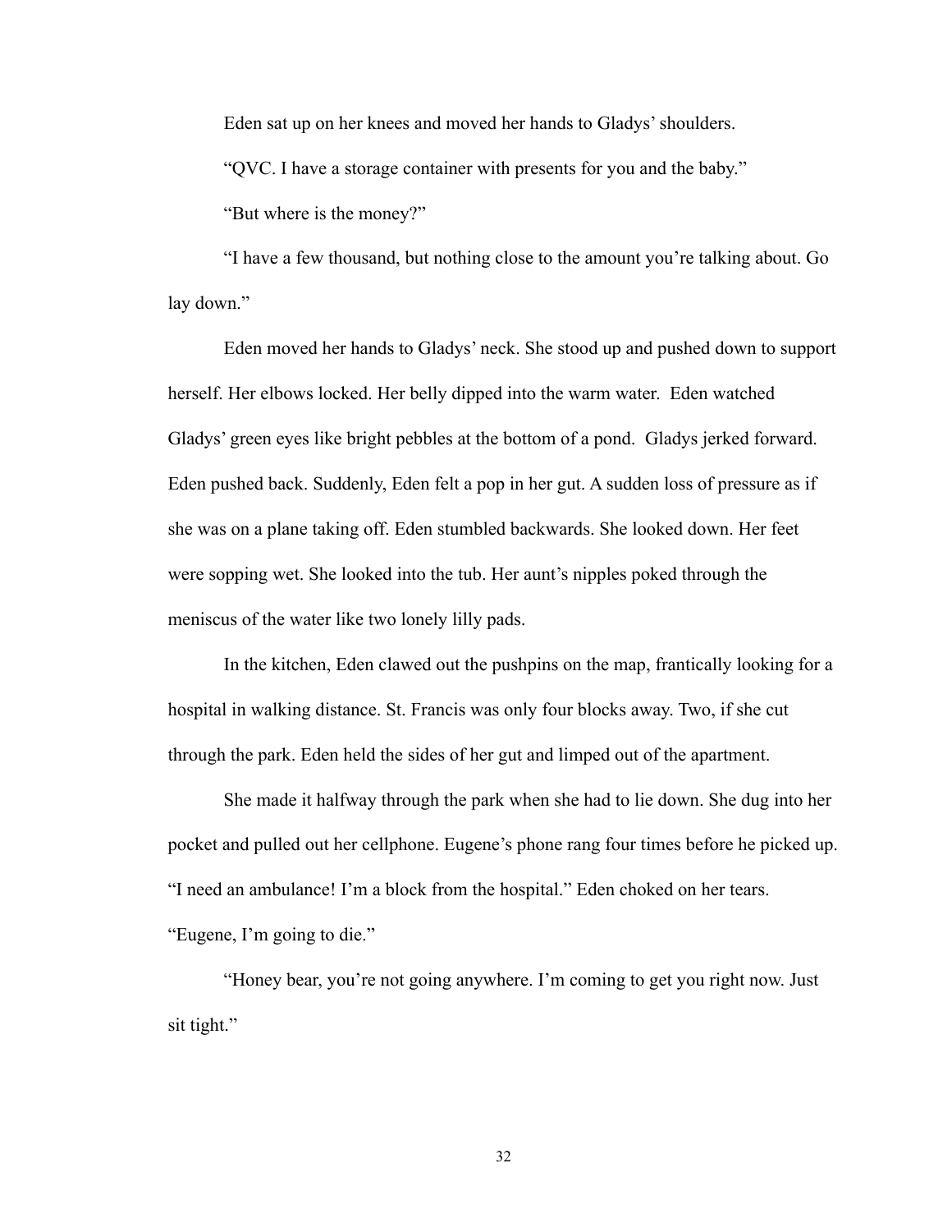Eden sat up on her knees and moved her hands to Gladys' shoulders.

"QVC. I have a storage container with presents for you and the baby."

"But where is the money?"

"I have a few thousand, but nothing close to the amount you're talking about. Go lay down."

Eden moved her hands to Gladys' neck. She stood up and pushed down to support herself. Her elbows locked. Her belly dipped into the warm water. Eden watched Gladys' green eyes like bright pebbles at the bottom of a pond. Gladys jerked forward. Eden pushed back. Suddenly, Eden felt a pop in her gut. A sudden loss of pressure as if she was on a plane taking off. Eden stumbled backwards. She looked down. Her feet were sopping wet. She looked into the tub. Her aunt's nipples poked through the meniscus of the water like two lonely lilly pads.

In the kitchen, Eden clawed out the pushpins on the map, frantically looking for a hospital in walking distance. St. Francis was only four blocks away. Two, if she cut through the park. Eden held the sides of her gut and limped out of the apartment.

She made it halfway through the park when she had to lie down. She dug into her pocket and pulled out her cellphone. Eugene's phone rang four times before he picked up. "I need an ambulance! I'm a block from the hospital." Eden choked on her tears. "Eugene, I'm going to die."

"Honey bear, you're not going anywhere. I'm coming to get you right now. Just sit tight."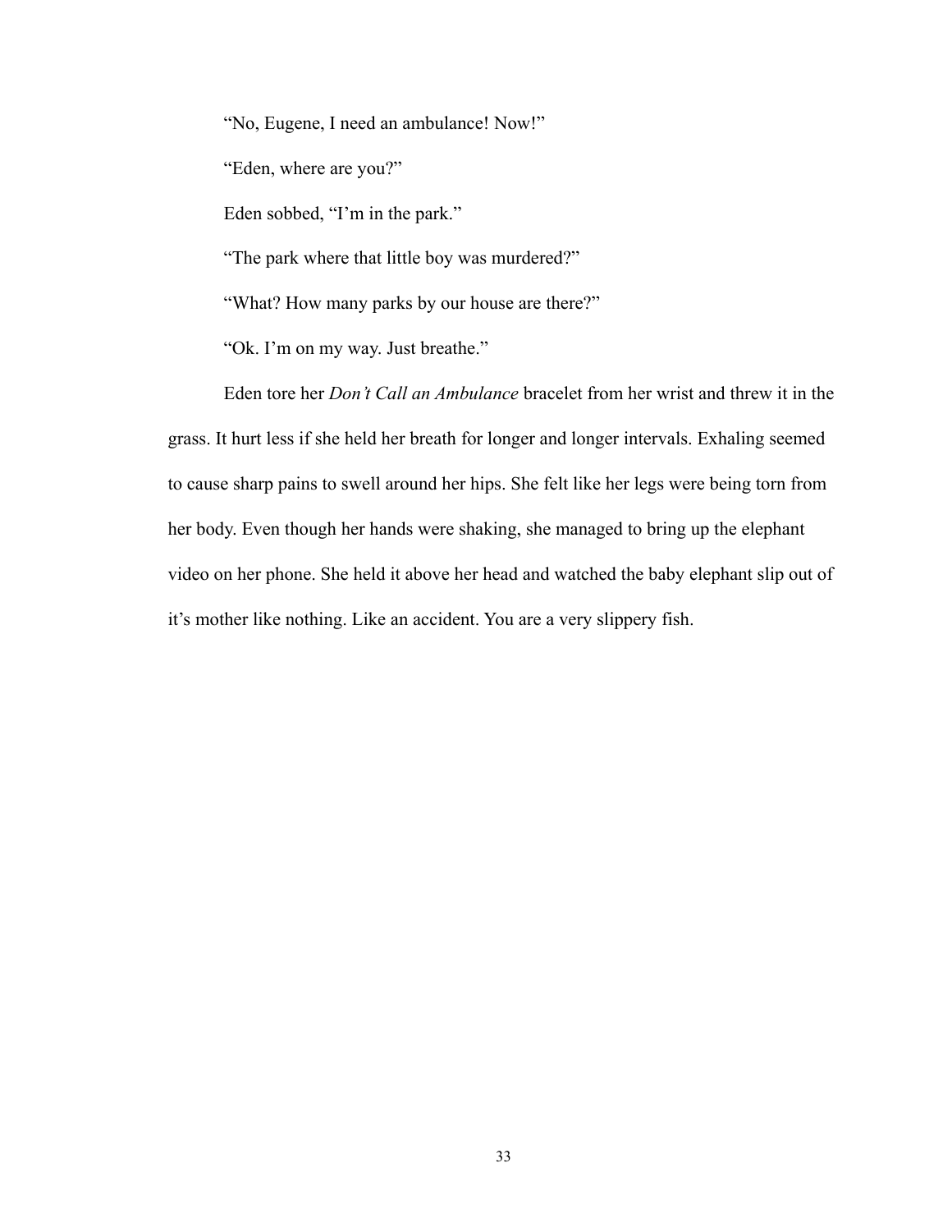"No, Eugene, I need an ambulance! Now!"

"Eden, where are you?"

Eden sobbed, "I'm in the park."

"The park where that little boy was murdered?"

"What? How many parks by our house are there?"

"Ok. I'm on my way. Just breathe."

Eden tore her *Don't Call an Ambulance* bracelet from her wrist and threw it in the grass. It hurt less if she held her breath for longer and longer intervals. Exhaling seemed to cause sharp pains to swell around her hips. She felt like her legs were being torn from her body. Even though her hands were shaking, she managed to bring up the elephant video on her phone. She held it above her head and watched the baby elephant slip out of it's mother like nothing. Like an accident. You are a very slippery fish.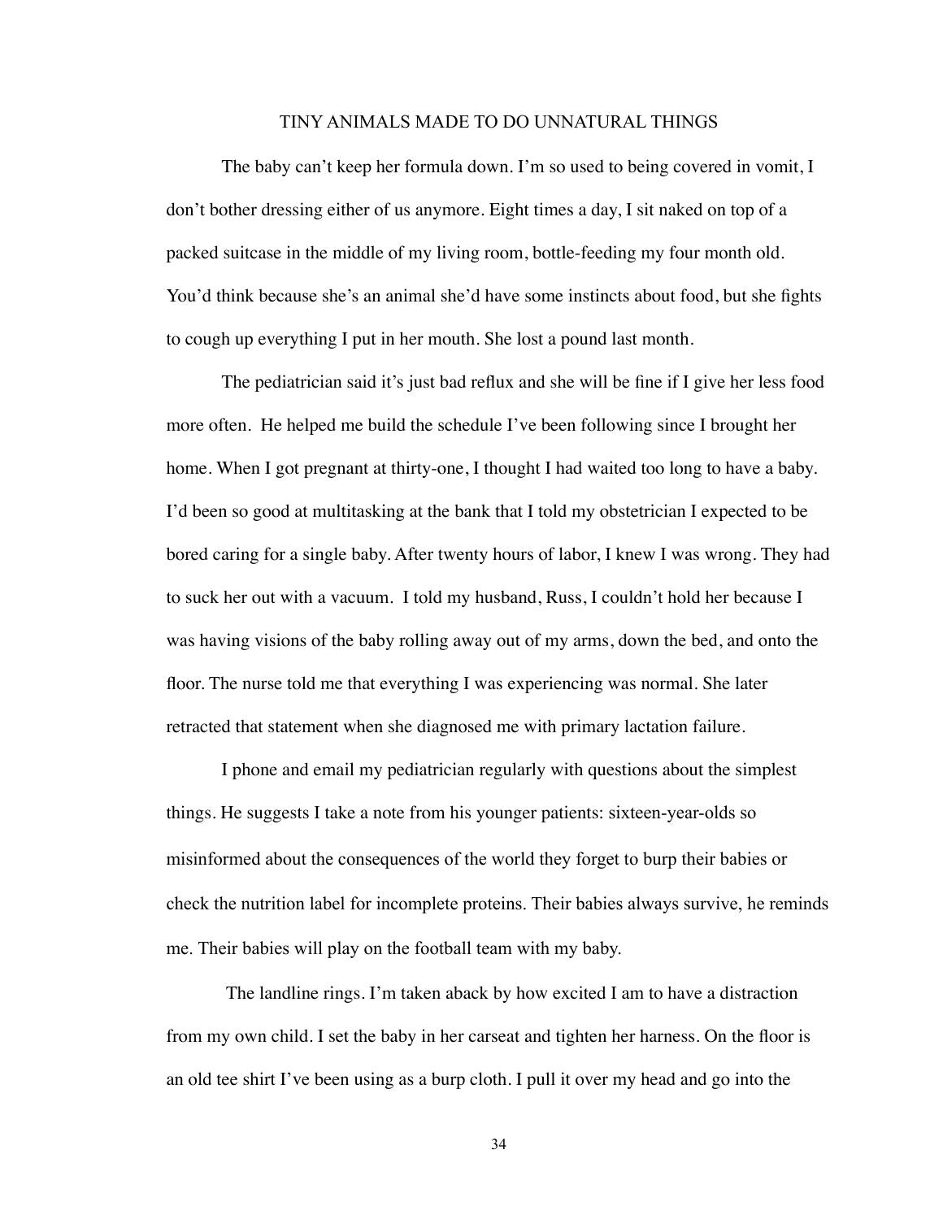# TINY ANIMALS MADE TO DO UNNATURAL THINGS

The baby can't keep her formula down. I'm so used to being covered in vomit, I don't bother dressing either of us anymore. Eight times a day, I sit naked on top of a packed suitcase in the middle of my living room, bottle-feeding my four month old. You'd think because she's an animal she'd have some instincts about food, but she fights to cough up everything I put in her mouth. She lost a pound last month.

The pediatrician said it's just bad reflux and she will be fine if I give her less food more often. He helped me build the schedule I've been following since I brought her home. When I got pregnant at thirty-one, I thought I had waited too long to have a baby. I'd been so good at multitasking at the bank that I told my obstetrician I expected to be bored caring for a single baby. After twenty hours of labor, I knew I was wrong. They had to suck her out with a vacuum. I told my husband, Russ, I couldn't hold her because I was having visions of the baby rolling away out of my arms, down the bed, and onto the floor. The nurse told me that everything I was experiencing was normal. She later retracted that statement when she diagnosed me with primary lactation failure.

I phone and email my pediatrician regularly with questions about the simplest things. He suggests I take a note from his younger patients: sixteen-year-olds so misinformed about the consequences of the world they forget to burp their babies or check the nutrition label for incomplete proteins. Their babies always survive, he reminds me. Their babies will play on the football team with my baby.

The landline rings. I'm taken aback by how excited I am to have a distraction from my own child. I set the baby in her carseat and tighten her harness. On the floor is an old tee shirt I've been using as a burp cloth. I pull it over my head and go into the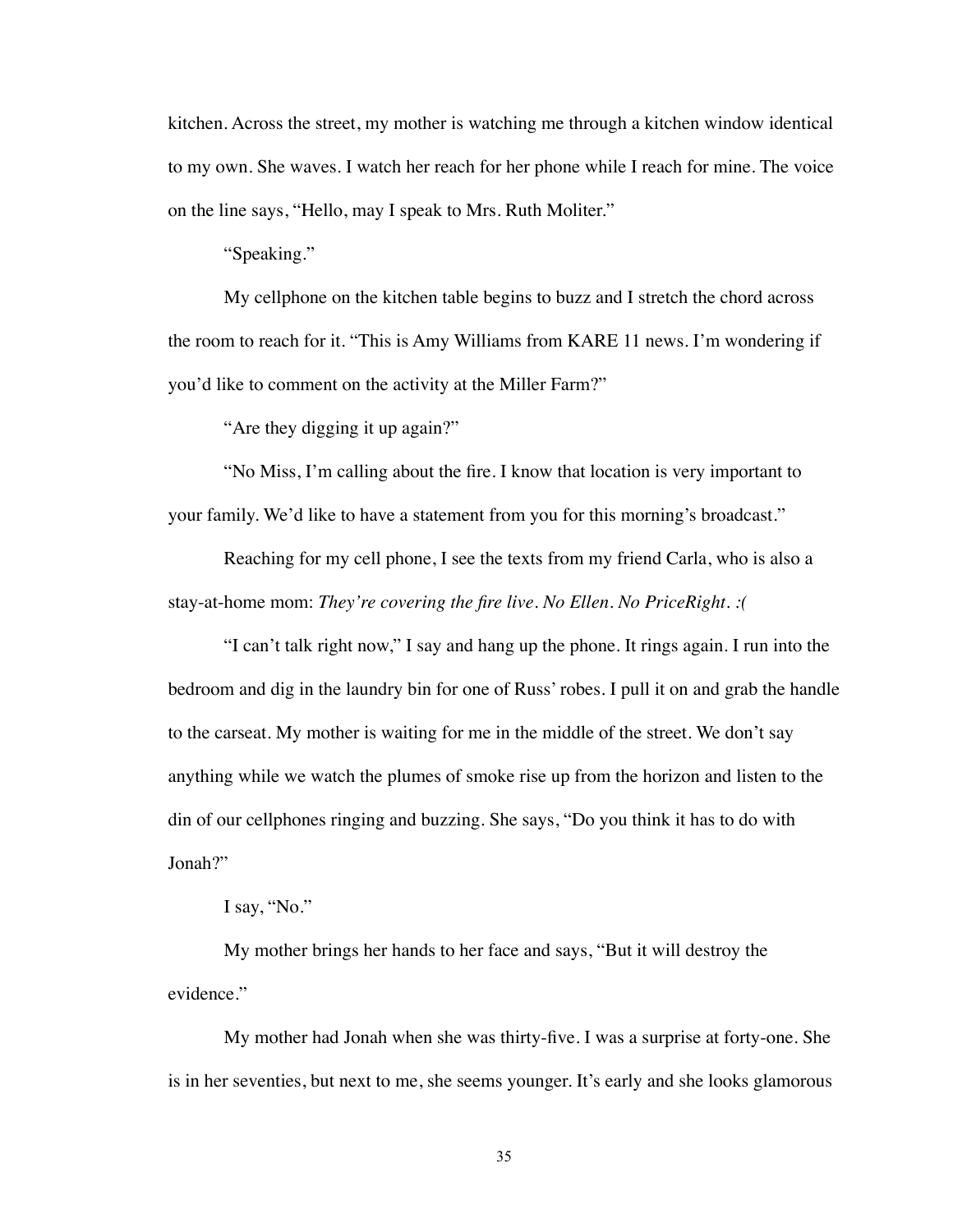kitchen. Across the street, my mother is watching me through a kitchen window identical to my own. She waves. I watch her reach for her phone while I reach for mine. The voice on the line says, "Hello, may I speak to Mrs. Ruth Moliter."

"Speaking."

My cellphone on the kitchen table begins to buzz and I stretch the chord across the room to reach for it. "This is Amy Williams from KARE 11 news. I'm wondering if you'd like to comment on the activity at the Miller Farm?"

"Are they digging it up again?"

"No Miss, I'm calling about the fire. I know that location is very important to your family. We'd like to have a statement from you for this morning's broadcast."

Reaching for my cell phone, I see the texts from my friend Carla, who is also a stay-at-home mom: *They're covering the fire live. No Ellen. No PriceRight. :(*

"I can't talk right now," I say and hang up the phone. It rings again. I run into the bedroom and dig in the laundry bin for one of Russ' robes. I pull it on and grab the handle to the carseat. My mother is waiting for me in the middle of the street. We don't say anything while we watch the plumes of smoke rise up from the horizon and listen to the din of our cellphones ringing and buzzing. She says, "Do you think it has to do with Jonah?"

I say, "No."

My mother brings her hands to her face and says, "But it will destroy the evidence."

My mother had Jonah when she was thirty-five. I was a surprise at forty-one. She is in her seventies, but next to me, she seems younger. It's early and she looks glamorous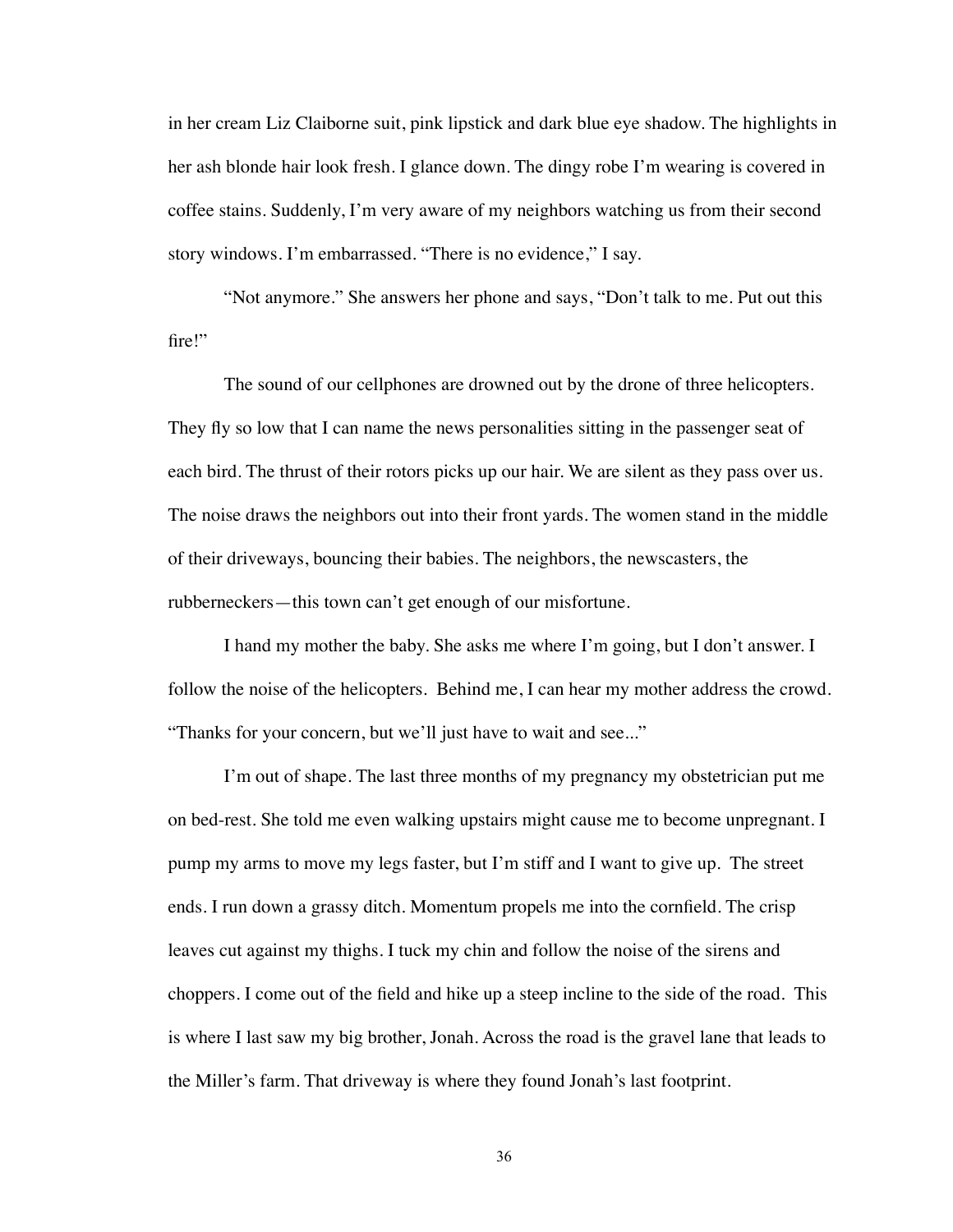in her cream Liz Claiborne suit, pink lipstick and dark blue eye shadow. The highlights in her ash blonde hair look fresh. I glance down. The dingy robe I'm wearing is covered in coffee stains. Suddenly, I'm very aware of my neighbors watching us from their second story windows. I'm embarrassed. "There is no evidence," I say.

"Not anymore." She answers her phone and says, "Don't talk to me. Put out this fire!"

The sound of our cellphones are drowned out by the drone of three helicopters. They fly so low that I can name the news personalities sitting in the passenger seat of each bird. The thrust of their rotors picks up our hair. We are silent as they pass over us. The noise draws the neighbors out into their front yards. The women stand in the middle of their driveways, bouncing their babies. The neighbors, the newscasters, the rubberneckers—this town can't get enough of our misfortune.

I hand my mother the baby. She asks me where I'm going, but I don't answer. I follow the noise of the helicopters. Behind me, I can hear my mother address the crowd. "Thanks for your concern, but we'll just have to wait and see..."

I'm out of shape. The last three months of my pregnancy my obstetrician put me on bed-rest. She told me even walking upstairs might cause me to become unpregnant. I pump my arms to move my legs faster, but I'm stiff and I want to give up. The street ends. I run down a grassy ditch. Momentum propels me into the cornfield. The crisp leaves cut against my thighs. I tuck my chin and follow the noise of the sirens and choppers. I come out of the field and hike up a steep incline to the side of the road. This is where I last saw my big brother, Jonah. Across the road is the gravel lane that leads to the Miller's farm. That driveway is where they found Jonah's last footprint.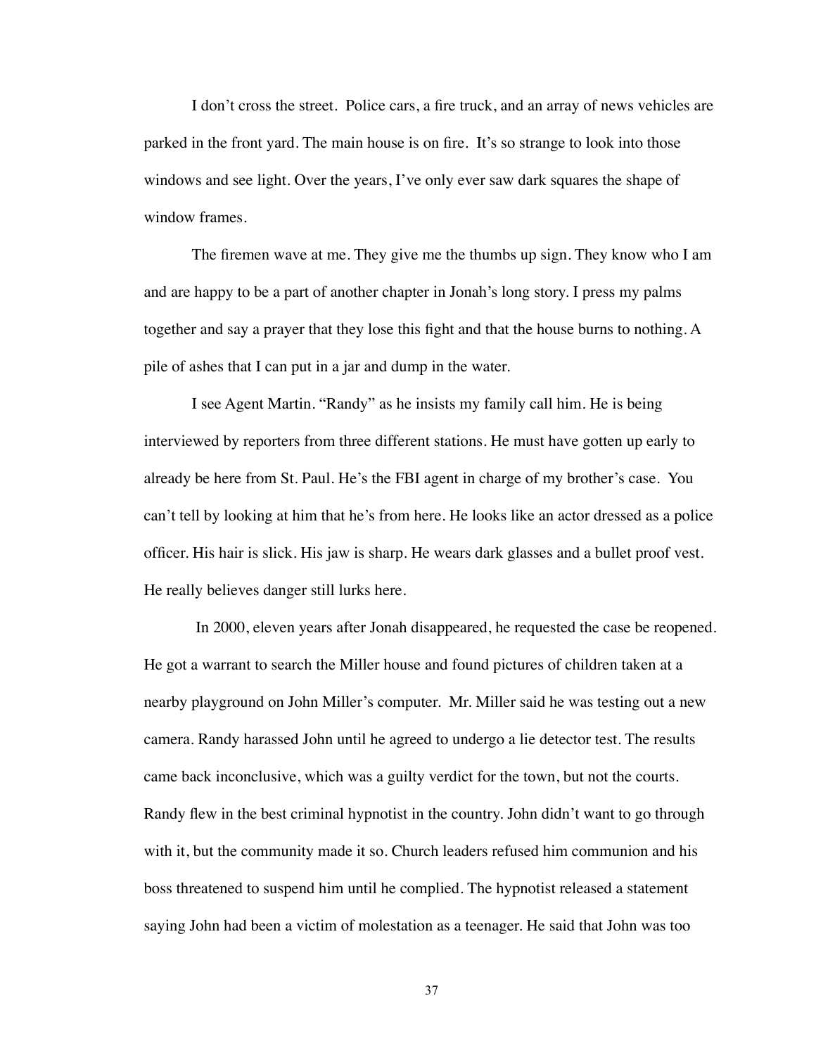I don't cross the street. Police cars, a fire truck, and an array of news vehicles are parked in the front yard. The main house is on fire. It's so strange to look into those windows and see light. Over the years, I've only ever saw dark squares the shape of window frames.

The firemen wave at me. They give me the thumbs up sign. They know who I am and are happy to be a part of another chapter in Jonah's long story. I press my palms together and say a prayer that they lose this fight and that the house burns to nothing. A pile of ashes that I can put in a jar and dump in the water.

I see Agent Martin. "Randy" as he insists my family call him. He is being interviewed by reporters from three different stations. He must have gotten up early to already be here from St. Paul. He's the FBI agent in charge of my brother's case. You can't tell by looking at him that he's from here. He looks like an actor dressed as a police officer. His hair is slick. His jaw is sharp. He wears dark glasses and a bullet proof vest. He really believes danger still lurks here.

In 2000, eleven years after Jonah disappeared, he requested the case be reopened. He got a warrant to search the Miller house and found pictures of children taken at a nearby playground on John Miller's computer. Mr. Miller said he was testing out a new camera. Randy harassed John until he agreed to undergo a lie detector test. The results came back inconclusive, which was a guilty verdict for the town, but not the courts. Randy flew in the best criminal hypnotist in the country. John didn't want to go through with it, but the community made it so. Church leaders refused him communion and his boss threatened to suspend him until he complied. The hypnotist released a statement saying John had been a victim of molestation as a teenager. He said that John was too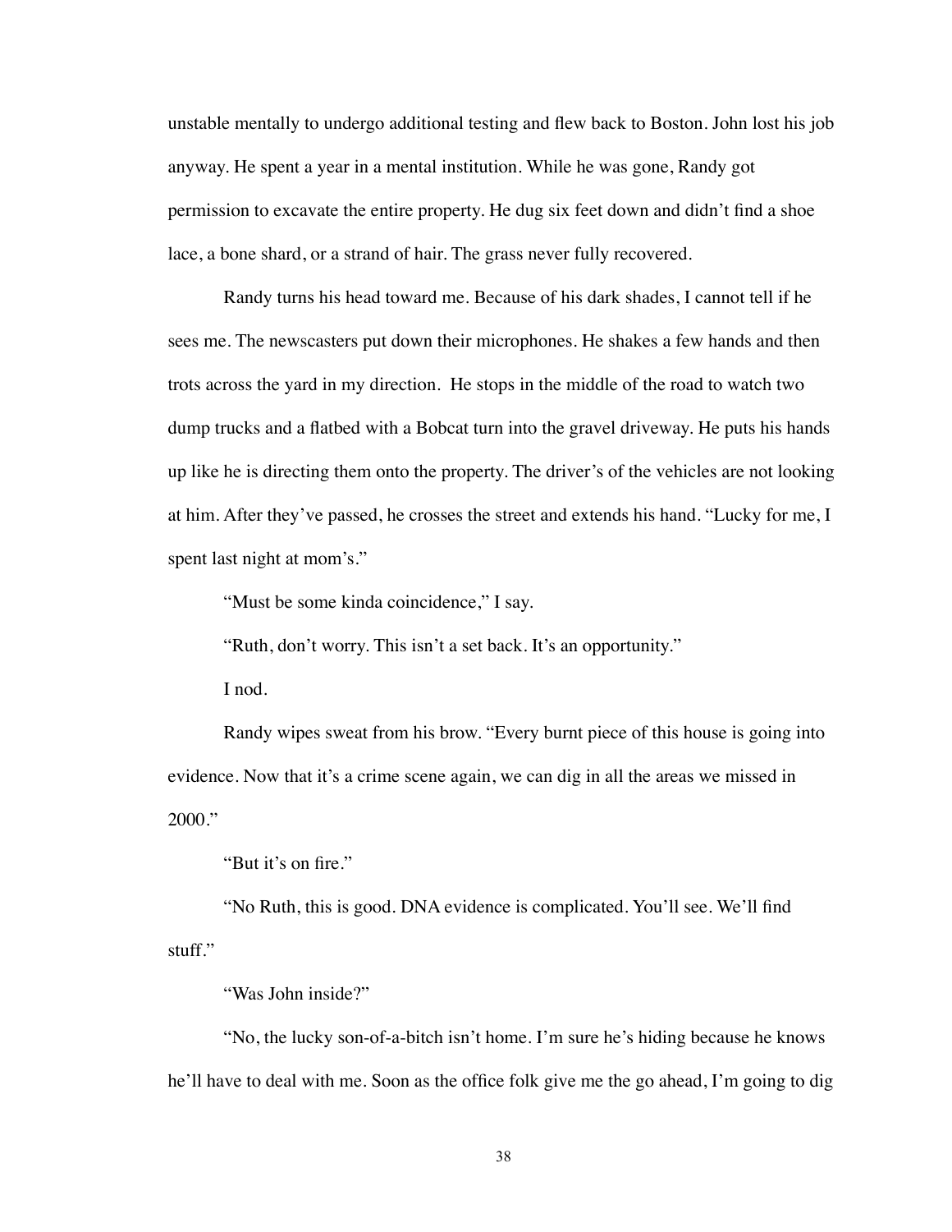unstable mentally to undergo additional testing and flew back to Boston. John lost his job anyway. He spent a year in a mental institution. While he was gone, Randy got permission to excavate the entire property. He dug six feet down and didn't find a shoe lace, a bone shard, or a strand of hair. The grass never fully recovered.

Randy turns his head toward me. Because of his dark shades, I cannot tell if he sees me. The newscasters put down their microphones. He shakes a few hands and then trots across the yard in my direction.  He stops in the middle of the road to watch two dump trucks and a flatbed with a Bobcat turn into the gravel driveway. He puts his hands up like he is directing them onto the property. The driver's of the vehicles are not looking at him. After they've passed, he crosses the street and extends his hand. "Lucky for me, I spent last night at mom's."

"Must be some kinda coincidence," I say.

"Ruth, don't worry. This isn't a set back. It's an opportunity."

I nod.

Randy wipes sweat from his brow. "Every burnt piece of this house is going into evidence. Now that it's a crime scene again, we can dig in all the areas we missed in 2000."

"But it's on fire."

"No Ruth, this is good. DNA evidence is complicated. You'll see. We'll find stuff."

"Was John inside?"

"No, the lucky son-of-a-bitch isn't home. I'm sure he's hiding because he knows he'll have to deal with me. Soon as the office folk give me the go ahead, I'm going to dig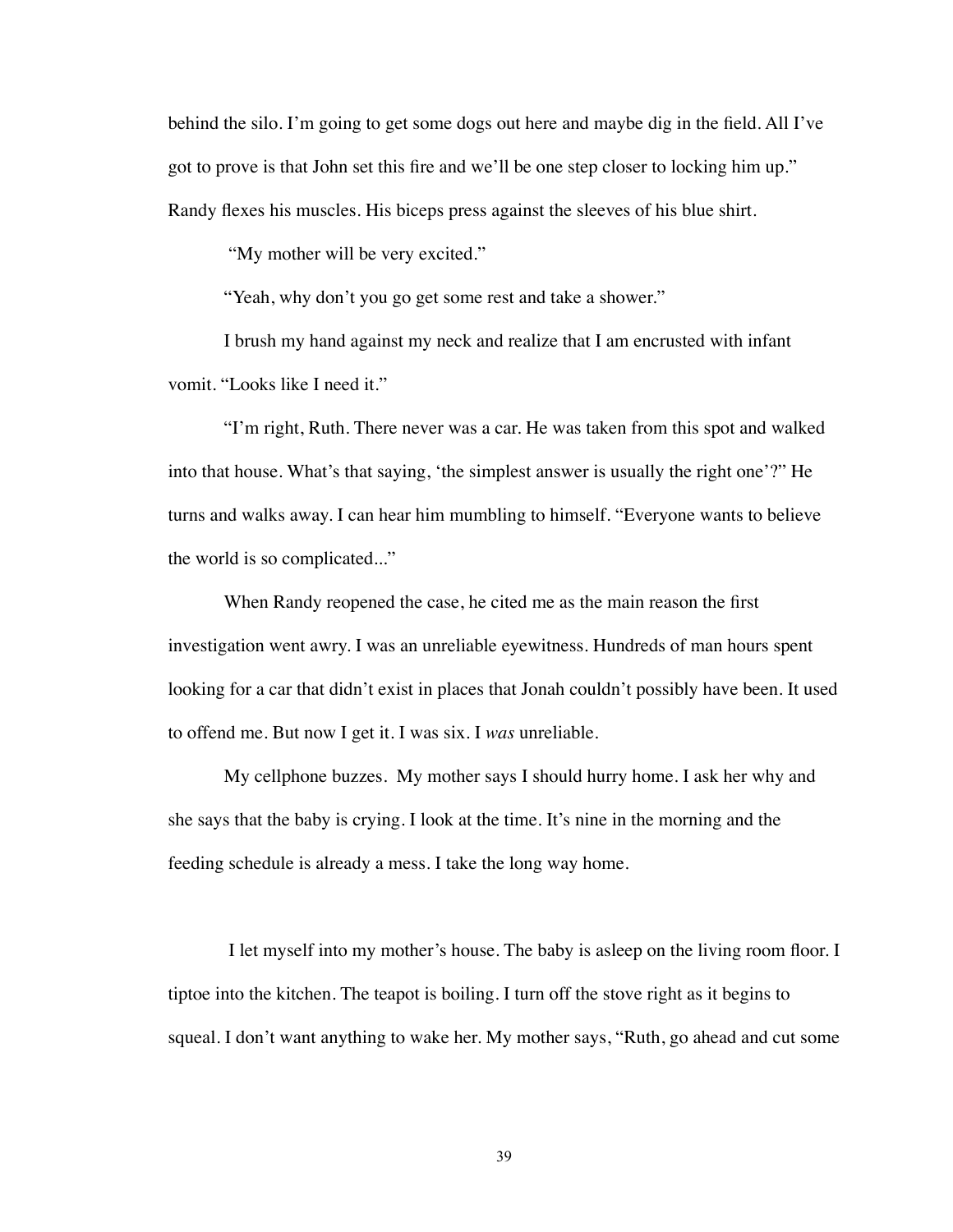behind the silo. I'm going to get some dogs out here and maybe dig in the field. All I've got to prove is that John set this fire and we'll be one step closer to locking him up." Randy flexes his muscles. His biceps press against the sleeves of his blue shirt.

"My mother will be very excited."

"Yeah, why don't you go get some rest and take a shower."

I brush my hand against my neck and realize that I am encrusted with infant vomit. "Looks like I need it."

"I'm right, Ruth. There never was a car. He was taken from this spot and walked into that house. What's that saying, 'the simplest answer is usually the right one'?" He turns and walks away. I can hear him mumbling to himself. "Everyone wants to believe the world is so complicated..."

When Randy reopened the case, he cited me as the main reason the first investigation went awry. I was an unreliable eyewitness. Hundreds of man hours spent looking for a car that didn't exist in places that Jonah couldn't possibly have been. It used to offend me. But now I get it. I was six. I *was* unreliable.

My cellphone buzzes. My mother says I should hurry home. I ask her why and she says that the baby is crying. I look at the time. It's nine in the morning and the feeding schedule is already a mess. I take the long way home.

I let myself into my mother's house. The baby is asleep on the living room floor. I tiptoe into the kitchen. The teapot is boiling. I turn off the stove right as it begins to squeal. I don't want anything to wake her. My mother says, "Ruth, go ahead and cut some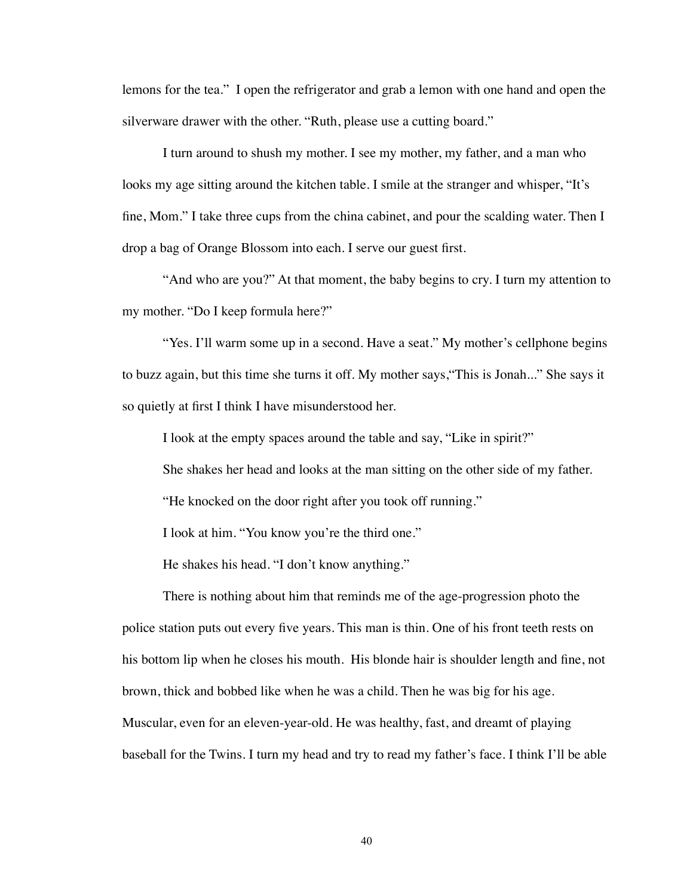lemons for the tea." I open the refrigerator and grab a lemon with one hand and open the silverware drawer with the other. "Ruth, please use a cutting board."

I turn around to shush my mother. I see my mother, my father, and a man who looks my age sitting around the kitchen table. I smile at the stranger and whisper, "It's fine, Mom." I take three cups from the china cabinet, and pour the scalding water. Then I drop a bag of Orange Blossom into each. I serve our guest first.

"And who are you?" At that moment, the baby begins to cry. I turn my attention to my mother. "Do I keep formula here?"

"Yes. I'll warm some up in a second. Have a seat." My mother's cellphone begins to buzz again, but this time she turns it off. My mother says,"This is Jonah..." She says it so quietly at first I think I have misunderstood her.

I look at the empty spaces around the table and say, "Like in spirit?"

She shakes her head and looks at the man sitting on the other side of my father.

"He knocked on the door right after you took off running."

I look at him. "You know you're the third one."

He shakes his head. "I don't know anything."

There is nothing about him that reminds me of the age-progression photo the police station puts out every five years. This man is thin. One of his front teeth rests on his bottom lip when he closes his mouth. His blonde hair is shoulder length and fine, not brown, thick and bobbed like when he was a child. Then he was big for his age. Muscular, even for an eleven-year-old. He was healthy, fast, and dreamt of playing baseball for the Twins. I turn my head and try to read my father's face. I think I'll be able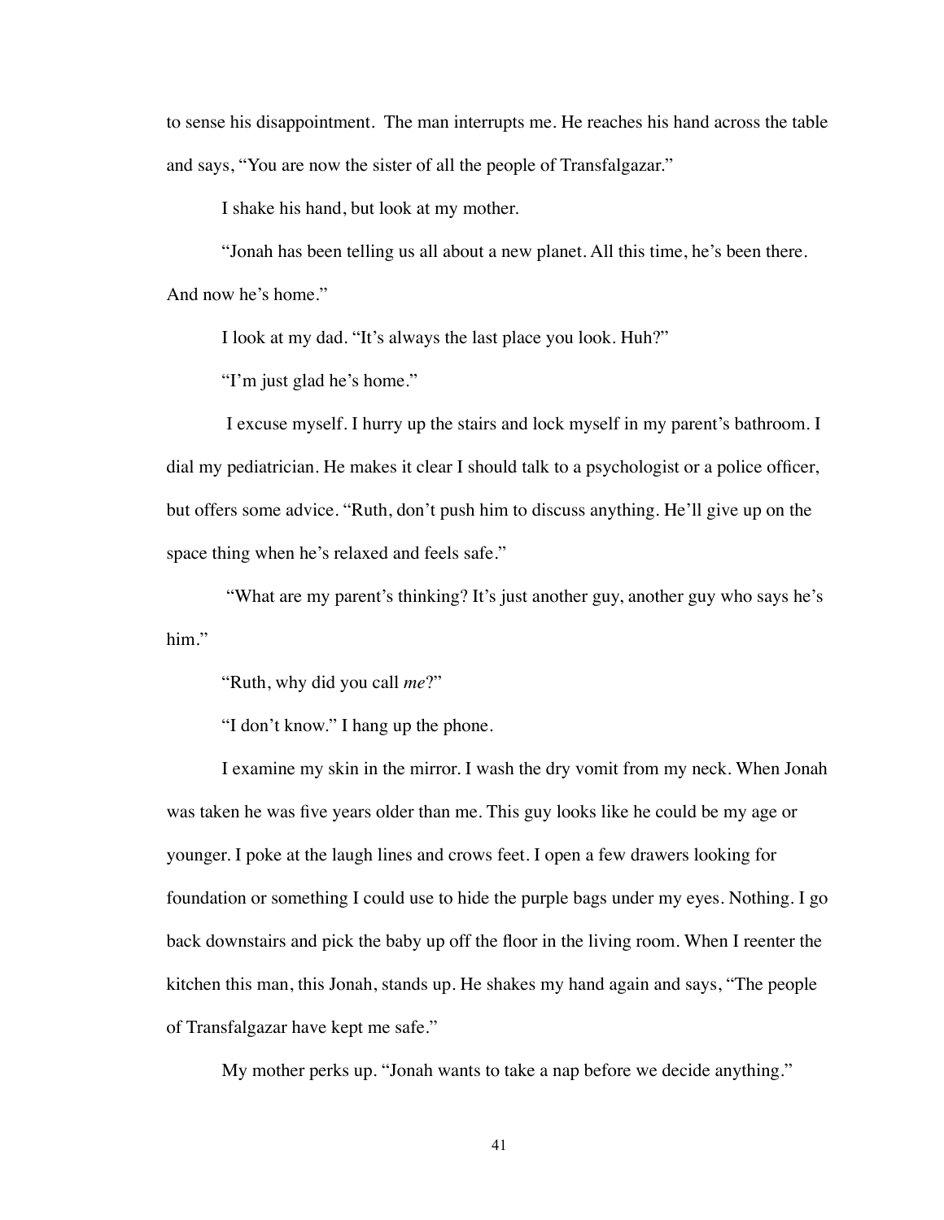to sense his disappointment. The man interrupts me. He reaches his hand across the table and says, "You are now the sister of all the people of Transfalgazar."

I shake his hand, but look at my mother.

"Jonah has been telling us all about a new planet. All this time, he's been there. And now he's home."

I look at my dad. "It's always the last place you look. Huh?"

"I'm just glad he's home."

I excuse myself. I hurry up the stairs and lock myself in my parent's bathroom. I dial my pediatrician. He makes it clear I should talk to a psychologist or a police officer, but offers some advice. "Ruth, don't push him to discuss anything. He'll give up on the space thing when he's relaxed and feels safe."

"What are my parent's thinking? It's just another guy, another guy who says he's him."

"Ruth, why did you call *me*?"

"I don't know." I hang up the phone.

I examine my skin in the mirror. I wash the dry vomit from my neck. When Jonah was taken he was five years older than me. This guy looks like he could be my age or younger. I poke at the laugh lines and crows feet. I open a few drawers looking for foundation or something I could use to hide the purple bags under my eyes. Nothing. I go back downstairs and pick the baby up off the floor in the living room. When I reenter the kitchen this man, this Jonah, stands up. He shakes my hand again and says, "The people of Transfalgazar have kept me safe."

My mother perks up. "Jonah wants to take a nap before we decide anything."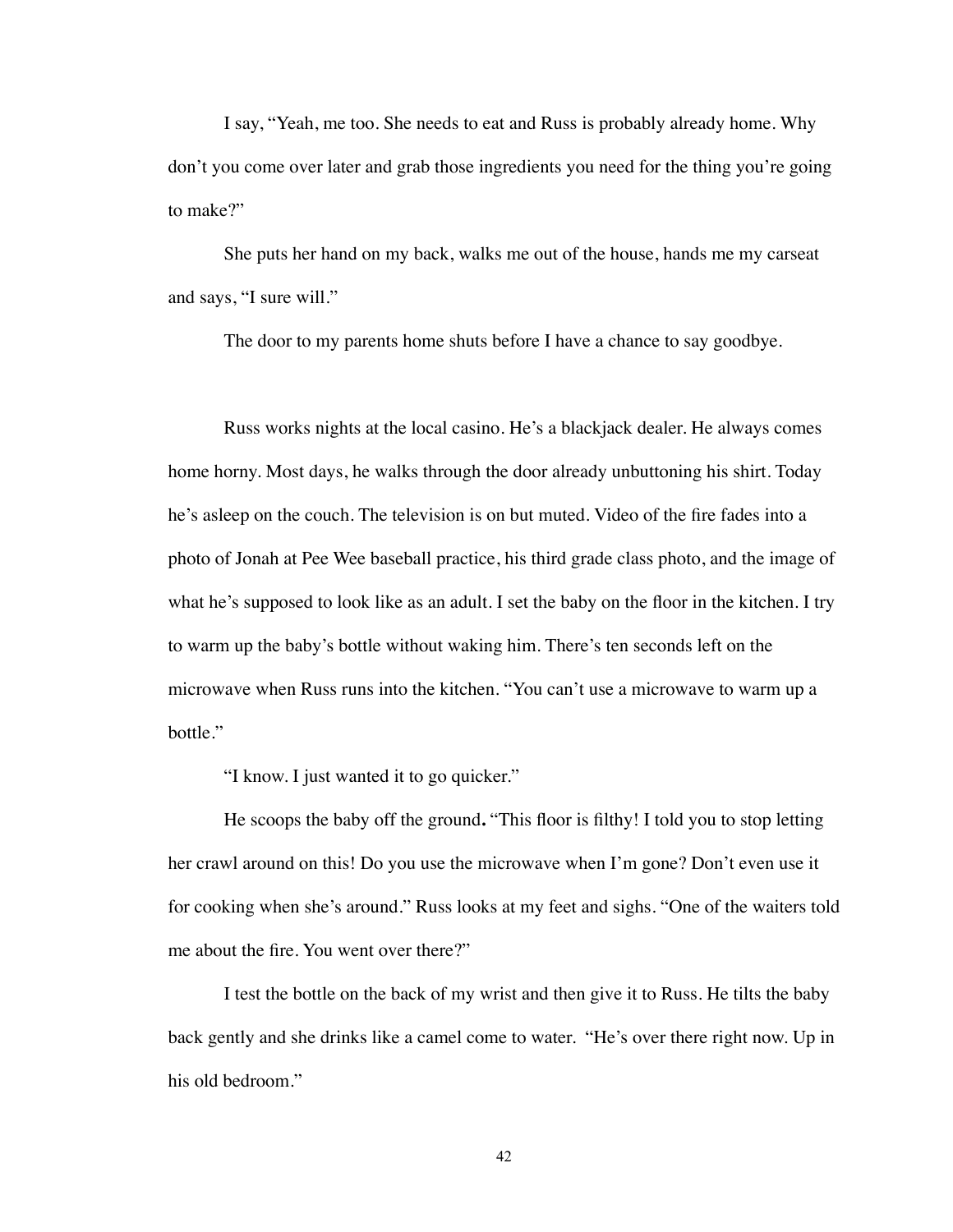I say, "Yeah, me too. She needs to eat and Russ is probably already home. Why don't you come over later and grab those ingredients you need for the thing you're going to make?"

She puts her hand on my back, walks me out of the house, hands me my carseat and says, "I sure will."

The door to my parents home shuts before I have a chance to say goodbye.

Russ works nights at the local casino. He's a blackjack dealer. He always comes home horny. Most days, he walks through the door already unbuttoning his shirt. Today he's asleep on the couch. The television is on but muted. Video of the fire fades into a photo of Jonah at Pee Wee baseball practice, his third grade class photo, and the image of what he's supposed to look like as an adult. I set the baby on the floor in the kitchen. I try to warm up the baby's bottle without waking him. There's ten seconds left on the microwave when Russ runs into the kitchen. "You can't use a microwave to warm up a bottle."

"I know. I just wanted it to go quicker."

He scoops the baby off the ground**.** "This floor is filthy! I told you to stop letting her crawl around on this! Do you use the microwave when I'm gone? Don't even use it for cooking when she's around." Russ looks at my feet and sighs. "One of the waiters told me about the fire. You went over there?"

I test the bottle on the back of my wrist and then give it to Russ. He tilts the baby back gently and she drinks like a camel come to water. "He's over there right now. Up in his old bedroom."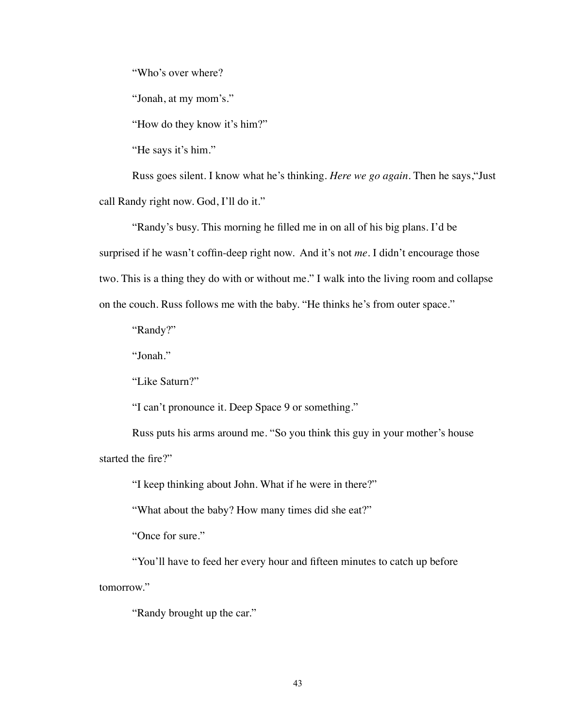“Who’s over where?

“Jonah, at my mom’s.”

“How do they know it’s him?”

“He says it’s him.”

Russ goes silent. I know what he’s thinking. *Here we go again*. Then he says,“Just call Randy right now. God, I’ll do it.”

“Randy’s busy. This morning he filled me in on all of his big plans. I’d be surprised if he wasn’t coffin-deep right now.  And it’s not *me*. I didn’t encourage those two. This is a thing they do with or without me.” I walk into the living room and collapse on the couch. Russ follows me with the baby. “He thinks he’s from outer space.”

“Randy?”

“Jonah.”

“Like Saturn?”

“I can’t pronounce it. Deep Space 9 or something.”

Russ puts his arms around me. “So you think this guy in your mother’s house started the fire?”

“I keep thinking about John. What if he were in there?”

“What about the baby? How many times did she eat?”

“Once for sure.”

“You’ll have to feed her every hour and fifteen minutes to catch up before tomorrow.”

“Randy brought up the car.”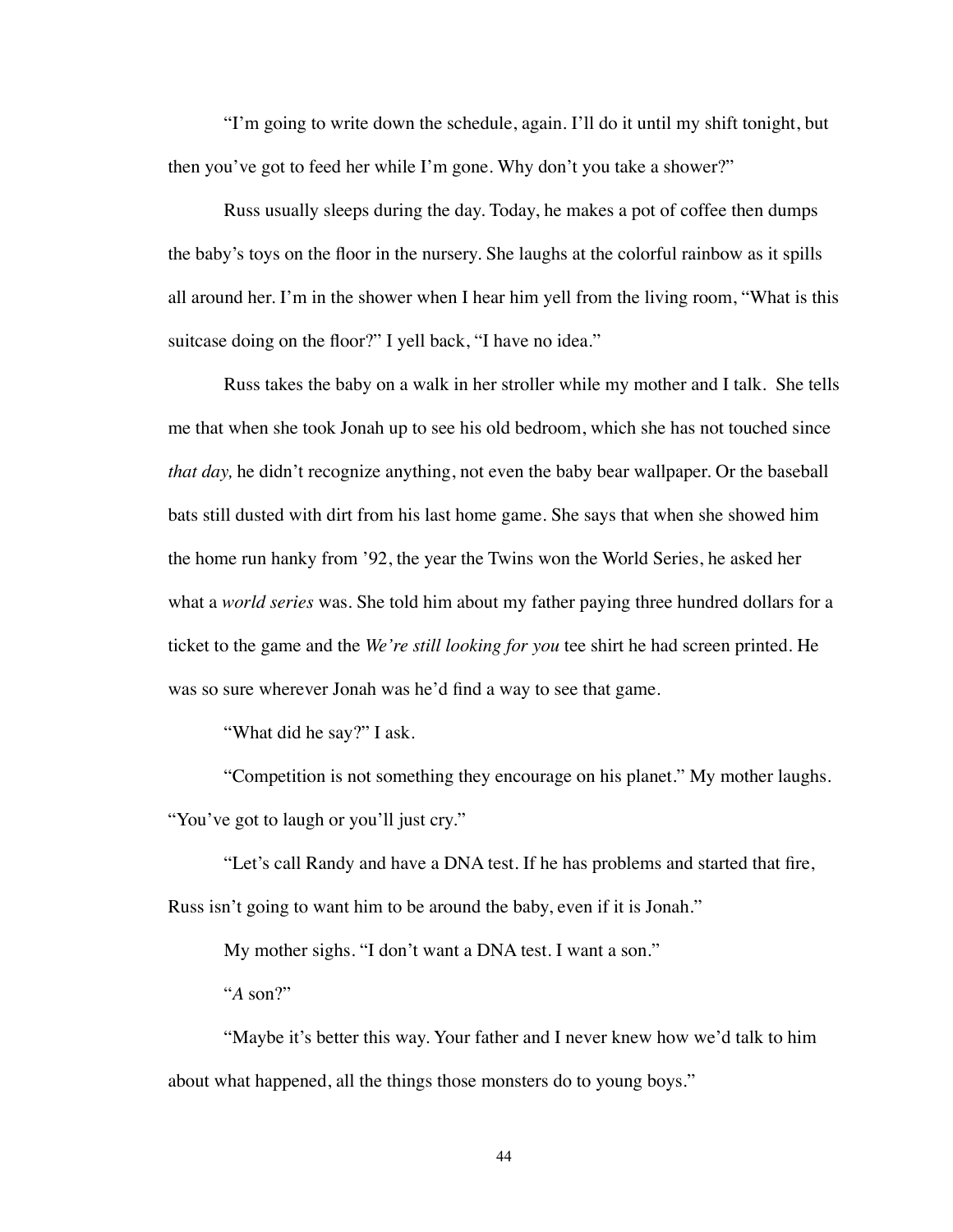"I'm going to write down the schedule, again. I'll do it until my shift tonight, but then you've got to feed her while I'm gone. Why don't you take a shower?"

Russ usually sleeps during the day. Today, he makes a pot of coffee then dumps the baby's toys on the floor in the nursery. She laughs at the colorful rainbow as it spills all around her. I'm in the shower when I hear him yell from the living room, "What is this suitcase doing on the floor?" I yell back, "I have no idea."

Russ takes the baby on a walk in her stroller while my mother and I talk. She tells me that when she took Jonah up to see his old bedroom, which she has not touched since *that day,* he didn't recognize anything, not even the baby bear wallpaper. Or the baseball bats still dusted with dirt from his last home game. She says that when she showed him the home run hanky from '92, the year the Twins won the World Series, he asked her what a *world series* was. She told him about my father paying three hundred dollars for a ticket to the game and the *We're still looking for you* tee shirt he had screen printed. He was so sure wherever Jonah was he'd find a way to see that game.

"What did he say?" I ask.

"Competition is not something they encourage on his planet." My mother laughs. "You've got to laugh or you'll just cry."

"Let's call Randy and have a DNA test. If he has problems and started that fire, Russ isn't going to want him to be around the baby, even if it is Jonah."

My mother sighs. "I don't want a DNA test. I want a son."

"*A* son?"

"Maybe it's better this way. Your father and I never knew how we'd talk to him about what happened, all the things those monsters do to young boys."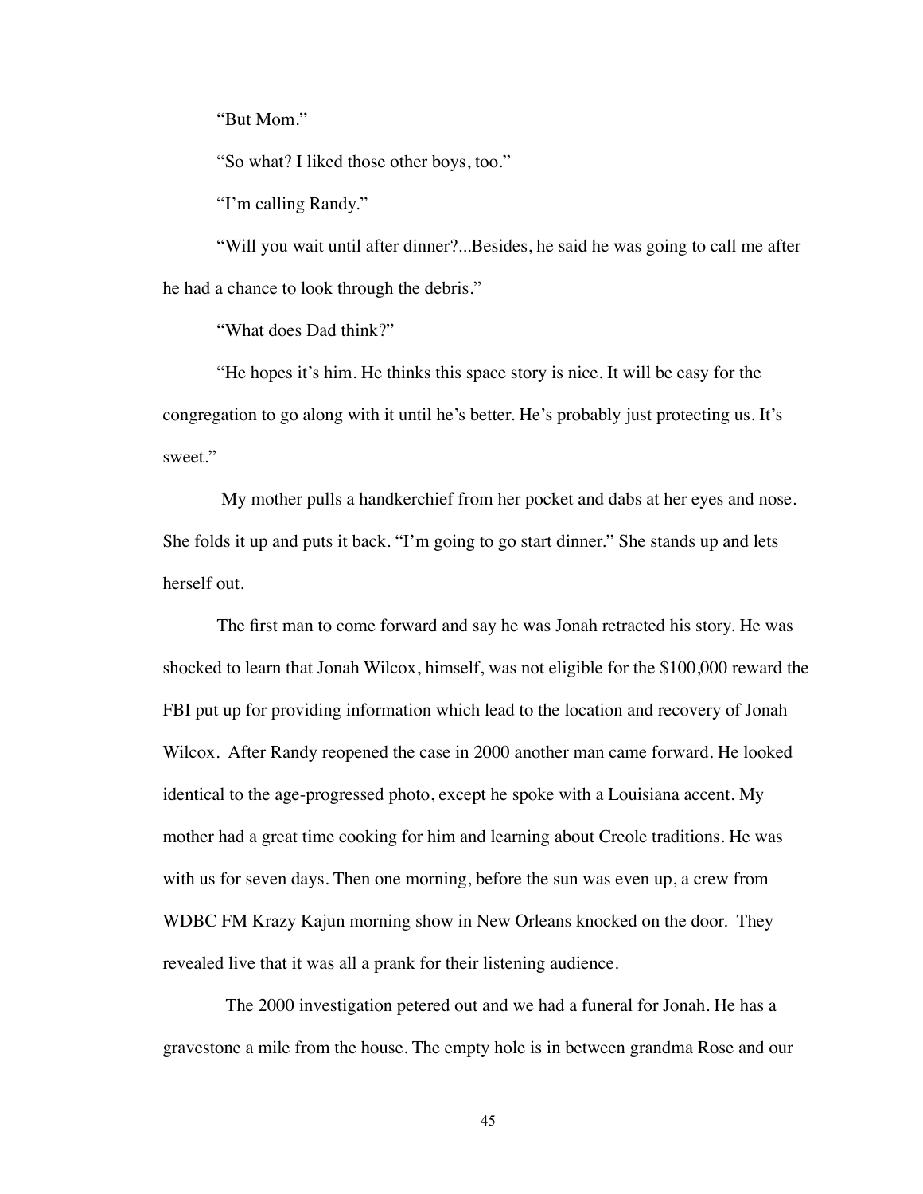"But Mom."

"So what? I liked those other boys, too."

"I'm calling Randy."

"Will you wait until after dinner?...Besides, he said he was going to call me after he had a chance to look through the debris."

"What does Dad think?"

"He hopes it's him. He thinks this space story is nice. It will be easy for the congregation to go along with it until he's better. He's probably just protecting us. It's sweet."

My mother pulls a handkerchief from her pocket and dabs at her eyes and nose. She folds it up and puts it back. "I'm going to go start dinner." She stands up and lets herself out.

The first man to come forward and say he was Jonah retracted his story. He was shocked to learn that Jonah Wilcox, himself, was not eligible for the $100,000 reward the FBI put up for providing information which lead to the location and recovery of Jonah Wilcox. After Randy reopened the case in 2000 another man came forward. He looked identical to the age-progressed photo, except he spoke with a Louisiana accent. My mother had a great time cooking for him and learning about Creole traditions. He was with us for seven days. Then one morning, before the sun was even up, a crew from WDBC FM Krazy Kajun morning show in New Orleans knocked on the door. They revealed live that it was all a prank for their listening audience.

The 2000 investigation petered out and we had a funeral for Jonah. He has a gravestone a mile from the house. The empty hole is in between grandma Rose and our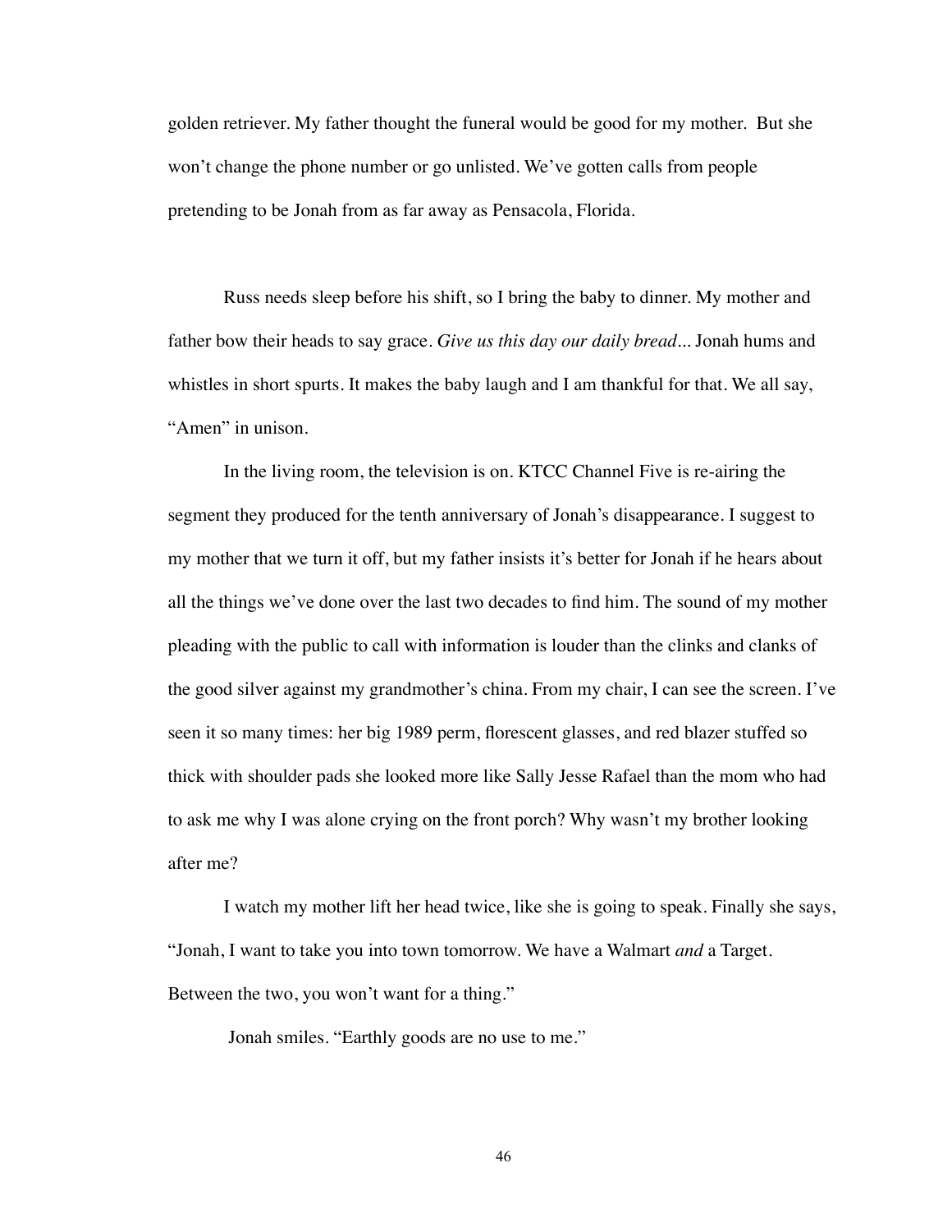golden retriever. My father thought the funeral would be good for my mother. But she won't change the phone number or go unlisted. We've gotten calls from people pretending to be Jonah from as far away as Pensacola, Florida.

Russ needs sleep before his shift, so I bring the baby to dinner. My mother and father bow their heads to say grace. *Give us this day our daily bread...* Jonah hums and whistles in short spurts. It makes the baby laugh and I am thankful for that. We all say, "Amen" in unison.

In the living room, the television is on. KTCC Channel Five is re-airing the segment they produced for the tenth anniversary of Jonah's disappearance. I suggest to my mother that we turn it off, but my father insists it's better for Jonah if he hears about all the things we've done over the last two decades to find him. The sound of my mother pleading with the public to call with information is louder than the clinks and clanks of the good silver against my grandmother's china. From my chair, I can see the screen. I've seen it so many times: her big 1989 perm, florescent glasses, and red blazer stuffed so thick with shoulder pads she looked more like Sally Jesse Rafael than the mom who had to ask me why I was alone crying on the front porch? Why wasn't my brother looking after me?

I watch my mother lift her head twice, like she is going to speak. Finally she says, "Jonah, I want to take you into town tomorrow. We have a Walmart *and* a Target. Between the two, you won't want for a thing."

Jonah smiles. "Earthly goods are no use to me."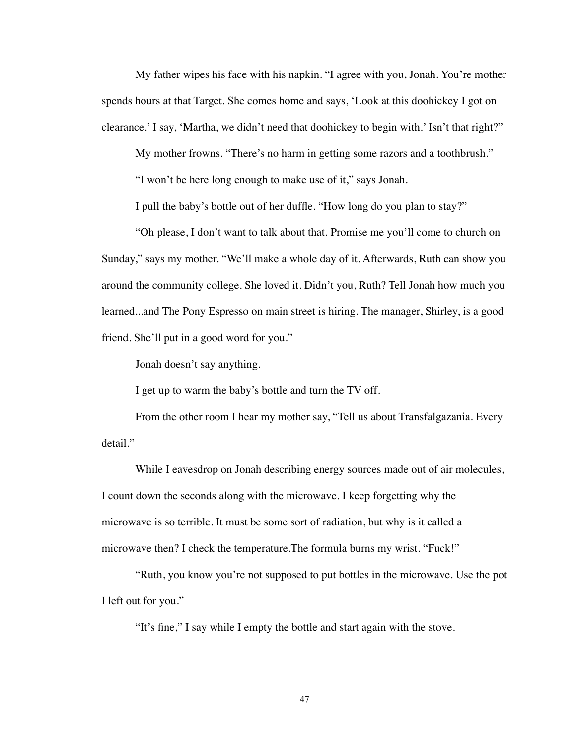My father wipes his face with his napkin. "I agree with you, Jonah. You're mother spends hours at that Target. She comes home and says, 'Look at this doohickey I got on clearance.' I say, 'Martha, we didn't need that doohickey to begin with.' Isn't that right?"

My mother frowns. "There's no harm in getting some razors and a toothbrush."

"I won't be here long enough to make use of it," says Jonah.

I pull the baby's bottle out of her duffle. "How long do you plan to stay?"

"Oh please, I don't want to talk about that. Promise me you'll come to church on Sunday," says my mother. "We'll make a whole day of it. Afterwards, Ruth can show you around the community college. She loved it. Didn't you, Ruth? Tell Jonah how much you learned...and The Pony Espresso on main street is hiring. The manager, Shirley, is a good friend. She'll put in a good word for you."

Jonah doesn't say anything.

I get up to warm the baby's bottle and turn the TV off.

From the other room I hear my mother say, "Tell us about Transfalgazania. Every detail."

While I eavesdrop on Jonah describing energy sources made out of air molecules, I count down the seconds along with the microwave. I keep forgetting why the microwave is so terrible. It must be some sort of radiation, but why is it called a microwave then? I check the temperature.The formula burns my wrist. "Fuck!"

"Ruth, you know you're not supposed to put bottles in the microwave. Use the pot I left out for you."

"It's fine," I say while I empty the bottle and start again with the stove.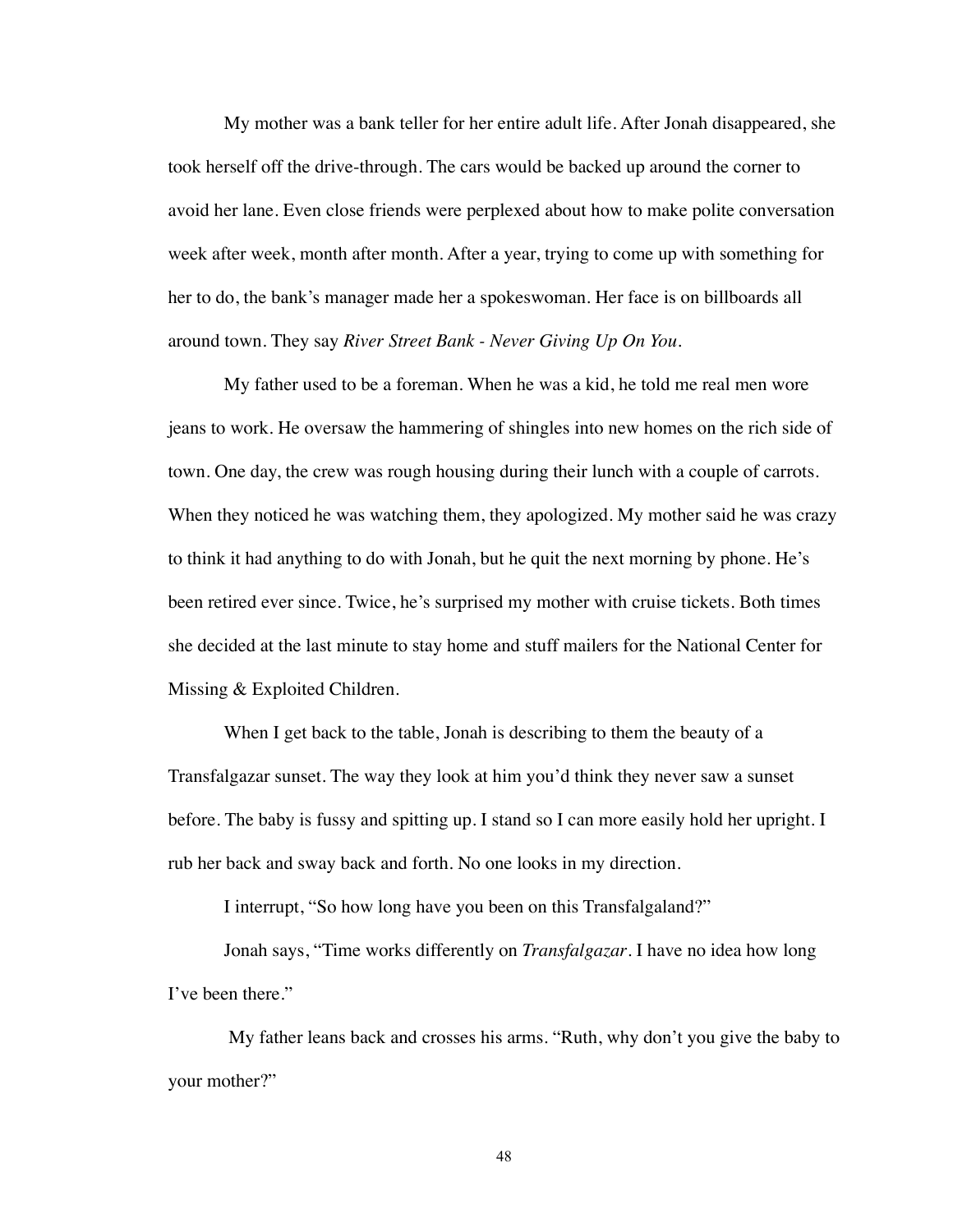My mother was a bank teller for her entire adult life. After Jonah disappeared, she took herself off the drive-through. The cars would be backed up around the corner to avoid her lane. Even close friends were perplexed about how to make polite conversation week after week, month after month. After a year, trying to come up with something for her to do, the bank's manager made her a spokeswoman. Her face is on billboards all around town. They say *River Street Bank - Never Giving Up On You*.

My father used to be a foreman. When he was a kid, he told me real men wore jeans to work. He oversaw the hammering of shingles into new homes on the rich side of town. One day, the crew was rough housing during their lunch with a couple of carrots. When they noticed he was watching them, they apologized. My mother said he was crazy to think it had anything to do with Jonah, but he quit the next morning by phone. He's been retired ever since. Twice, he's surprised my mother with cruise tickets. Both times she decided at the last minute to stay home and stuff mailers for the National Center for Missing & Exploited Children.

When I get back to the table, Jonah is describing to them the beauty of a Transfalgazar sunset. The way they look at him you'd think they never saw a sunset before. The baby is fussy and spitting up. I stand so I can more easily hold her upright. I rub her back and sway back and forth. No one looks in my direction.

I interrupt, "So how long have you been on this Transfalgaland?"

Jonah says, "Time works differently on *Transfalgazar*. I have no idea how long I've been there."

My father leans back and crosses his arms. "Ruth, why don't you give the baby to your mother?"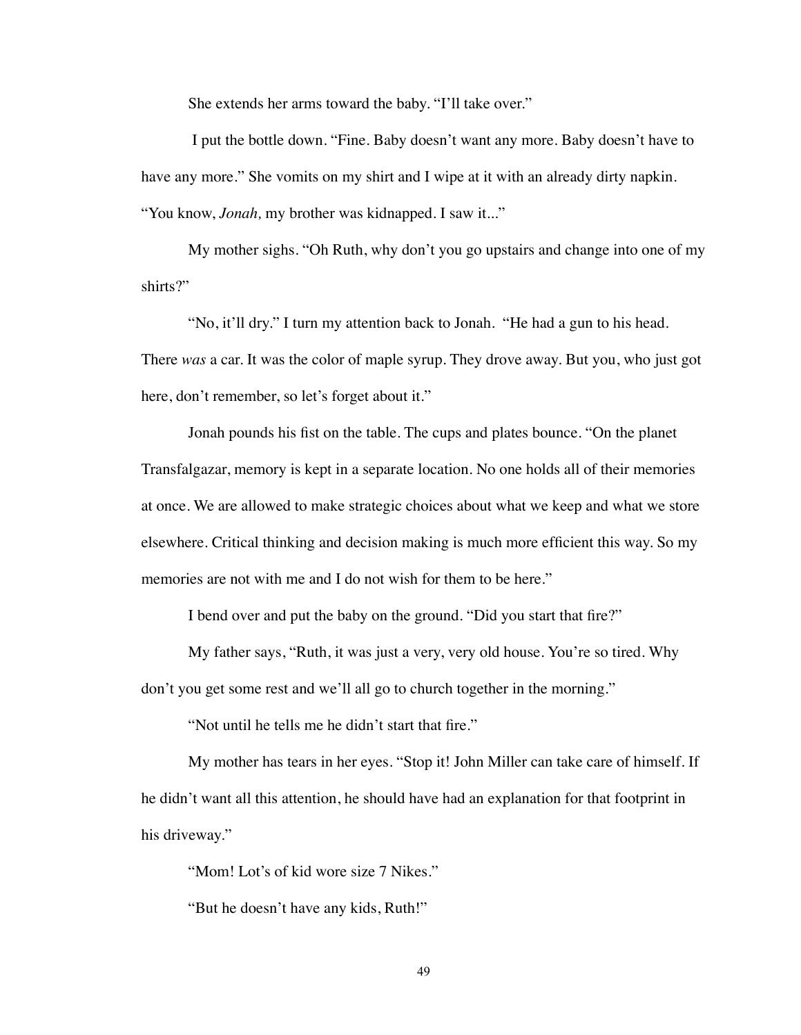She extends her arms toward the baby. "I'll take over."

I put the bottle down. "Fine. Baby doesn't want any more. Baby doesn't have to have any more." She vomits on my shirt and I wipe at it with an already dirty napkin. "You know, *Jonah,* my brother was kidnapped. I saw it..."

My mother sighs. "Oh Ruth, why don't you go upstairs and change into one of my shirts?"

"No, it'll dry." I turn my attention back to Jonah. "He had a gun to his head. There *was* a car. It was the color of maple syrup. They drove away. But you, who just got here, don't remember, so let's forget about it."

Jonah pounds his fist on the table. The cups and plates bounce. "On the planet Transfalgazar, memory is kept in a separate location. No one holds all of their memories at once. We are allowed to make strategic choices about what we keep and what we store elsewhere. Critical thinking and decision making is much more efficient this way. So my memories are not with me and I do not wish for them to be here."

I bend over and put the baby on the ground. "Did you start that fire?"

My father says, "Ruth, it was just a very, very old house. You're so tired. Why don't you get some rest and we'll all go to church together in the morning."

"Not until he tells me he didn't start that fire."

My mother has tears in her eyes. "Stop it! John Miller can take care of himself. If he didn't want all this attention, he should have had an explanation for that footprint in his driveway."

"Mom! Lot's of kid wore size 7 Nikes."

"But he doesn't have any kids, Ruth!"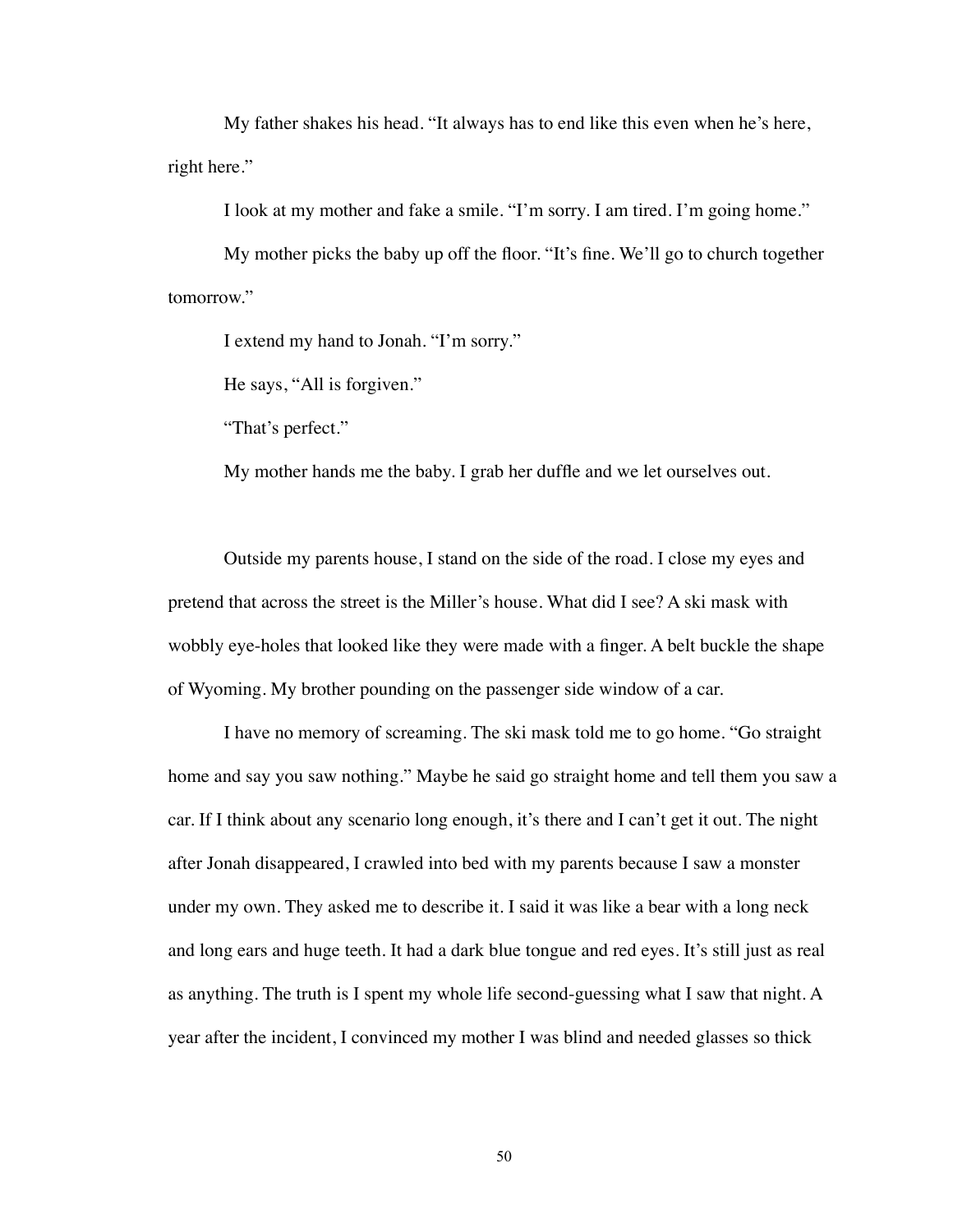My father shakes his head. “It always has to end like this even when he’s here, right here.”

I look at my mother and fake a smile. “I’m sorry. I am tired. I’m going home.”

My mother picks the baby up off the floor. “It’s fine. We’ll go to church together tomorrow.”

I extend my hand to Jonah. “I’m sorry.”

He says, “All is forgiven.”

“That’s perfect.”

My mother hands me the baby. I grab her duffle and we let ourselves out.

Outside my parents house, I stand on the side of the road. I close my eyes and pretend that across the street is the Miller’s house. What did I see? A ski mask with wobbly eye-holes that looked like they were made with a finger. A belt buckle the shape of Wyoming. My brother pounding on the passenger side window of a car.

I have no memory of screaming. The ski mask told me to go home. “Go straight home and say you saw nothing.” Maybe he said go straight home and tell them you saw a car. If I think about any scenario long enough, it’s there and I can’t get it out. The night after Jonah disappeared, I crawled into bed with my parents because I saw a monster under my own. They asked me to describe it. I said it was like a bear with a long neck and long ears and huge teeth. It had a dark blue tongue and red eyes. It’s still just as real as anything. The truth is I spent my whole life second-guessing what I saw that night. A year after the incident, I convinced my mother I was blind and needed glasses so thick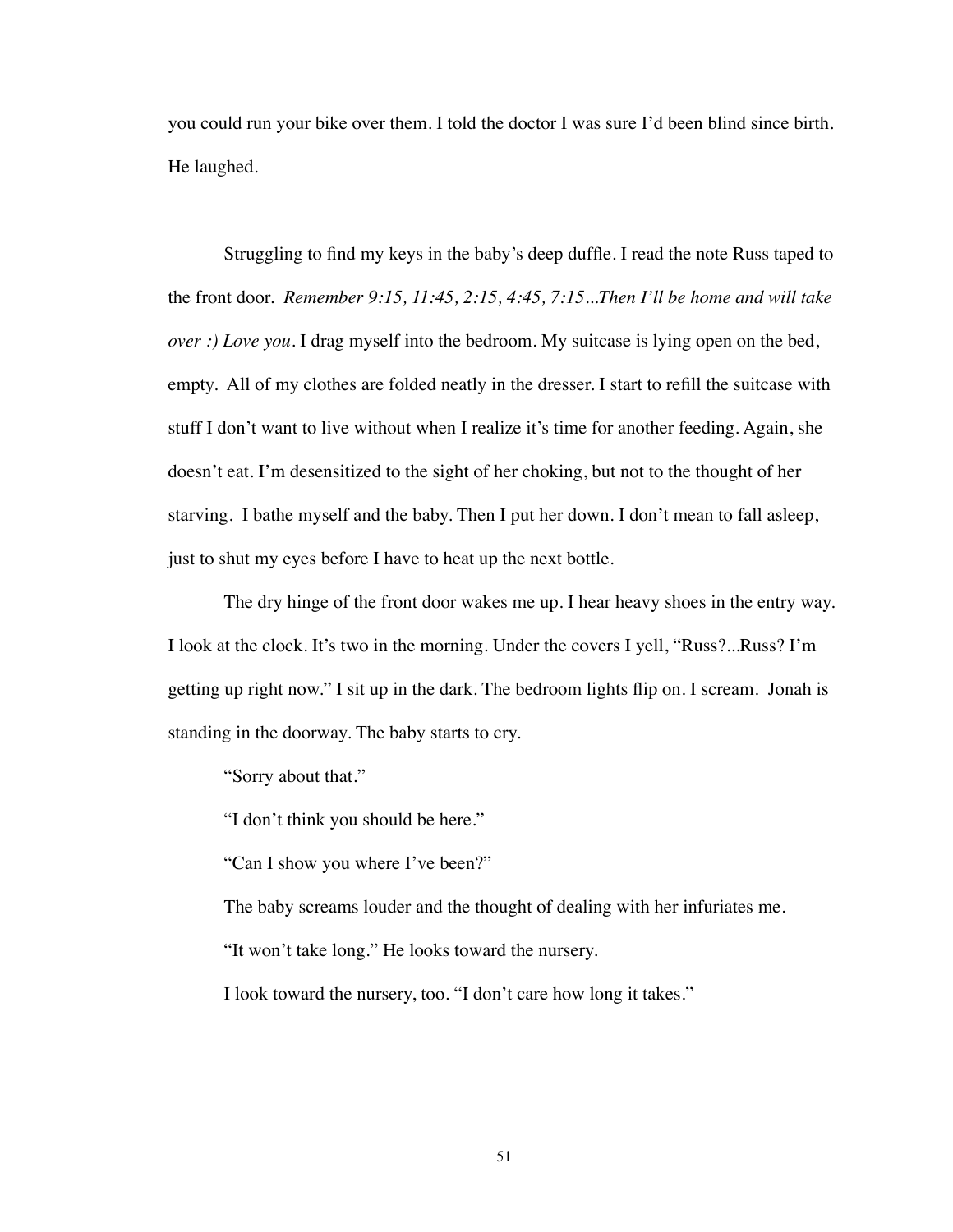you could run your bike over them. I told the doctor I was sure I'd been blind since birth. He laughed.

Struggling to find my keys in the baby's deep duffle. I read the note Russ taped to the front door. *Remember 9:15, 11:45, 2:15, 4:45, 7:15...Then I'll be home and will take over :) Love you*. I drag myself into the bedroom. My suitcase is lying open on the bed, empty. All of my clothes are folded neatly in the dresser. I start to refill the suitcase with stuff I don't want to live without when I realize it's time for another feeding. Again, she doesn't eat. I'm desensitized to the sight of her choking, but not to the thought of her starving. I bathe myself and the baby. Then I put her down. I don't mean to fall asleep, just to shut my eyes before I have to heat up the next bottle.

The dry hinge of the front door wakes me up. I hear heavy shoes in the entry way. I look at the clock. It's two in the morning. Under the covers I yell, "Russ?...Russ? I'm getting up right now." I sit up in the dark. The bedroom lights flip on. I scream. Jonah is standing in the doorway. The baby starts to cry.

"Sorry about that."

"I don't think you should be here."

"Can I show you where I've been?"

The baby screams louder and the thought of dealing with her infuriates me.

"It won't take long." He looks toward the nursery.

I look toward the nursery, too. "I don't care how long it takes."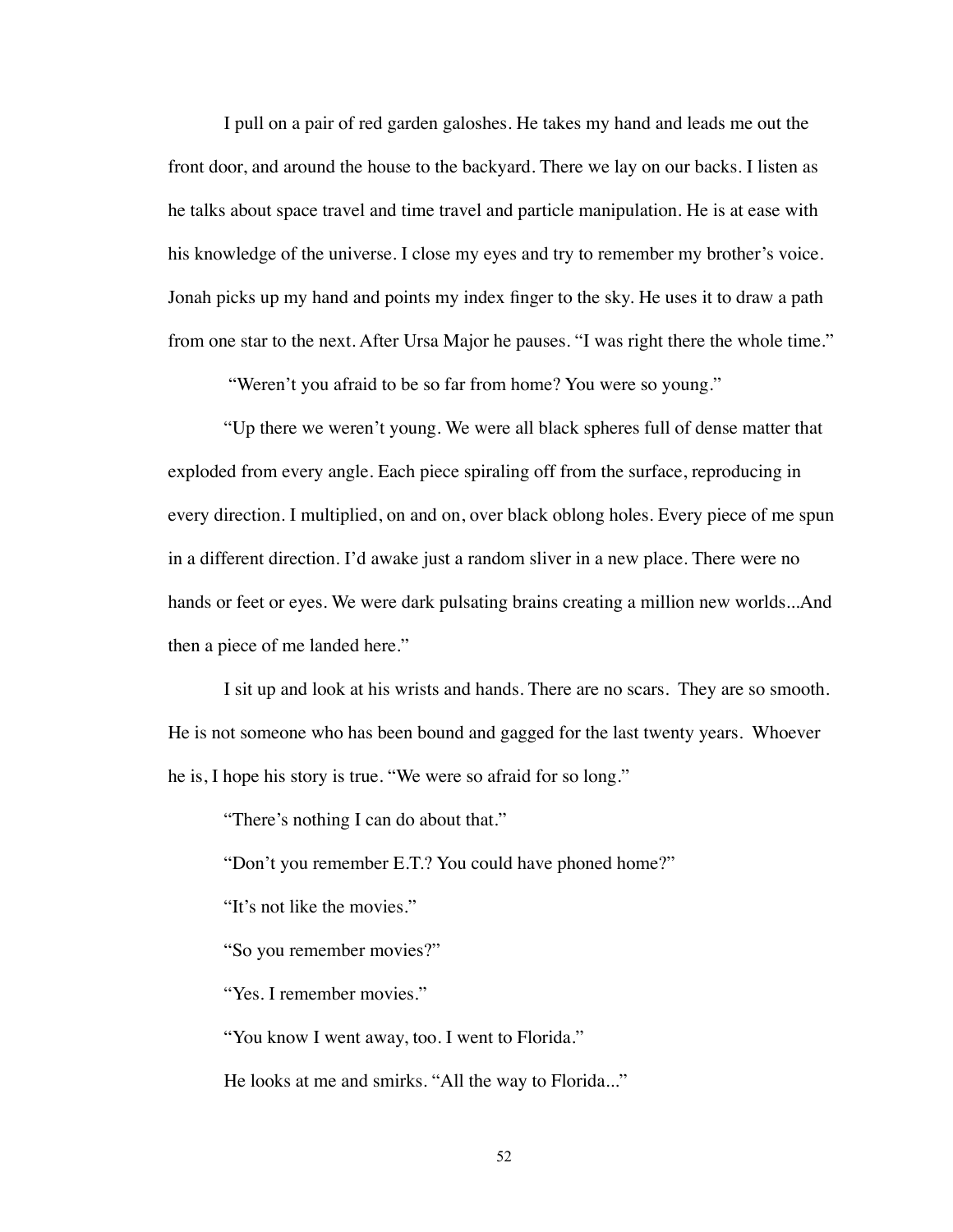I pull on a pair of red garden galoshes. He takes my hand and leads me out the front door, and around the house to the backyard. There we lay on our backs. I listen as he talks about space travel and time travel and particle manipulation. He is at ease with his knowledge of the universe. I close my eyes and try to remember my brother's voice. Jonah picks up my hand and points my index finger to the sky. He uses it to draw a path from one star to the next. After Ursa Major he pauses. "I was right there the whole time."

"Weren't you afraid to be so far from home? You were so young."

"Up there we weren't young. We were all black spheres full of dense matter that exploded from every angle. Each piece spiraling off from the surface, reproducing in every direction. I multiplied, on and on, over black oblong holes. Every piece of me spun in a different direction. I'd awake just a random sliver in a new place. There were no hands or feet or eyes. We were dark pulsating brains creating a million new worlds...And then a piece of me landed here."

I sit up and look at his wrists and hands. There are no scars. They are so smooth. He is not someone who has been bound and gagged for the last twenty years. Whoever he is, I hope his story is true. "We were so afraid for so long."

"There's nothing I can do about that."

"Don't you remember E.T.? You could have phoned home?"

"It's not like the movies."

"So you remember movies?"

"Yes. I remember movies."

"You know I went away, too. I went to Florida."

He looks at me and smirks. "All the way to Florida..."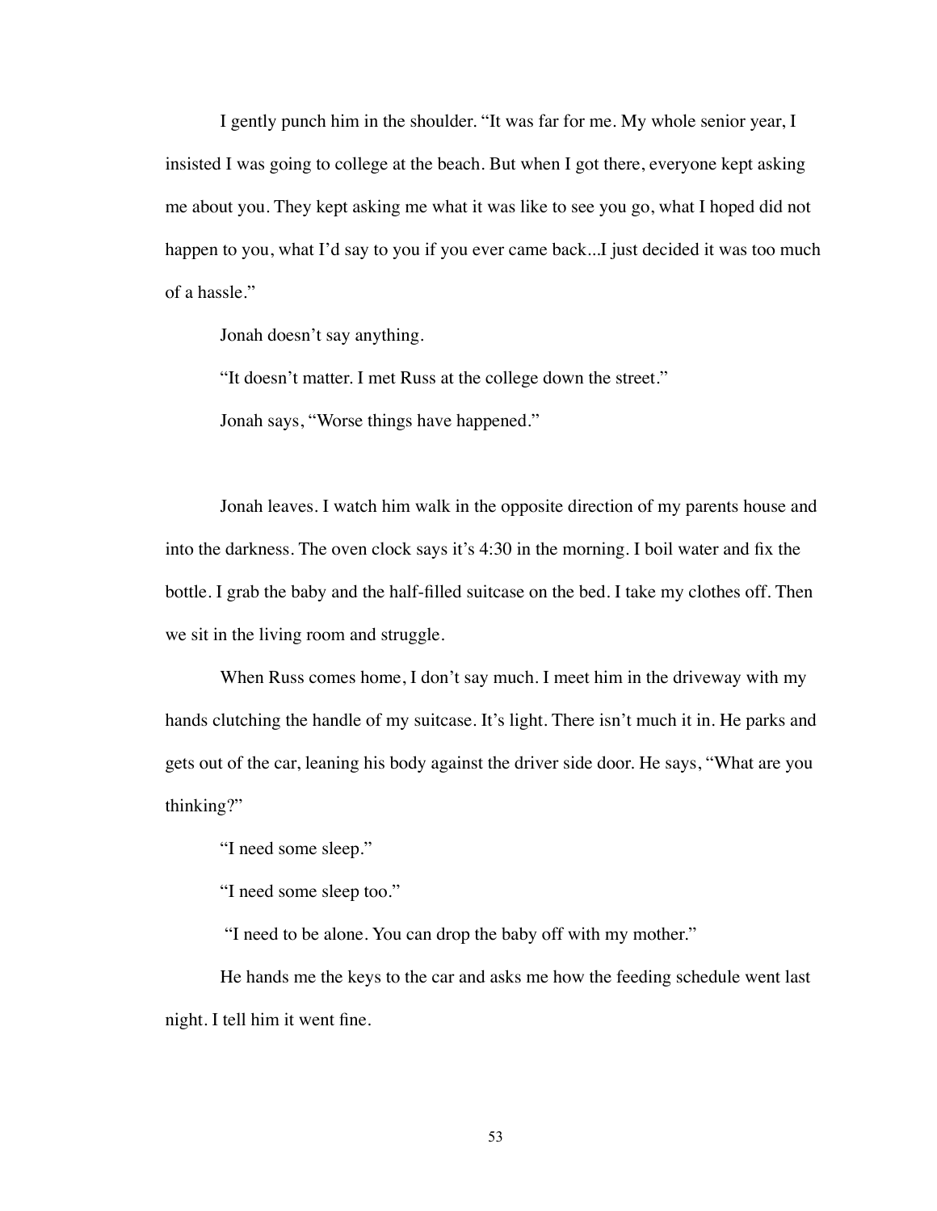I gently punch him in the shoulder. "It was far for me. My whole senior year, I insisted I was going to college at the beach. But when I got there, everyone kept asking me about you. They kept asking me what it was like to see you go, what I hoped did not happen to you, what I'd say to you if you ever came back...I just decided it was too much of a hassle."

Jonah doesn't say anything.

"It doesn't matter. I met Russ at the college down the street."

Jonah says, "Worse things have happened."

Jonah leaves. I watch him walk in the opposite direction of my parents house and into the darkness. The oven clock says it's 4:30 in the morning. I boil water and fix the bottle. I grab the baby and the half-filled suitcase on the bed. I take my clothes off. Then we sit in the living room and struggle.

When Russ comes home, I don't say much. I meet him in the driveway with my hands clutching the handle of my suitcase. It's light. There isn't much it in. He parks and gets out of the car, leaning his body against the driver side door. He says, "What are you thinking?"

"I need some sleep."

"I need some sleep too."

"I need to be alone. You can drop the baby off with my mother."

He hands me the keys to the car and asks me how the feeding schedule went last night. I tell him it went fine.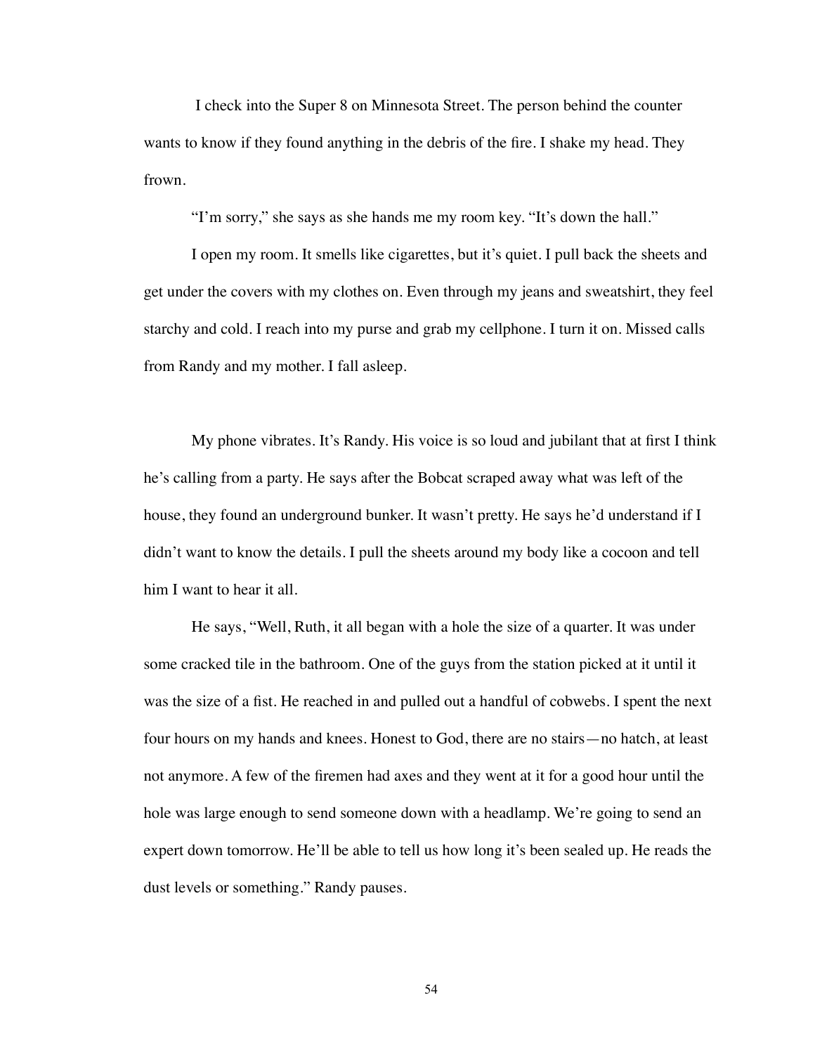I check into the Super 8 on Minnesota Street. The person behind the counter wants to know if they found anything in the debris of the fire. I shake my head. They frown.

"I'm sorry," she says as she hands me my room key. "It's down the hall."

I open my room. It smells like cigarettes, but it's quiet. I pull back the sheets and get under the covers with my clothes on. Even through my jeans and sweatshirt, they feel starchy and cold. I reach into my purse and grab my cellphone. I turn it on. Missed calls from Randy and my mother. I fall asleep.

My phone vibrates. It's Randy. His voice is so loud and jubilant that at first I think he's calling from a party. He says after the Bobcat scraped away what was left of the house, they found an underground bunker. It wasn't pretty. He says he'd understand if I didn't want to know the details. I pull the sheets around my body like a cocoon and tell him I want to hear it all.

He says, "Well, Ruth, it all began with a hole the size of a quarter. It was under some cracked tile in the bathroom. One of the guys from the station picked at it until it was the size of a fist. He reached in and pulled out a handful of cobwebs. I spent the next four hours on my hands and knees. Honest to God, there are no stairs—no hatch, at least not anymore. A few of the firemen had axes and they went at it for a good hour until the hole was large enough to send someone down with a headlamp. We're going to send an expert down tomorrow. He'll be able to tell us how long it's been sealed up. He reads the dust levels or something." Randy pauses.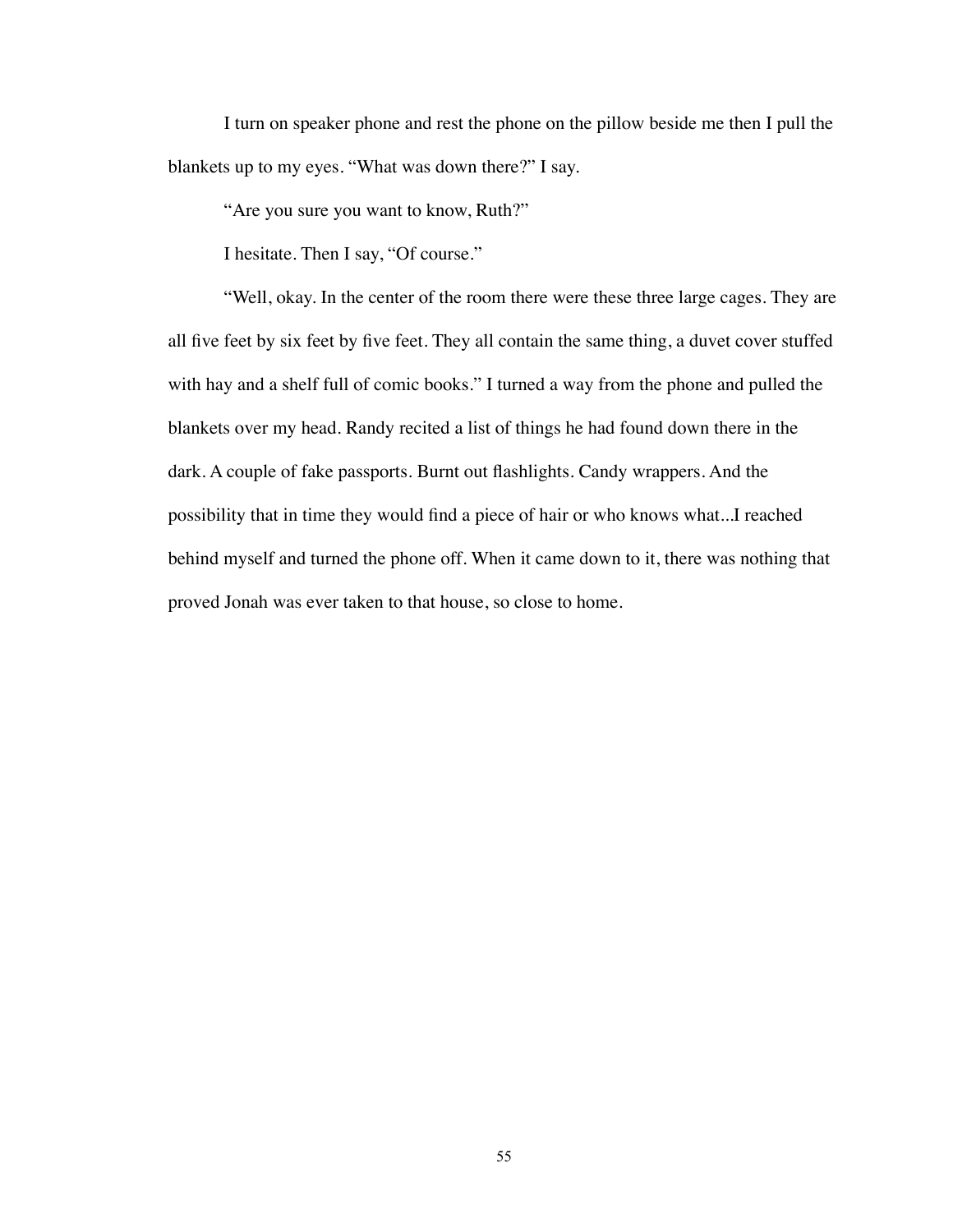I turn on speaker phone and rest the phone on the pillow beside me then I pull the blankets up to my eyes. "What was down there?" I say.

"Are you sure you want to know, Ruth?"

I hesitate. Then I say, "Of course."

"Well, okay. In the center of the room there were these three large cages. They are all five feet by six feet by five feet. They all contain the same thing, a duvet cover stuffed with hay and a shelf full of comic books." I turned a way from the phone and pulled the blankets over my head. Randy recited a list of things he had found down there in the dark. A couple of fake passports. Burnt out flashlights. Candy wrappers. And the possibility that in time they would find a piece of hair or who knows what...I reached behind myself and turned the phone off. When it came down to it, there was nothing that proved Jonah was ever taken to that house, so close to home.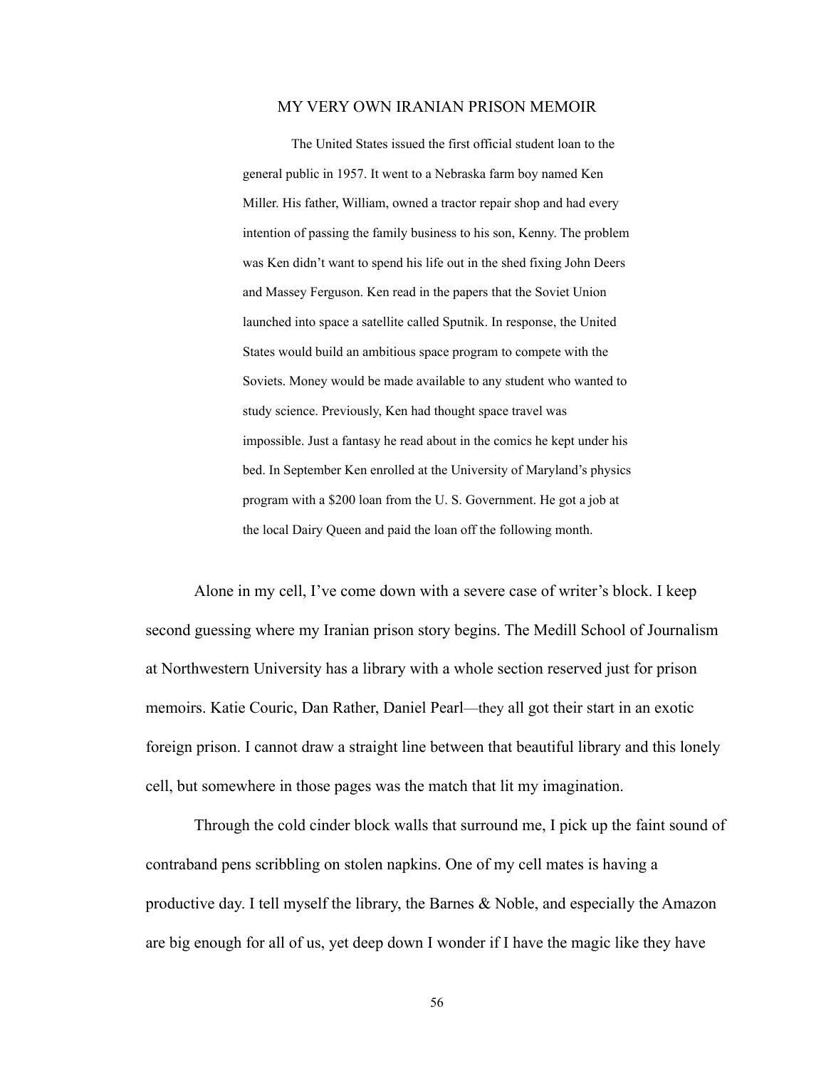## MY VERY OWN IRANIAN PRISON MEMOIR

> The United States issued the first official student loan to the general public in 1957. It went to a Nebraska farm boy named Ken Miller. His father, William, owned a tractor repair shop and had every intention of passing the family business to his son, Kenny. The problem was Ken didn't want to spend his life out in the shed fixing John Deers and Massey Ferguson. Ken read in the papers that the Soviet Union launched into space a satellite called Sputnik. In response, the United States would build an ambitious space program to compete with the Soviets. Money would be made available to any student who wanted to study science. Previously, Ken had thought space travel was impossible. Just a fantasy he read about in the comics he kept under his bed. In September Ken enrolled at the University of Maryland's physics program with a $200 loan from the U. S. Government. He got a job at the local Dairy Queen and paid the loan off the following month.

Alone in my cell, I've come down with a severe case of writer's block. I keep second guessing where my Iranian prison story begins. The Medill School of Journalism at Northwestern University has a library with a whole section reserved just for prison memoirs. Katie Couric, Dan Rather, Daniel Pearl—they all got their start in an exotic foreign prison. I cannot draw a straight line between that beautiful library and this lonely cell, but somewhere in those pages was the match that lit my imagination.

Through the cold cinder block walls that surround me, I pick up the faint sound of contraband pens scribbling on stolen napkins. One of my cell mates is having a productive day. I tell myself the library, the Barnes & Noble, and especially the Amazon are big enough for all of us, yet deep down I wonder if I have the magic like they have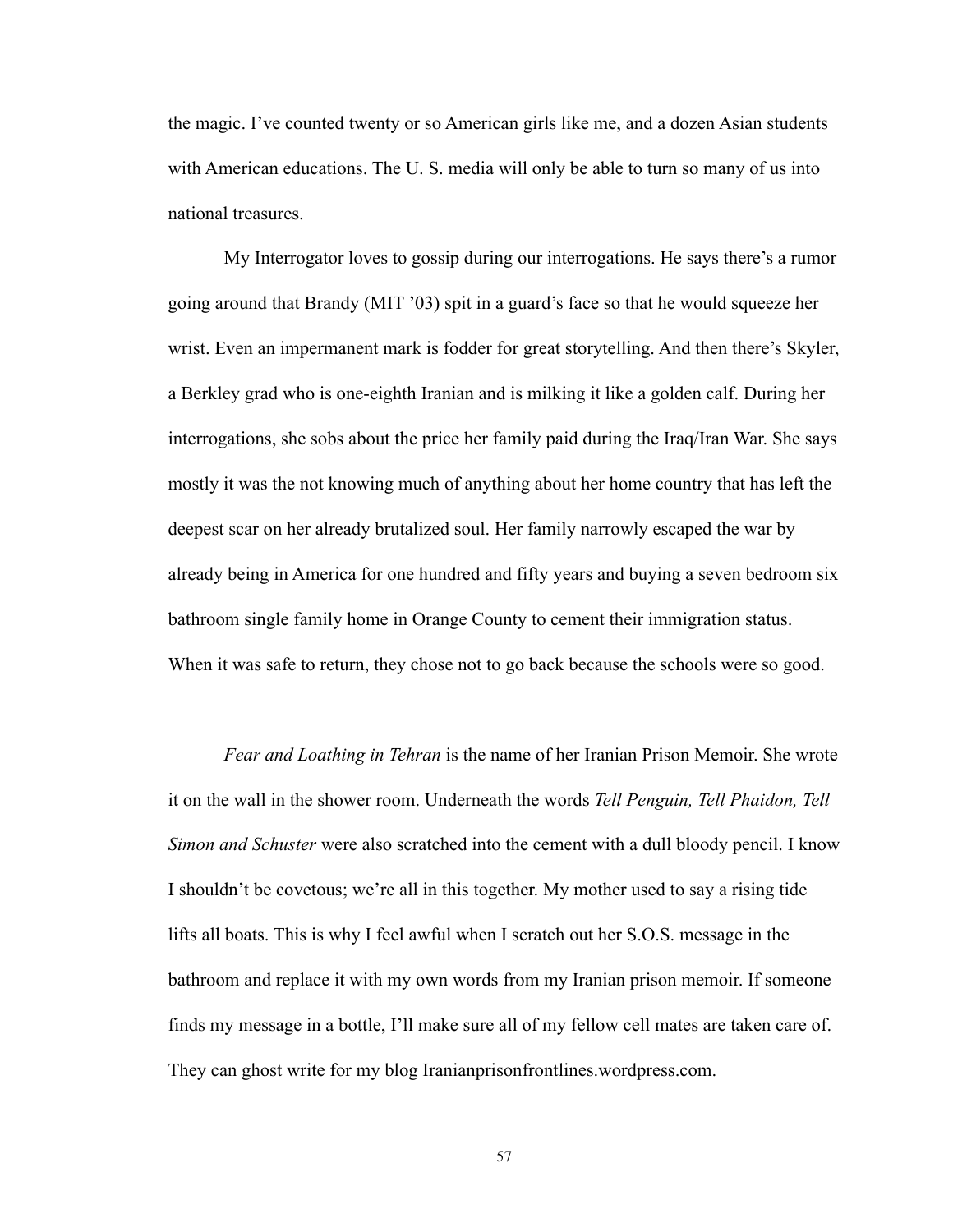the magic. I've counted twenty or so American girls like me, and a dozen Asian students with American educations. The U. S. media will only be able to turn so many of us into national treasures.

My Interrogator loves to gossip during our interrogations. He says there's a rumor going around that Brandy (MIT '03) spit in a guard's face so that he would squeeze her wrist. Even an impermanent mark is fodder for great storytelling. And then there's Skyler, a Berkley grad who is one-eighth Iranian and is milking it like a golden calf. During her interrogations, she sobs about the price her family paid during the Iraq/Iran War. She says mostly it was the not knowing much of anything about her home country that has left the deepest scar on her already brutalized soul. Her family narrowly escaped the war by already being in America for one hundred and fifty years and buying a seven bedroom six bathroom single family home in Orange County to cement their immigration status. When it was safe to return, they chose not to go back because the schools were so good.

*Fear and Loathing in Tehran* is the name of her Iranian Prison Memoir. She wrote it on the wall in the shower room. Underneath the words *Tell Penguin, Tell Phaidon, Tell Simon and Schuster* were also scratched into the cement with a dull bloody pencil. I know I shouldn't be covetous; we're all in this together. My mother used to say a rising tide lifts all boats. This is why I feel awful when I scratch out her S.O.S. message in the bathroom and replace it with my own words from my Iranian prison memoir. If someone finds my message in a bottle, I'll make sure all of my fellow cell mates are taken care of. They can ghost write for my blog Iranianprisonfrontlines.wordpress.com.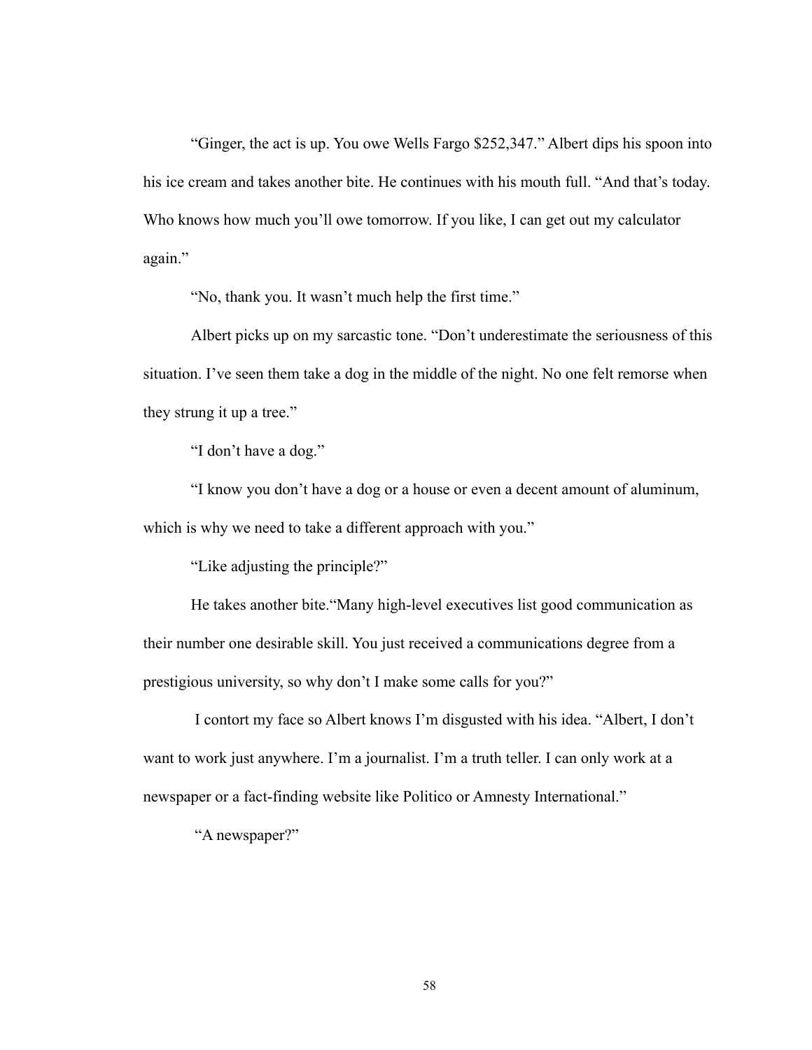"Ginger, the act is up. You owe Wells Fargo $252,347." Albert dips his spoon into his ice cream and takes another bite. He continues with his mouth full. "And that's today. Who knows how much you'll owe tomorrow. If you like, I can get out my calculator again."

"No, thank you. It wasn't much help the first time."

Albert picks up on my sarcastic tone. "Don't underestimate the seriousness of this situation. I've seen them take a dog in the middle of the night. No one felt remorse when they strung it up a tree."

"I don't have a dog."

"I know you don't have a dog or a house or even a decent amount of aluminum, which is why we need to take a different approach with you."

"Like adjusting the principle?"

He takes another bite."Many high-level executives list good communication as their number one desirable skill. You just received a communications degree from a prestigious university, so why don't I make some calls for you?"

I contort my face so Albert knows I'm disgusted with his idea. "Albert, I don't want to work just anywhere. I'm a journalist. I'm a truth teller. I can only work at a newspaper or a fact-finding website like Politico or Amnesty International."

"A newspaper?"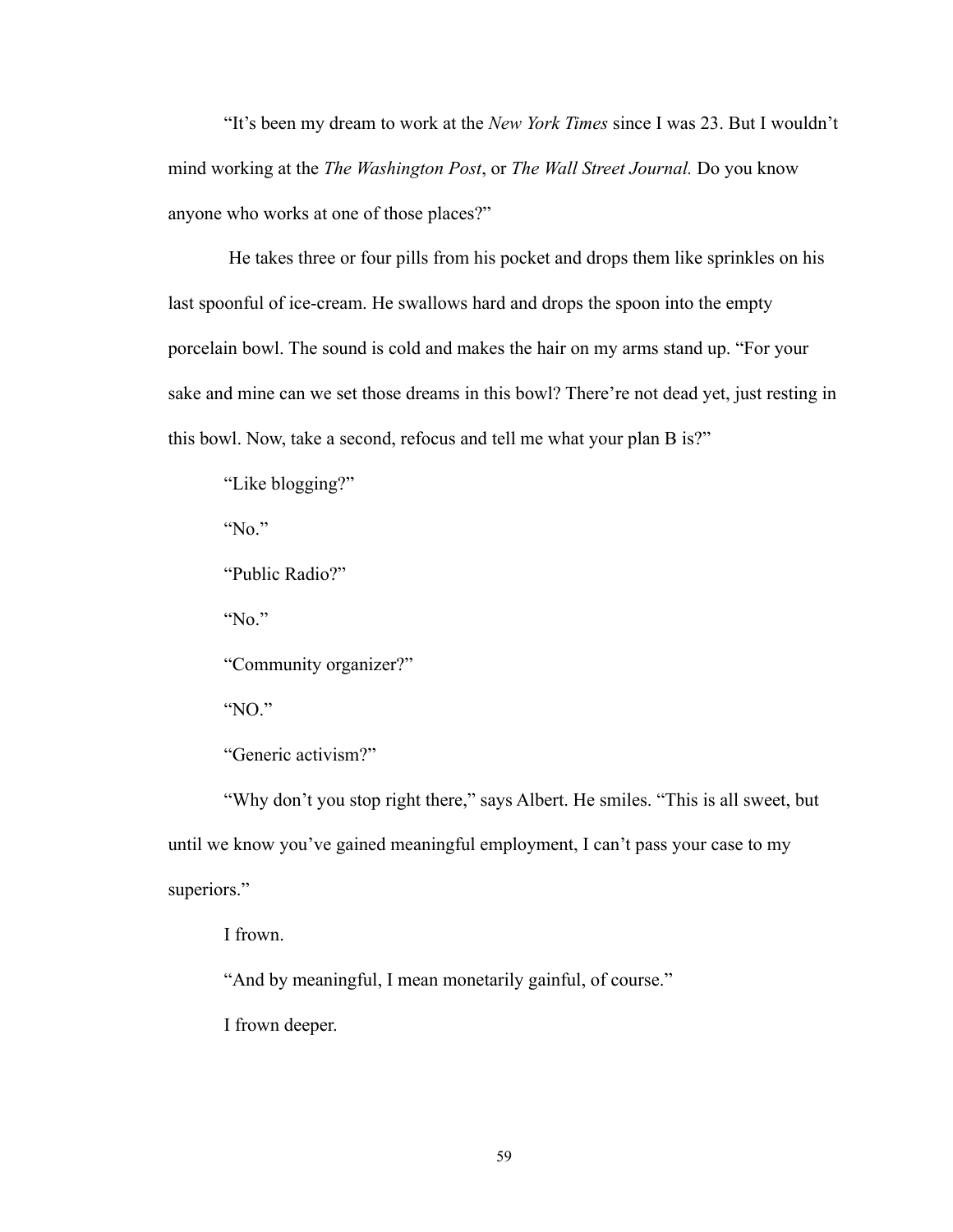"It's been my dream to work at the *New York Times* since I was 23. But I wouldn't mind working at the *The Washington Post*, or *The Wall Street Journal.* Do you know anyone who works at one of those places?"

He takes three or four pills from his pocket and drops them like sprinkles on his last spoonful of ice-cream. He swallows hard and drops the spoon into the empty porcelain bowl. The sound is cold and makes the hair on my arms stand up. "For your sake and mine can we set those dreams in this bowl? There're not dead yet, just resting in this bowl. Now, take a second, refocus and tell me what your plan B is?"

"Like blogging?"

"No."

"Public Radio?"

"No."

"Community organizer?"

"NO."

"Generic activism?"

"Why don't you stop right there," says Albert. He smiles. "This is all sweet, but until we know you've gained meaningful employment, I can't pass your case to my superiors."

I frown.

"And by meaningful, I mean monetarily gainful, of course."

I frown deeper.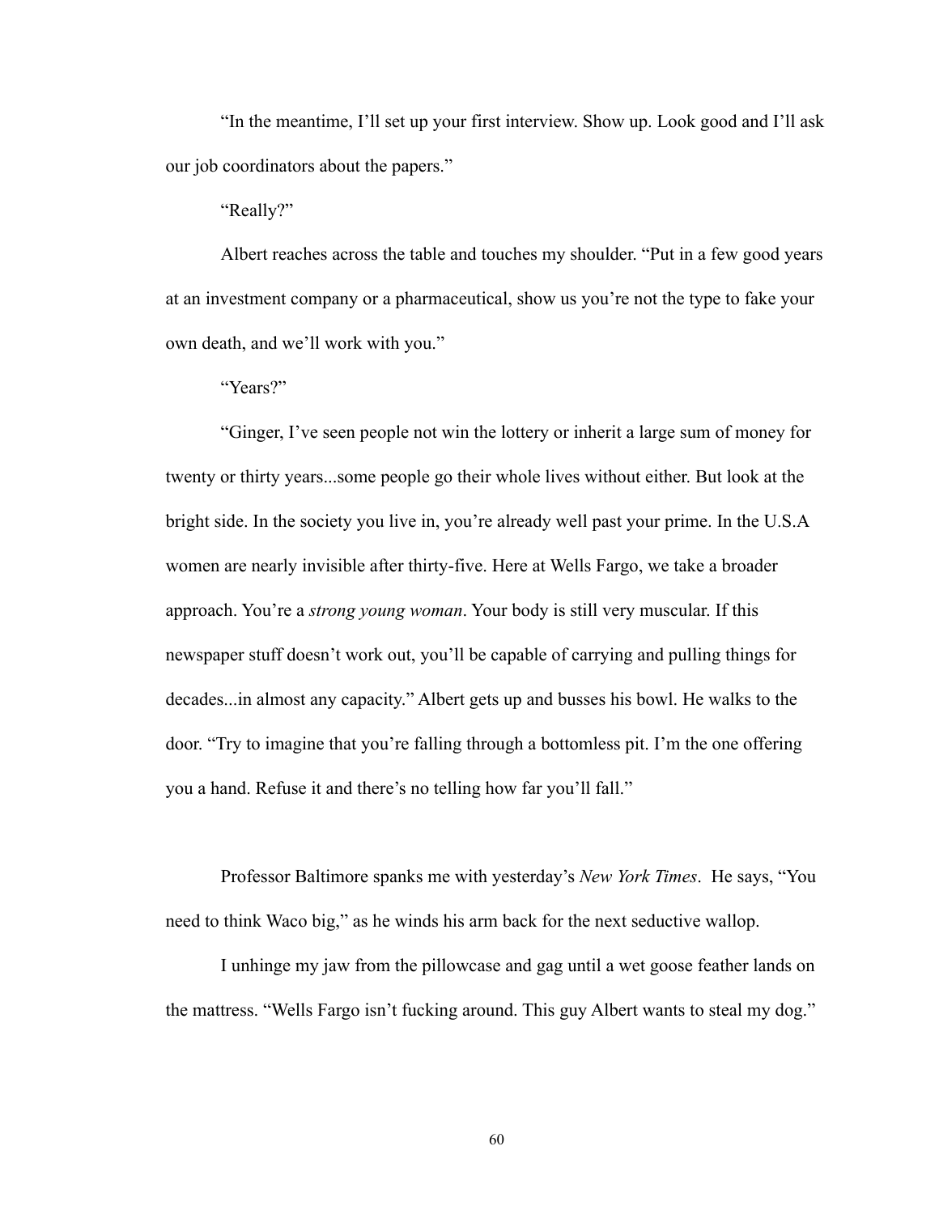"In the meantime, I'll set up your first interview. Show up. Look good and I'll ask our job coordinators about the papers."

"Really?"

Albert reaches across the table and touches my shoulder. "Put in a few good years at an investment company or a pharmaceutical, show us you're not the type to fake your own death, and we'll work with you."

"Years?"

"Ginger, I've seen people not win the lottery or inherit a large sum of money for twenty or thirty years...some people go their whole lives without either. But look at the bright side. In the society you live in, you're already well past your prime. In the U.S.A women are nearly invisible after thirty-five. Here at Wells Fargo, we take a broader approach. You're a *strong young woman*. Your body is still very muscular. If this newspaper stuff doesn't work out, you'll be capable of carrying and pulling things for decades...in almost any capacity." Albert gets up and busses his bowl. He walks to the door. "Try to imagine that you're falling through a bottomless pit. I'm the one offering you a hand. Refuse it and there's no telling how far you'll fall."

Professor Baltimore spanks me with yesterday's *New York Times*. He says, "You need to think Waco big," as he winds his arm back for the next seductive wallop.

I unhinge my jaw from the pillowcase and gag until a wet goose feather lands on the mattress. "Wells Fargo isn't fucking around. This guy Albert wants to steal my dog."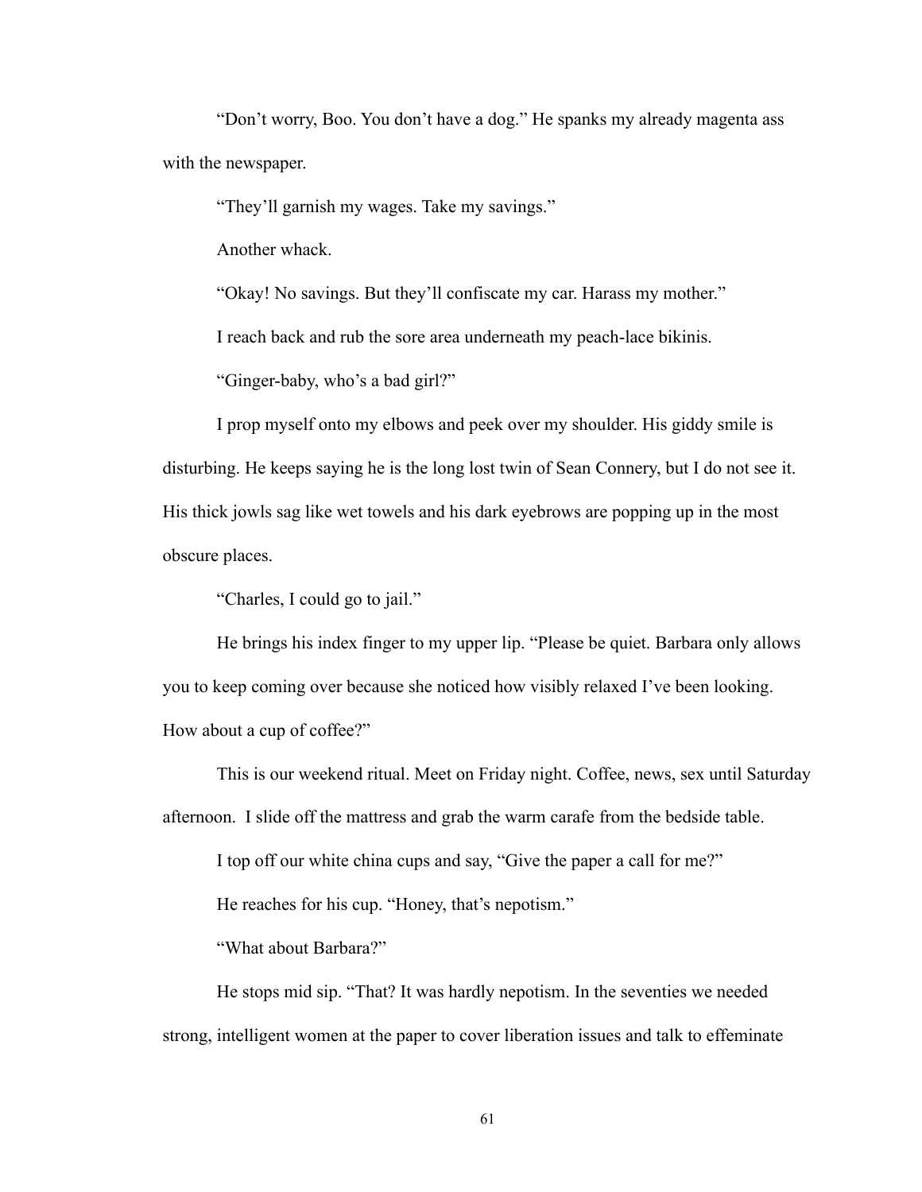"Don't worry, Boo. You don't have a dog." He spanks my already magenta ass with the newspaper.

"They'll garnish my wages. Take my savings."

Another whack.

"Okay! No savings. But they'll confiscate my car. Harass my mother."

I reach back and rub the sore area underneath my peach-lace bikinis.

"Ginger-baby, who's a bad girl?"

I prop myself onto my elbows and peek over my shoulder. His giddy smile is disturbing. He keeps saying he is the long lost twin of Sean Connery, but I do not see it. His thick jowls sag like wet towels and his dark eyebrows are popping up in the most obscure places.

"Charles, I could go to jail."

He brings his index finger to my upper lip. "Please be quiet. Barbara only allows you to keep coming over because she noticed how visibly relaxed I've been looking. How about a cup of coffee?"

This is our weekend ritual. Meet on Friday night. Coffee, news, sex until Saturday afternoon. I slide off the mattress and grab the warm carafe from the bedside table.

I top off our white china cups and say, "Give the paper a call for me?"

He reaches for his cup. "Honey, that's nepotism."

"What about Barbara?"

He stops mid sip. "That? It was hardly nepotism. In the seventies we needed strong, intelligent women at the paper to cover liberation issues and talk to effeminate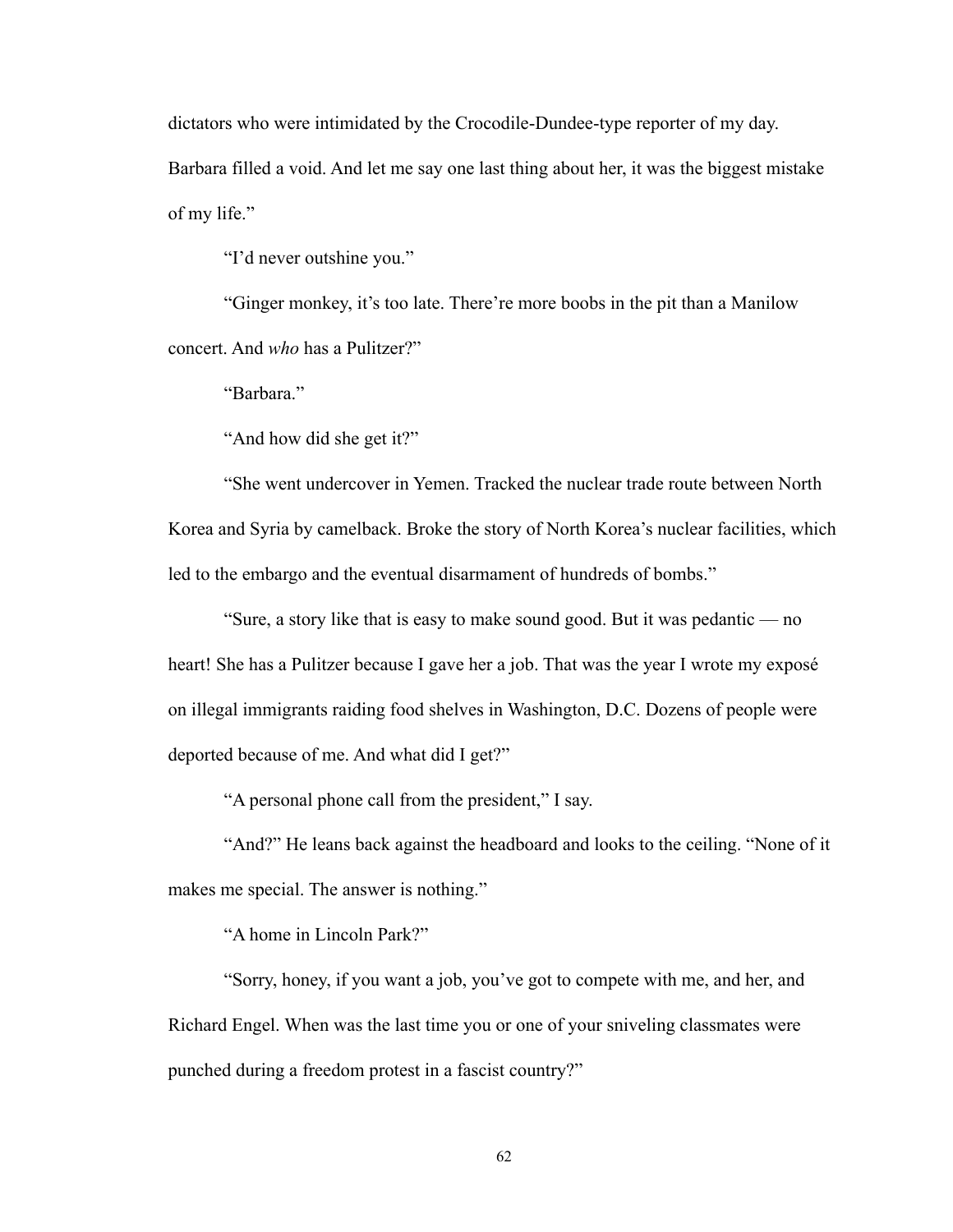dictators who were intimidated by the Crocodile-Dundee-type reporter of my day. Barbara filled a void. And let me say one last thing about her, it was the biggest mistake of my life."

"I'd never outshine you."

"Ginger monkey, it's too late. There're more boobs in the pit than a Manilow concert. And *who* has a Pulitzer?"

"Barbara."

"And how did she get it?"

"She went undercover in Yemen. Tracked the nuclear trade route between North Korea and Syria by camelback. Broke the story of North Korea's nuclear facilities, which led to the embargo and the eventual disarmament of hundreds of bombs."

"Sure, a story like that is easy to make sound good. But it was pedantic — no heart! She has a Pulitzer because I gave her a job. That was the year I wrote my exposé on illegal immigrants raiding food shelves in Washington, D.C. Dozens of people were deported because of me. And what did I get?"

"A personal phone call from the president," I say.

"And?" He leans back against the headboard and looks to the ceiling. "None of it makes me special. The answer is nothing."

"A home in Lincoln Park?"

"Sorry, honey, if you want a job, you've got to compete with me, and her, and Richard Engel. When was the last time you or one of your sniveling classmates were punched during a freedom protest in a fascist country?"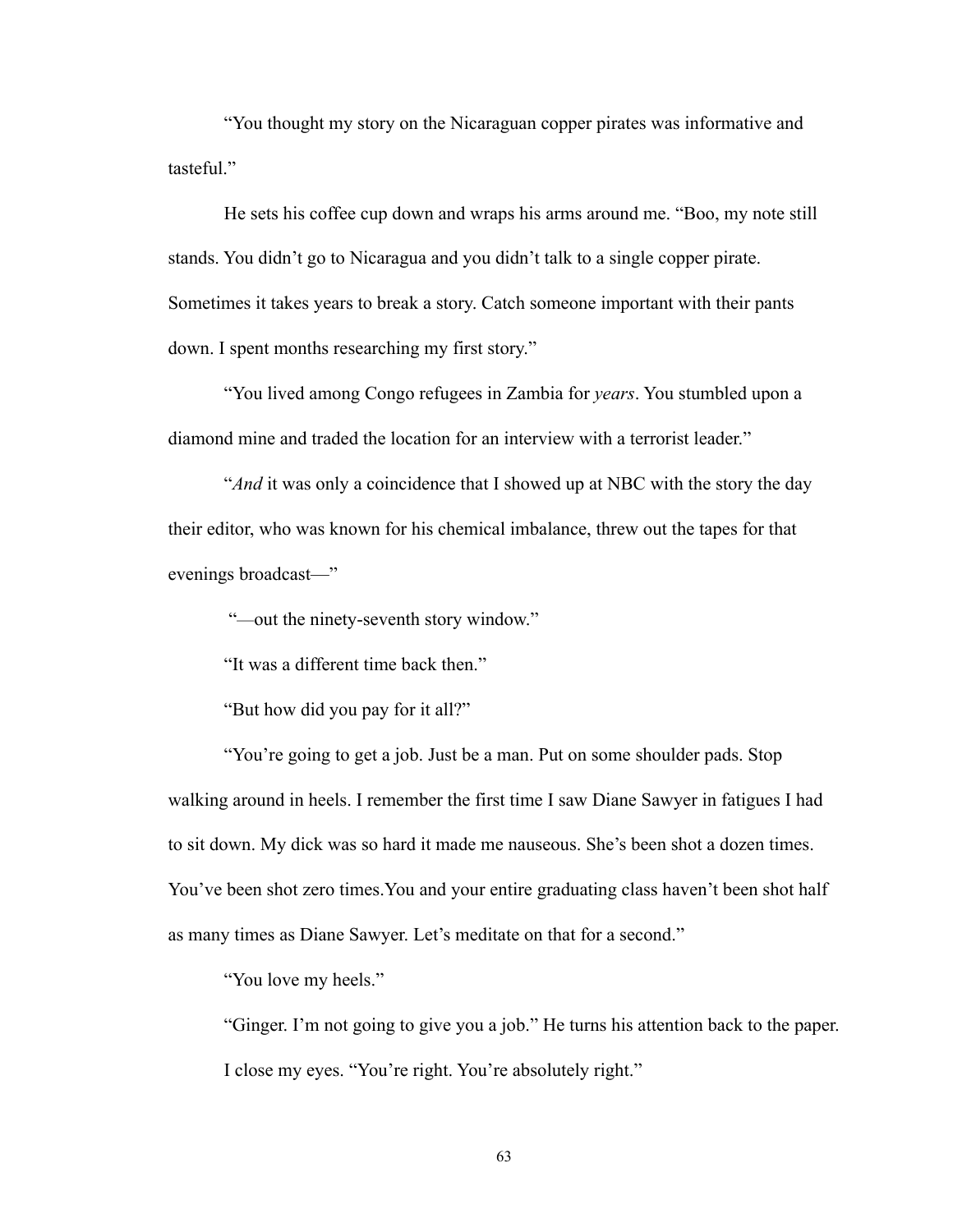"You thought my story on the Nicaraguan copper pirates was informative and tasteful."

He sets his coffee cup down and wraps his arms around me. "Boo, my note still stands. You didn't go to Nicaragua and you didn't talk to a single copper pirate. Sometimes it takes years to break a story. Catch someone important with their pants down. I spent months researching my first story."

"You lived among Congo refugees in Zambia for *years*. You stumbled upon a diamond mine and traded the location for an interview with a terrorist leader."

"*And* it was only a coincidence that I showed up at NBC with the story the day their editor, who was known for his chemical imbalance, threw out the tapes for that evenings broadcast—"

"—out the ninety-seventh story window."

"It was a different time back then."

"But how did you pay for it all?"

"You're going to get a job. Just be a man. Put on some shoulder pads. Stop walking around in heels. I remember the first time I saw Diane Sawyer in fatigues I had to sit down. My dick was so hard it made me nauseous. She's been shot a dozen times. You've been shot zero times.You and your entire graduating class haven't been shot half as many times as Diane Sawyer. Let's meditate on that for a second."

"You love my heels."

"Ginger. I'm not going to give you a job." He turns his attention back to the paper.

I close my eyes. "You're right. You're absolutely right."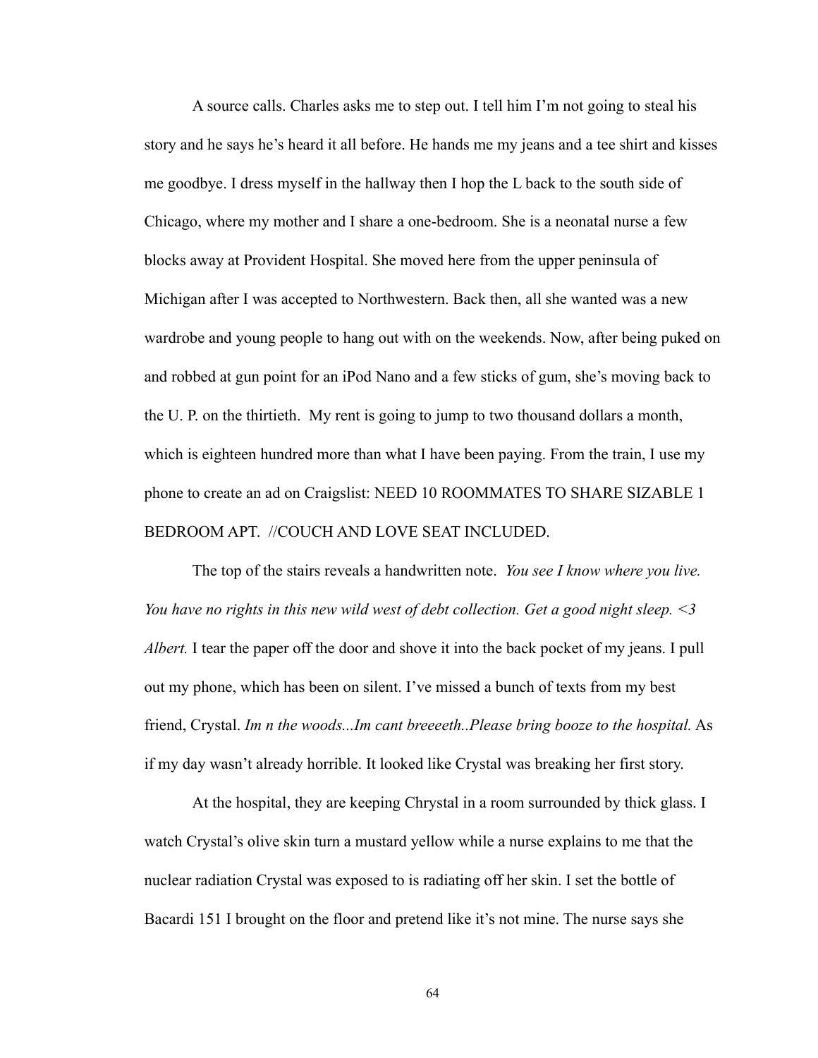A source calls. Charles asks me to step out. I tell him I'm not going to steal his story and he says he's heard it all before. He hands me my jeans and a tee shirt and kisses me goodbye. I dress myself in the hallway then I hop the L back to the south side of Chicago, where my mother and I share a one-bedroom. She is a neonatal nurse a few blocks away at Provident Hospital. She moved here from the upper peninsula of Michigan after I was accepted to Northwestern. Back then, all she wanted was a new wardrobe and young people to hang out with on the weekends. Now, after being puked on and robbed at gun point for an iPod Nano and a few sticks of gum, she's moving back to the U. P. on the thirtieth. My rent is going to jump to two thousand dollars a month, which is eighteen hundred more than what I have been paying. From the train, I use my phone to create an ad on Craigslist: NEED 10 ROOMMATES TO SHARE SIZABLE 1 BEDROOM APT. //COUCH AND LOVE SEAT INCLUDED.

The top of the stairs reveals a handwritten note. *You see I know where you live. You have no rights in this new wild west of debt collection. Get a good night sleep. <3 Albert.* I tear the paper off the door and shove it into the back pocket of my jeans. I pull out my phone, which has been on silent. I've missed a bunch of texts from my best friend, Crystal. *Im n the woods...Im cant breeeeth..Please bring booze to the hospital.* As if my day wasn't already horrible. It looked like Crystal was breaking her first story.

At the hospital, they are keeping Chrystal in a room surrounded by thick glass. I watch Crystal's olive skin turn a mustard yellow while a nurse explains to me that the nuclear radiation Crystal was exposed to is radiating off her skin. I set the bottle of Bacardi 151 I brought on the floor and pretend like it's not mine. The nurse says she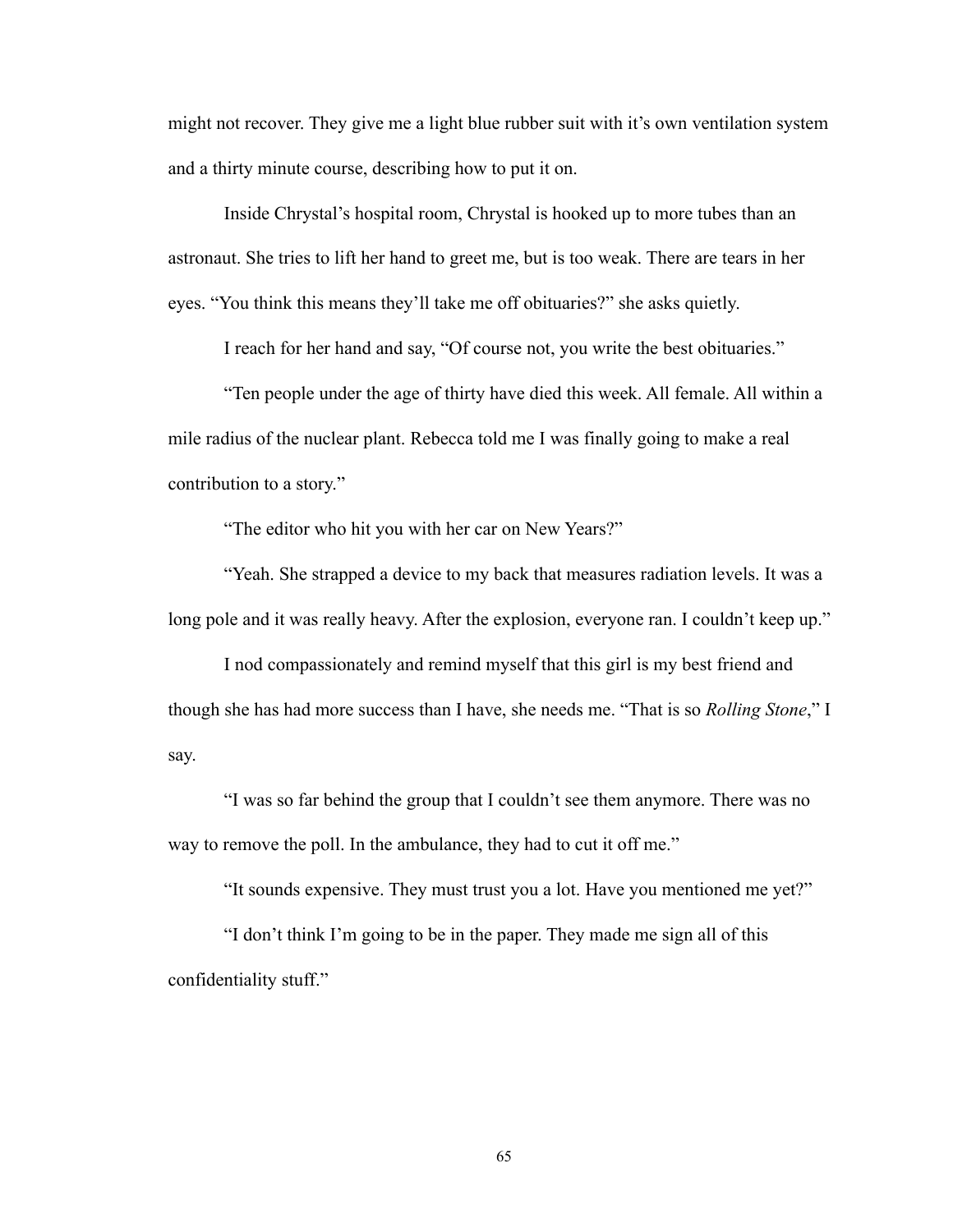might not recover. They give me a light blue rubber suit with it's own ventilation system and a thirty minute course, describing how to put it on.

Inside Chrystal's hospital room, Chrystal is hooked up to more tubes than an astronaut. She tries to lift her hand to greet me, but is too weak. There are tears in her eyes. "You think this means they'll take me off obituaries?" she asks quietly.

I reach for her hand and say, "Of course not, you write the best obituaries."

"Ten people under the age of thirty have died this week. All female. All within a mile radius of the nuclear plant. Rebecca told me I was finally going to make a real contribution to a story."

"The editor who hit you with her car on New Years?"

"Yeah. She strapped a device to my back that measures radiation levels. It was a long pole and it was really heavy. After the explosion, everyone ran. I couldn't keep up."

I nod compassionately and remind myself that this girl is my best friend and though she has had more success than I have, she needs me. "That is so *Rolling Stone*," I say.

"I was so far behind the group that I couldn't see them anymore. There was no way to remove the poll. In the ambulance, they had to cut it off me."

"It sounds expensive. They must trust you a lot. Have you mentioned me yet?"

"I don't think I'm going to be in the paper. They made me sign all of this confidentiality stuff."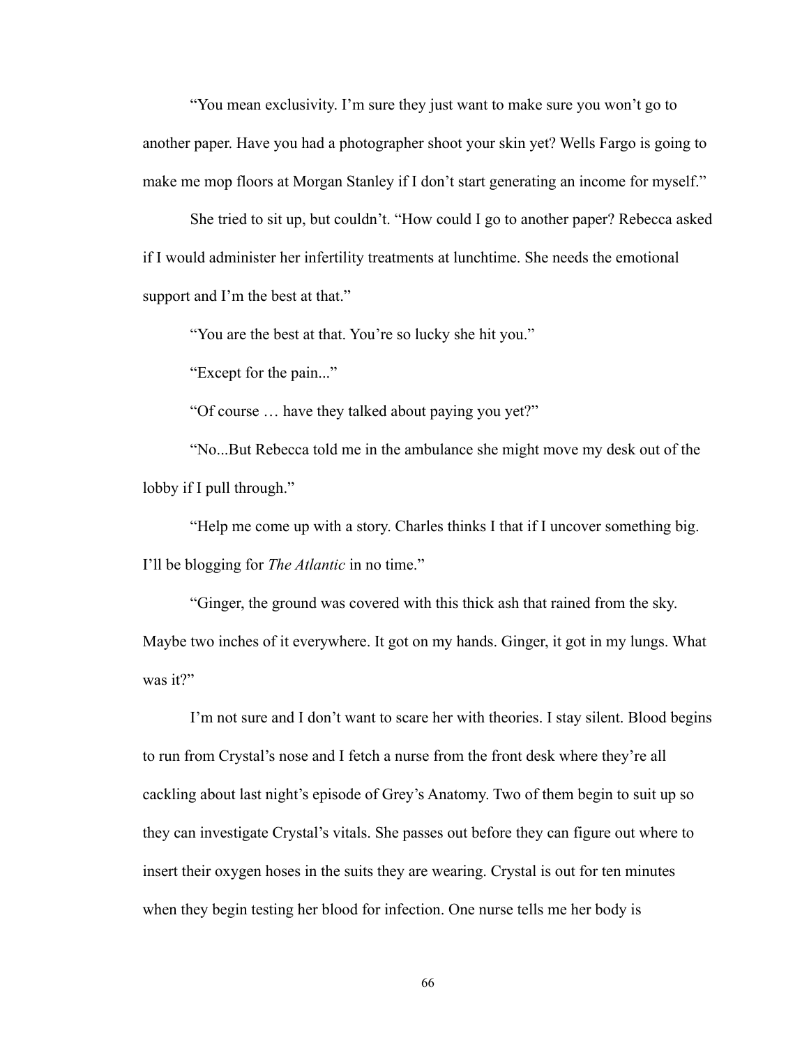"You mean exclusivity. I'm sure they just want to make sure you won't go to another paper. Have you had a photographer shoot your skin yet? Wells Fargo is going to make me mop floors at Morgan Stanley if I don't start generating an income for myself."

She tried to sit up, but couldn't. "How could I go to another paper? Rebecca asked if I would administer her infertility treatments at lunchtime. She needs the emotional support and I'm the best at that."

"You are the best at that. You're so lucky she hit you."

"Except for the pain..."

"Of course … have they talked about paying you yet?"

"No...But Rebecca told me in the ambulance she might move my desk out of the lobby if I pull through."

"Help me come up with a story. Charles thinks I that if I uncover something big. I'll be blogging for *The Atlantic* in no time."

"Ginger, the ground was covered with this thick ash that rained from the sky. Maybe two inches of it everywhere. It got on my hands. Ginger, it got in my lungs. What was it?"

I'm not sure and I don't want to scare her with theories. I stay silent. Blood begins to run from Crystal's nose and I fetch a nurse from the front desk where they're all cackling about last night's episode of Grey's Anatomy. Two of them begin to suit up so they can investigate Crystal's vitals. She passes out before they can figure out where to insert their oxygen hoses in the suits they are wearing. Crystal is out for ten minutes when they begin testing her blood for infection. One nurse tells me her body is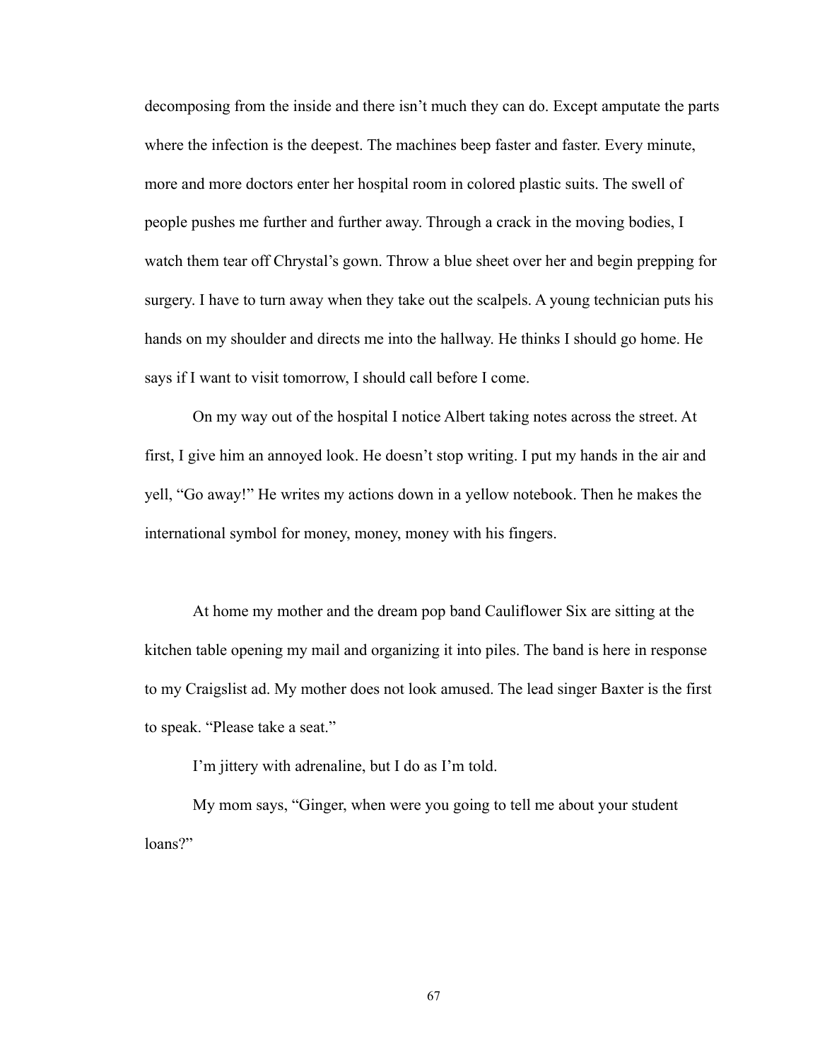decomposing from the inside and there isn't much they can do. Except amputate the parts where the infection is the deepest. The machines beep faster and faster. Every minute, more and more doctors enter her hospital room in colored plastic suits. The swell of people pushes me further and further away. Through a crack in the moving bodies, I watch them tear off Chrystal's gown. Throw a blue sheet over her and begin prepping for surgery. I have to turn away when they take out the scalpels. A young technician puts his hands on my shoulder and directs me into the hallway. He thinks I should go home. He says if I want to visit tomorrow, I should call before I come.

On my way out of the hospital I notice Albert taking notes across the street. At first, I give him an annoyed look. He doesn't stop writing. I put my hands in the air and yell, "Go away!" He writes my actions down in a yellow notebook. Then he makes the international symbol for money, money, money with his fingers.

At home my mother and the dream pop band Cauliflower Six are sitting at the kitchen table opening my mail and organizing it into piles. The band is here in response to my Craigslist ad. My mother does not look amused. The lead singer Baxter is the first to speak. "Please take a seat."

I'm jittery with adrenaline, but I do as I'm told.

My mom says, "Ginger, when were you going to tell me about your student loans?"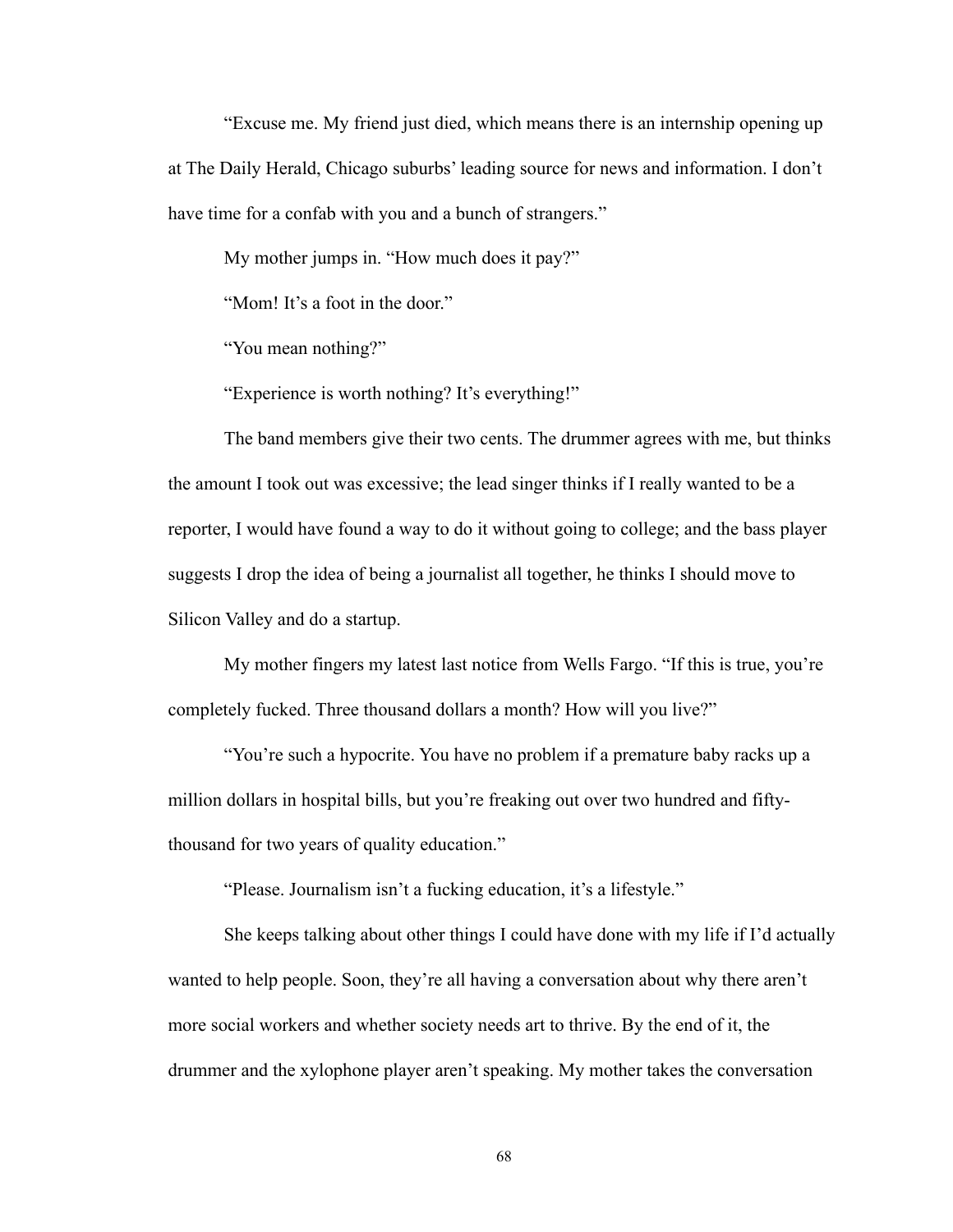"Excuse me. My friend just died, which means there is an internship opening up at The Daily Herald, Chicago suburbs' leading source for news and information. I don't have time for a confab with you and a bunch of strangers."

My mother jumps in. "How much does it pay?"

"Mom! It's a foot in the door."

"You mean nothing?"

"Experience is worth nothing? It's everything!"

The band members give their two cents. The drummer agrees with me, but thinks the amount I took out was excessive; the lead singer thinks if I really wanted to be a reporter, I would have found a way to do it without going to college; and the bass player suggests I drop the idea of being a journalist all together, he thinks I should move to Silicon Valley and do a startup.

My mother fingers my latest last notice from Wells Fargo. "If this is true, you're completely fucked. Three thousand dollars a month? How will you live?"

"You're such a hypocrite. You have no problem if a premature baby racks up a million dollars in hospital bills, but you're freaking out over two hundred and fifty-thousand for two years of quality education."

"Please. Journalism isn't a fucking education, it's a lifestyle."

She keeps talking about other things I could have done with my life if I'd actually wanted to help people. Soon, they're all having a conversation about why there aren't more social workers and whether society needs art to thrive. By the end of it, the drummer and the xylophone player aren't speaking. My mother takes the conversation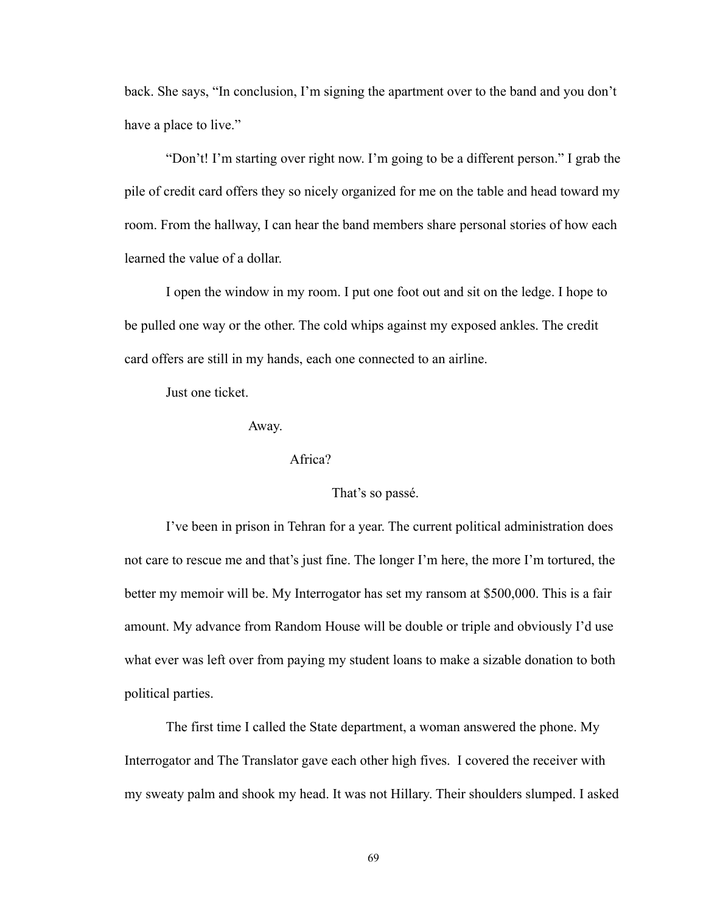back. She says, "In conclusion, I'm signing the apartment over to the band and you don't have a place to live."

"Don't! I'm starting over right now. I'm going to be a different person." I grab the pile of credit card offers they so nicely organized for me on the table and head toward my room. From the hallway, I can hear the band members share personal stories of how each learned the value of a dollar.

I open the window in my room. I put one foot out and sit on the ledge. I hope to be pulled one way or the other. The cold whips against my exposed ankles. The credit card offers are still in my hands, each one connected to an airline.

Just one ticket.

Away.

Africa?

That's so passé.

I've been in prison in Tehran for a year. The current political administration does not care to rescue me and that's just fine. The longer I'm here, the more I'm tortured, the better my memoir will be. My Interrogator has set my ransom at $500,000. This is a fair amount. My advance from Random House will be double or triple and obviously I'd use what ever was left over from paying my student loans to make a sizable donation to both political parties.

The first time I called the State department, a woman answered the phone. My Interrogator and The Translator gave each other high fives. I covered the receiver with my sweaty palm and shook my head. It was not Hillary. Their shoulders slumped. I asked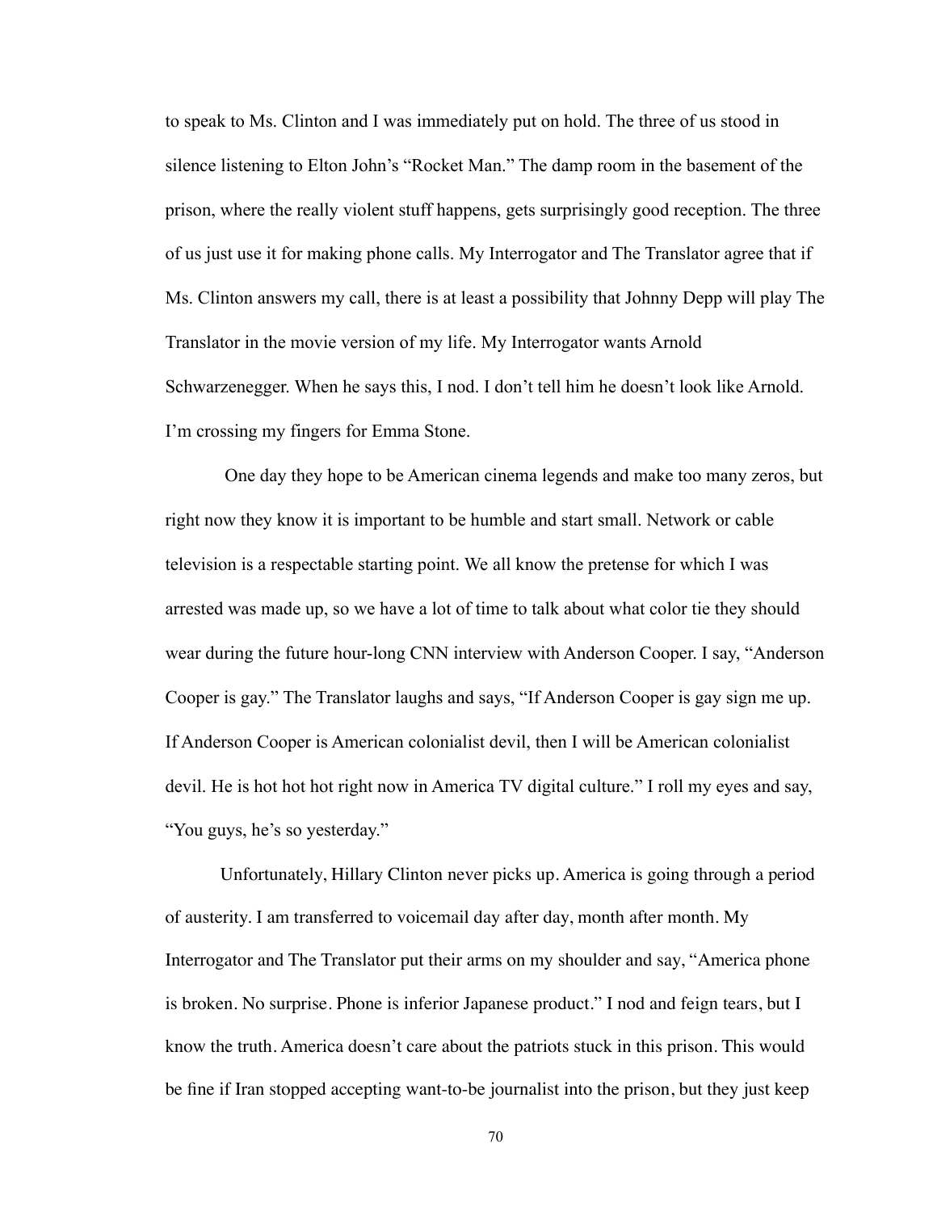to speak to Ms. Clinton and I was immediately put on hold. The three of us stood in silence listening to Elton John's "Rocket Man." The damp room in the basement of the prison, where the really violent stuff happens, gets surprisingly good reception. The three of us just use it for making phone calls. My Interrogator and The Translator agree that if Ms. Clinton answers my call, there is at least a possibility that Johnny Depp will play The Translator in the movie version of my life. My Interrogator wants Arnold Schwarzenegger. When he says this, I nod. I don't tell him he doesn't look like Arnold. I'm crossing my fingers for Emma Stone.

One day they hope to be American cinema legends and make too many zeros, but right now they know it is important to be humble and start small. Network or cable television is a respectable starting point. We all know the pretense for which I was arrested was made up, so we have a lot of time to talk about what color tie they should wear during the future hour-long CNN interview with Anderson Cooper. I say, "Anderson Cooper is gay." The Translator laughs and says, "If Anderson Cooper is gay sign me up. If Anderson Cooper is American colonialist devil, then I will be American colonialist devil. He is hot hot hot right now in America TV digital culture." I roll my eyes and say, "You guys, he's so yesterday."

Unfortunately, Hillary Clinton never picks up. America is going through a period of austerity. I am transferred to voicemail day after day, month after month. My Interrogator and The Translator put their arms on my shoulder and say, "America phone is broken. No surprise. Phone is inferior Japanese product." I nod and feign tears, but I know the truth. America doesn't care about the patriots stuck in this prison. This would be fine if Iran stopped accepting want-to-be journalist into the prison, but they just keep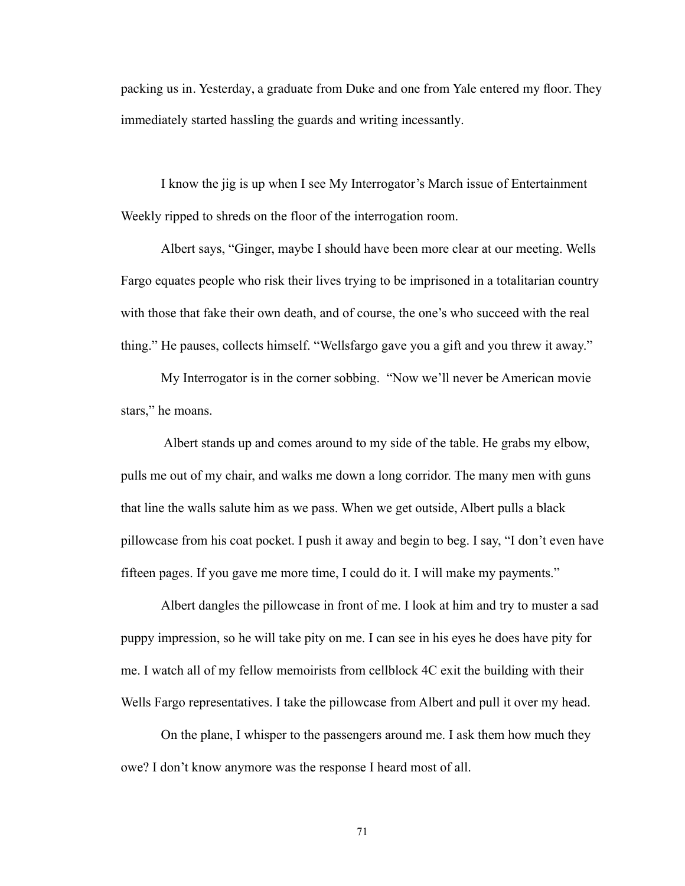packing us in. Yesterday, a graduate from Duke and one from Yale entered my floor. They immediately started hassling the guards and writing incessantly.

I know the jig is up when I see My Interrogator's March issue of Entertainment Weekly ripped to shreds on the floor of the interrogation room.

Albert says, "Ginger, maybe I should have been more clear at our meeting. Wells Fargo equates people who risk their lives trying to be imprisoned in a totalitarian country with those that fake their own death, and of course, the one's who succeed with the real thing." He pauses, collects himself. "Wellsfargo gave you a gift and you threw it away."

My Interrogator is in the corner sobbing. "Now we'll never be American movie stars," he moans.

Albert stands up and comes around to my side of the table. He grabs my elbow, pulls me out of my chair, and walks me down a long corridor. The many men with guns that line the walls salute him as we pass. When we get outside, Albert pulls a black pillowcase from his coat pocket. I push it away and begin to beg. I say, "I don't even have fifteen pages. If you gave me more time, I could do it. I will make my payments."

Albert dangles the pillowcase in front of me. I look at him and try to muster a sad puppy impression, so he will take pity on me. I can see in his eyes he does have pity for me. I watch all of my fellow memoirists from cellblock 4C exit the building with their Wells Fargo representatives. I take the pillowcase from Albert and pull it over my head.

On the plane, I whisper to the passengers around me. I ask them how much they owe? I don't know anymore was the response I heard most of all.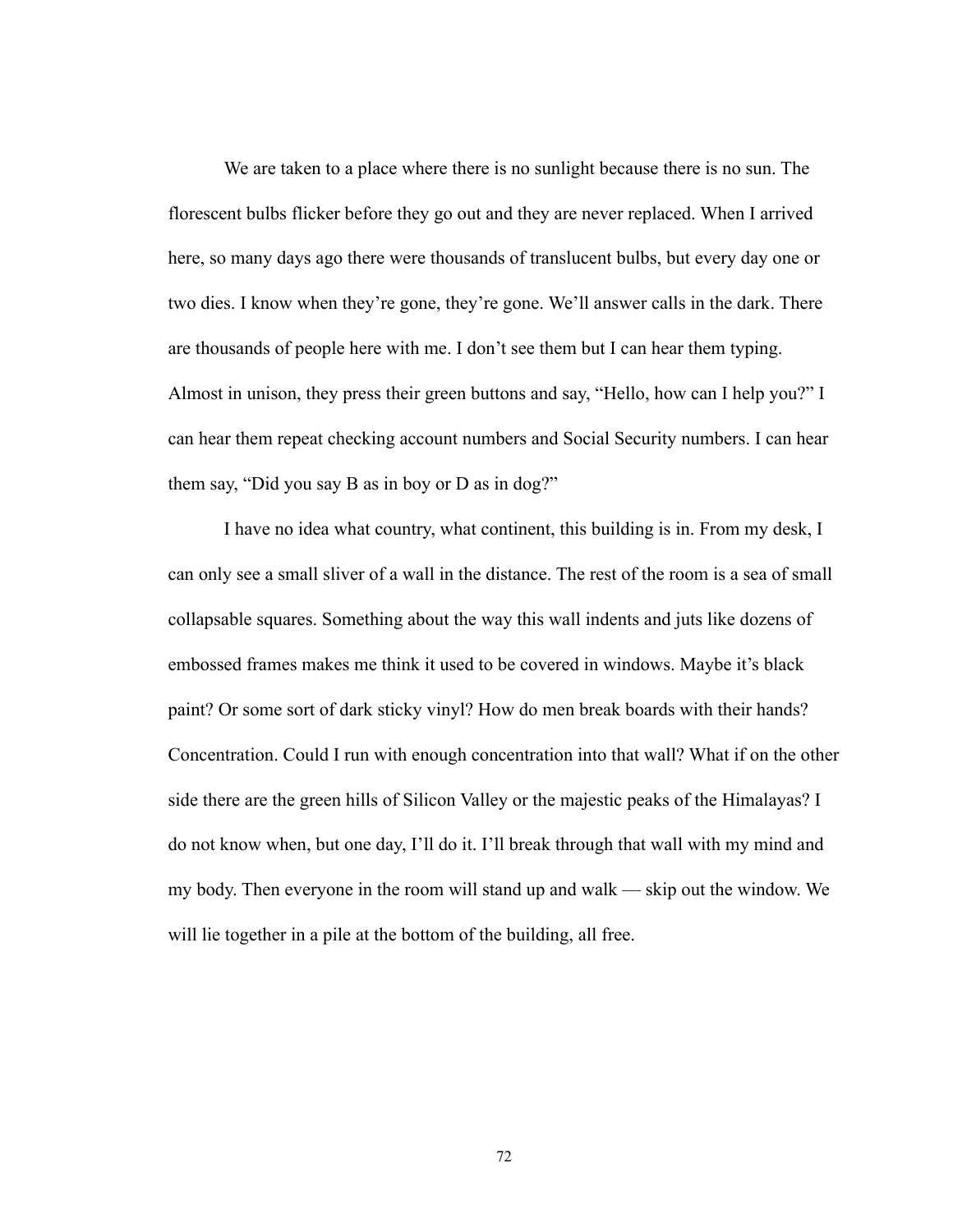We are taken to a place where there is no sunlight because there is no sun. The florescent bulbs flicker before they go out and they are never replaced. When I arrived here, so many days ago there were thousands of translucent bulbs, but every day one or two dies. I know when they're gone, they're gone. We'll answer calls in the dark. There are thousands of people here with me. I don't see them but I can hear them typing. Almost in unison, they press their green buttons and say, "Hello, how can I help you?" I can hear them repeat checking account numbers and Social Security numbers. I can hear them say, "Did you say B as in boy or D as in dog?"

I have no idea what country, what continent, this building is in. From my desk, I can only see a small sliver of a wall in the distance. The rest of the room is a sea of small collapsable squares. Something about the way this wall indents and juts like dozens of embossed frames makes me think it used to be covered in windows. Maybe it's black paint? Or some sort of dark sticky vinyl? How do men break boards with their hands? Concentration. Could I run with enough concentration into that wall? What if on the other side there are the green hills of Silicon Valley or the majestic peaks of the Himalayas? I do not know when, but one day, I'll do it. I'll break through that wall with my mind and my body. Then everyone in the room will stand up and walk — skip out the window. We will lie together in a pile at the bottom of the building, all free.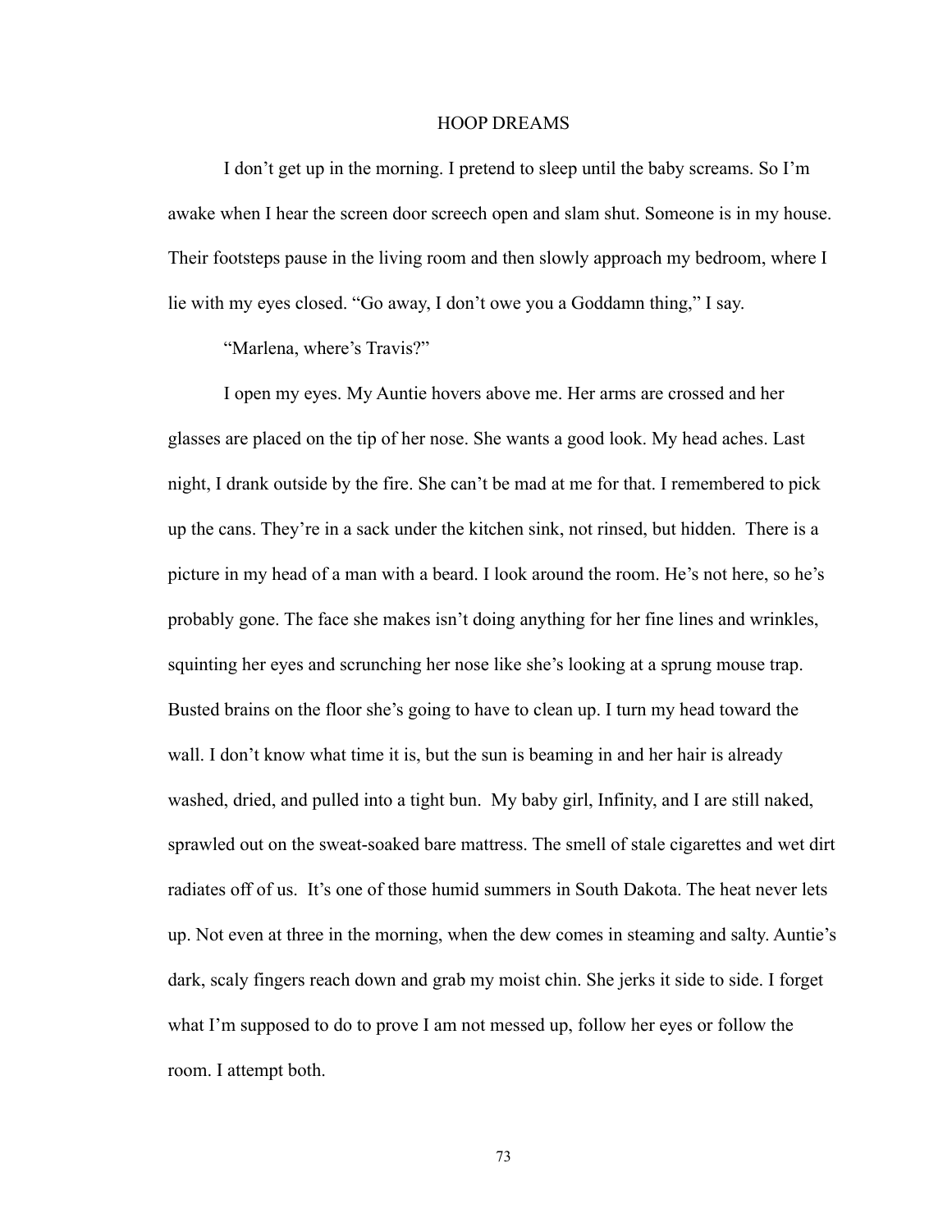# HOOP DREAMS

I don't get up in the morning. I pretend to sleep until the baby screams. So I'm awake when I hear the screen door screech open and slam shut. Someone is in my house. Their footsteps pause in the living room and then slowly approach my bedroom, where I lie with my eyes closed. "Go away, I don't owe you a Goddamn thing," I say.

"Marlena, where's Travis?"

I open my eyes. My Auntie hovers above me. Her arms are crossed and her glasses are placed on the tip of her nose. She wants a good look. My head aches. Last night, I drank outside by the fire. She can't be mad at me for that. I remembered to pick up the cans. They're in a sack under the kitchen sink, not rinsed, but hidden. There is a picture in my head of a man with a beard. I look around the room. He's not here, so he's probably gone. The face she makes isn't doing anything for her fine lines and wrinkles, squinting her eyes and scrunching her nose like she's looking at a sprung mouse trap. Busted brains on the floor she's going to have to clean up. I turn my head toward the wall. I don't know what time it is, but the sun is beaming in and her hair is already washed, dried, and pulled into a tight bun. My baby girl, Infinity, and I are still naked, sprawled out on the sweat-soaked bare mattress. The smell of stale cigarettes and wet dirt radiates off of us. It's one of those humid summers in South Dakota. The heat never lets up. Not even at three in the morning, when the dew comes in steaming and salty. Auntie's dark, scaly fingers reach down and grab my moist chin. She jerks it side to side. I forget what I'm supposed to do to prove I am not messed up, follow her eyes or follow the room. I attempt both.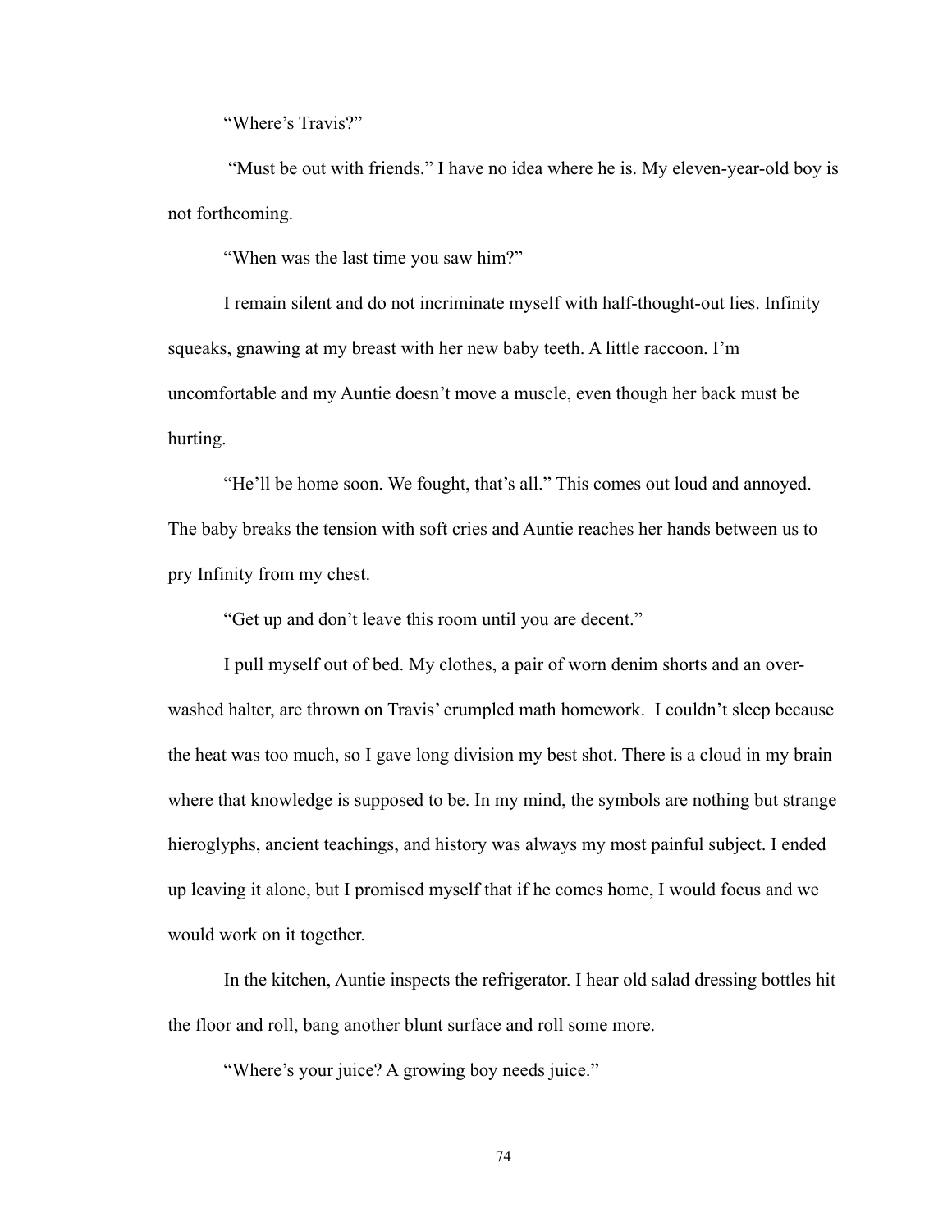"Where's Travis?"

"Must be out with friends." I have no idea where he is. My eleven-year-old boy is not forthcoming.

"When was the last time you saw him?"

I remain silent and do not incriminate myself with half-thought-out lies. Infinity squeaks, gnawing at my breast with her new baby teeth. A little raccoon. I'm uncomfortable and my Auntie doesn't move a muscle, even though her back must be hurting.

"He'll be home soon. We fought, that's all." This comes out loud and annoyed. The baby breaks the tension with soft cries and Auntie reaches her hands between us to pry Infinity from my chest.

"Get up and don't leave this room until you are decent."

I pull myself out of bed. My clothes, a pair of worn denim shorts and an over-washed halter, are thrown on Travis' crumpled math homework. I couldn't sleep because the heat was too much, so I gave long division my best shot. There is a cloud in my brain where that knowledge is supposed to be. In my mind, the symbols are nothing but strange hieroglyphs, ancient teachings, and history was always my most painful subject. I ended up leaving it alone, but I promised myself that if he comes home, I would focus and we would work on it together.

In the kitchen, Auntie inspects the refrigerator. I hear old salad dressing bottles hit the floor and roll, bang another blunt surface and roll some more.

"Where's your juice? A growing boy needs juice."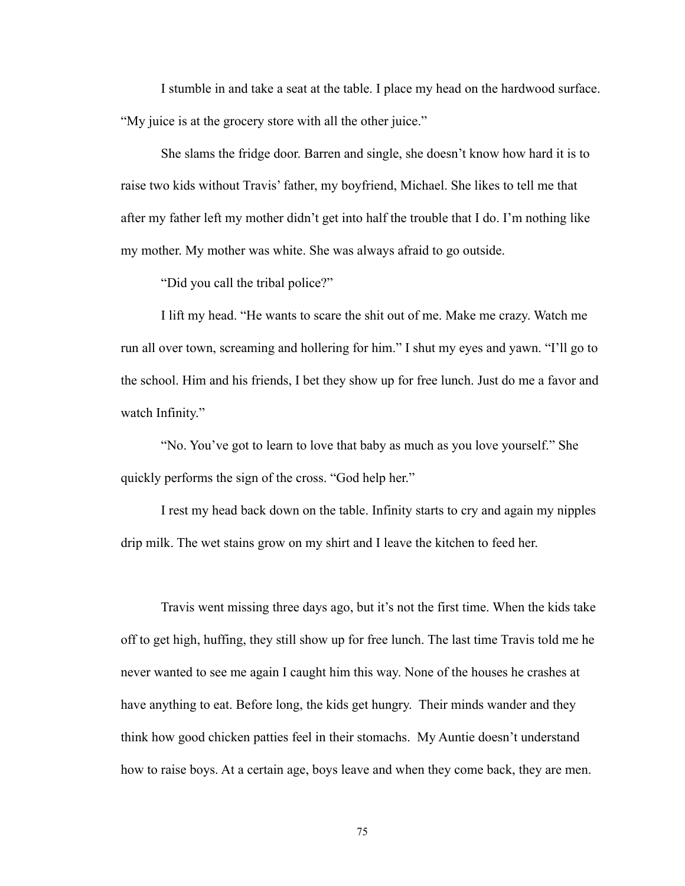I stumble in and take a seat at the table. I place my head on the hardwood surface. "My juice is at the grocery store with all the other juice."

She slams the fridge door. Barren and single, she doesn't know how hard it is to raise two kids without Travis' father, my boyfriend, Michael. She likes to tell me that after my father left my mother didn't get into half the trouble that I do. I'm nothing like my mother. My mother was white. She was always afraid to go outside.

"Did you call the tribal police?"

I lift my head. "He wants to scare the shit out of me. Make me crazy. Watch me run all over town, screaming and hollering for him." I shut my eyes and yawn. "I'll go to the school. Him and his friends, I bet they show up for free lunch. Just do me a favor and watch Infinity."

"No. You've got to learn to love that baby as much as you love yourself." She quickly performs the sign of the cross. "God help her."

I rest my head back down on the table. Infinity starts to cry and again my nipples drip milk. The wet stains grow on my shirt and I leave the kitchen to feed her.

Travis went missing three days ago, but it's not the first time. When the kids take off to get high, huffing, they still show up for free lunch. The last time Travis told me he never wanted to see me again I caught him this way. None of the houses he crashes at have anything to eat. Before long, the kids get hungry. Their minds wander and they think how good chicken patties feel in their stomachs. My Auntie doesn't understand how to raise boys. At a certain age, boys leave and when they come back, they are men.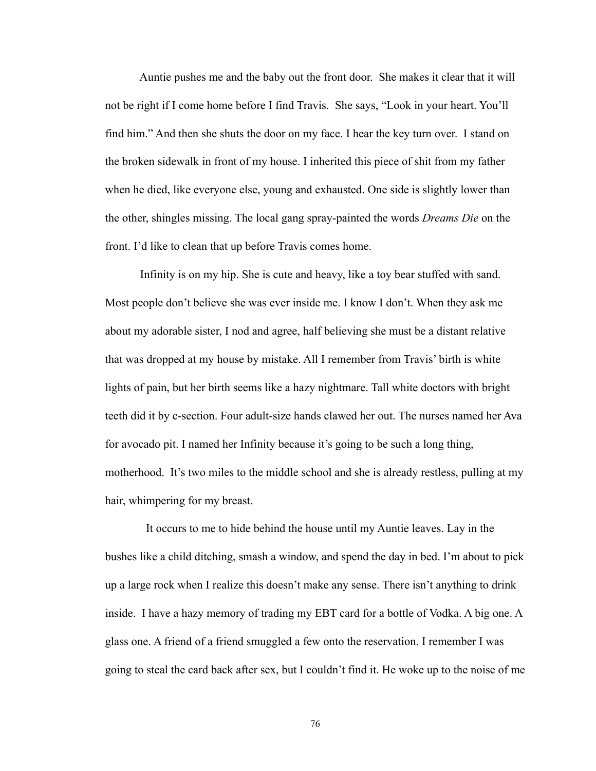Auntie pushes me and the baby out the front door. She makes it clear that it will not be right if I come home before I find Travis. She says, "Look in your heart. You'll find him." And then she shuts the door on my face. I hear the key turn over. I stand on the broken sidewalk in front of my house. I inherited this piece of shit from my father when he died, like everyone else, young and exhausted. One side is slightly lower than the other, shingles missing. The local gang spray-painted the words *Dreams Die* on the front. I'd like to clean that up before Travis comes home.

Infinity is on my hip. She is cute and heavy, like a toy bear stuffed with sand. Most people don't believe she was ever inside me. I know I don't. When they ask me about my adorable sister, I nod and agree, half believing she must be a distant relative that was dropped at my house by mistake. All I remember from Travis' birth is white lights of pain, but her birth seems like a hazy nightmare. Tall white doctors with bright teeth did it by c-section. Four adult-size hands clawed her out. The nurses named her Ava for avocado pit. I named her Infinity because it's going to be such a long thing, motherhood. It's two miles to the middle school and she is already restless, pulling at my hair, whimpering for my breast.

It occurs to me to hide behind the house until my Auntie leaves. Lay in the bushes like a child ditching, smash a window, and spend the day in bed. I'm about to pick up a large rock when I realize this doesn't make any sense. There isn't anything to drink inside. I have a hazy memory of trading my EBT card for a bottle of Vodka. A big one. A glass one. A friend of a friend smuggled a few onto the reservation. I remember I was going to steal the card back after sex, but I couldn't find it. He woke up to the noise of me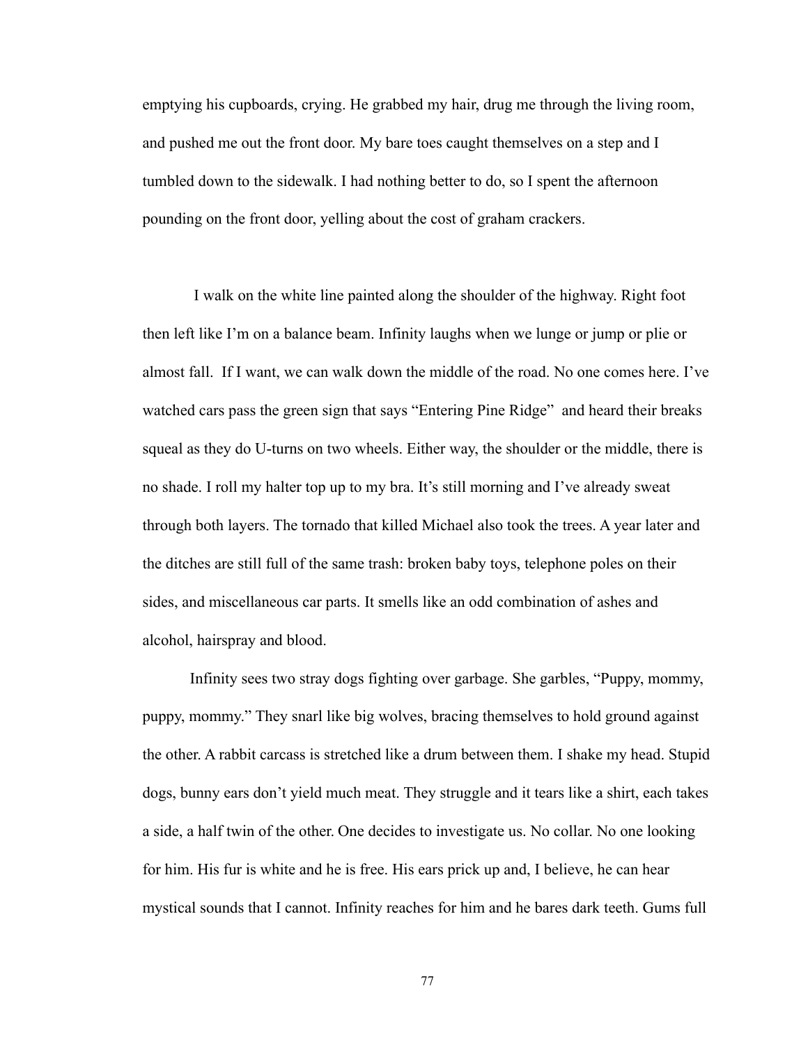emptying his cupboards, crying. He grabbed my hair, drug me through the living room, and pushed me out the front door. My bare toes caught themselves on a step and I tumbled down to the sidewalk. I had nothing better to do, so I spent the afternoon pounding on the front door, yelling about the cost of graham crackers.

I walk on the white line painted along the shoulder of the highway. Right foot then left like I'm on a balance beam. Infinity laughs when we lunge or jump or plie or almost fall. If I want, we can walk down the middle of the road. No one comes here. I've watched cars pass the green sign that says "Entering Pine Ridge" and heard their breaks squeal as they do U-turns on two wheels. Either way, the shoulder or the middle, there is no shade. I roll my halter top up to my bra. It's still morning and I've already sweat through both layers. The tornado that killed Michael also took the trees. A year later and the ditches are still full of the same trash: broken baby toys, telephone poles on their sides, and miscellaneous car parts. It smells like an odd combination of ashes and alcohol, hairspray and blood.

Infinity sees two stray dogs fighting over garbage. She garbles, "Puppy, mommy, puppy, mommy." They snarl like big wolves, bracing themselves to hold ground against the other. A rabbit carcass is stretched like a drum between them. I shake my head. Stupid dogs, bunny ears don't yield much meat. They struggle and it tears like a shirt, each takes a side, a half twin of the other. One decides to investigate us. No collar. No one looking for him. His fur is white and he is free. His ears prick up and, I believe, he can hear mystical sounds that I cannot. Infinity reaches for him and he bares dark teeth. Gums full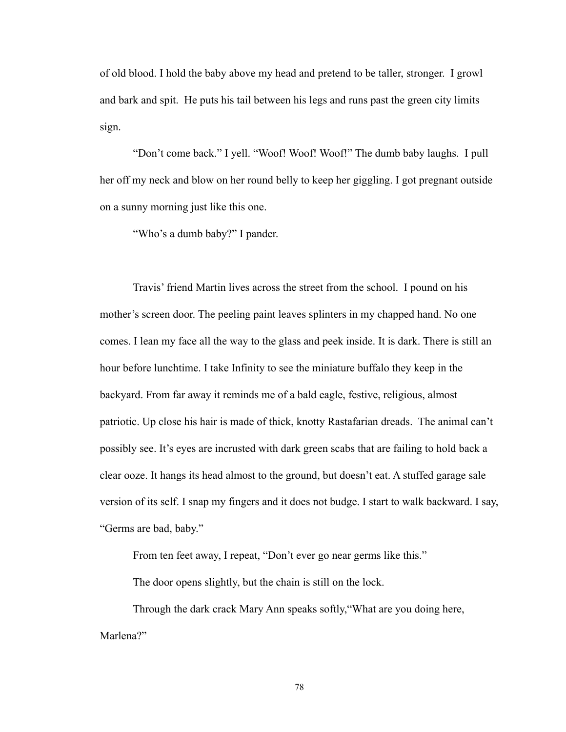of old blood. I hold the baby above my head and pretend to be taller, stronger. I growl and bark and spit. He puts his tail between his legs and runs past the green city limits sign.

"Don't come back." I yell. "Woof! Woof! Woof!" The dumb baby laughs. I pull her off my neck and blow on her round belly to keep her giggling. I got pregnant outside on a sunny morning just like this one.

"Who's a dumb baby?" I pander.

Travis' friend Martin lives across the street from the school. I pound on his mother's screen door. The peeling paint leaves splinters in my chapped hand. No one comes. I lean my face all the way to the glass and peek inside. It is dark. There is still an hour before lunchtime. I take Infinity to see the miniature buffalo they keep in the backyard. From far away it reminds me of a bald eagle, festive, religious, almost patriotic. Up close his hair is made of thick, knotty Rastafarian dreads. The animal can't possibly see. It's eyes are incrusted with dark green scabs that are failing to hold back a clear ooze. It hangs its head almost to the ground, but doesn't eat. A stuffed garage sale version of its self. I snap my fingers and it does not budge. I start to walk backward. I say, "Germs are bad, baby."

From ten feet away, I repeat, "Don't ever go near germs like this."

The door opens slightly, but the chain is still on the lock.

Through the dark crack Mary Ann speaks softly,"What are you doing here, Marlena?"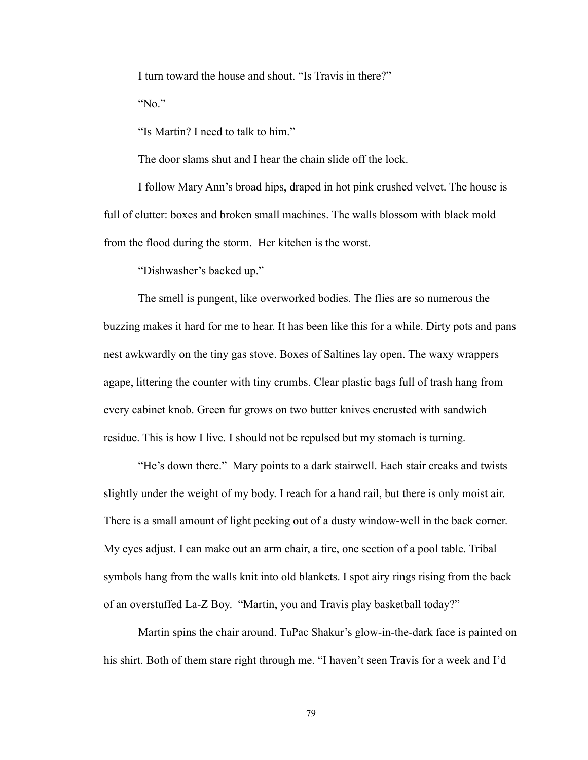I turn toward the house and shout. "Is Travis in there?"

"No."

"Is Martin? I need to talk to him."

The door slams shut and I hear the chain slide off the lock.

I follow Mary Ann's broad hips, draped in hot pink crushed velvet. The house is full of clutter: boxes and broken small machines. The walls blossom with black mold from the flood during the storm.  Her kitchen is the worst.

"Dishwasher's backed up."

The smell is pungent, like overworked bodies. The flies are so numerous the buzzing makes it hard for me to hear. It has been like this for a while. Dirty pots and pans nest awkwardly on the tiny gas stove. Boxes of Saltines lay open. The waxy wrappers agape, littering the counter with tiny crumbs. Clear plastic bags full of trash hang from every cabinet knob. Green fur grows on two butter knives encrusted with sandwich residue. This is how I live. I should not be repulsed but my stomach is turning.

"He's down there."  Mary points to a dark stairwell. Each stair creaks and twists slightly under the weight of my body. I reach for a hand rail, but there is only moist air. There is a small amount of light peeking out of a dusty window-well in the back corner. My eyes adjust. I can make out an arm chair, a tire, one section of a pool table. Tribal symbols hang from the walls knit into old blankets. I spot airy rings rising from the back of an overstuffed La-Z Boy.  "Martin, you and Travis play basketball today?"

Martin spins the chair around. TuPac Shakur's glow-in-the-dark face is painted on his shirt. Both of them stare right through me. "I haven't seen Travis for a week and I'd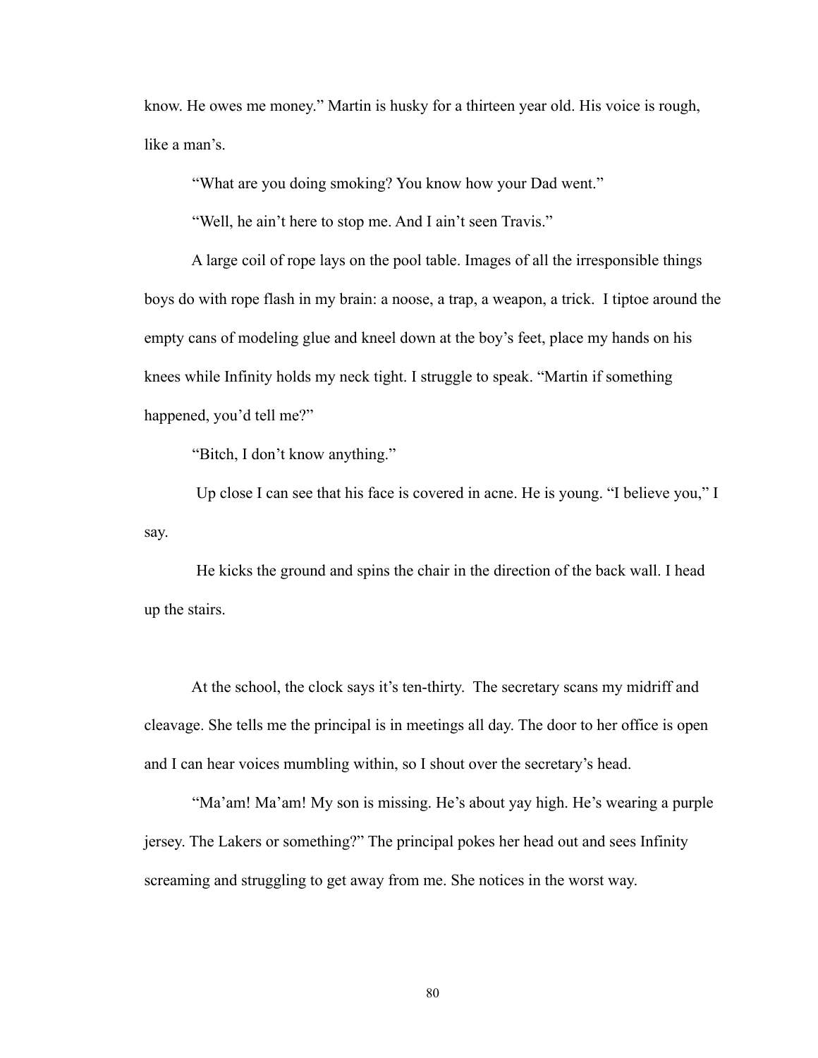know. He owes me money." Martin is husky for a thirteen year old. His voice is rough, like a man's.

"What are you doing smoking? You know how your Dad went."

"Well, he ain't here to stop me. And I ain't seen Travis."

A large coil of rope lays on the pool table. Images of all the irresponsible things boys do with rope flash in my brain: a noose, a trap, a weapon, a trick. I tiptoe around the empty cans of modeling glue and kneel down at the boy's feet, place my hands on his knees while Infinity holds my neck tight. I struggle to speak. "Martin if something happened, you'd tell me?"

"Bitch, I don't know anything."

Up close I can see that his face is covered in acne. He is young. "I believe you," I say.

He kicks the ground and spins the chair in the direction of the back wall. I head up the stairs.

At the school, the clock says it's ten-thirty. The secretary scans my midriff and cleavage. She tells me the principal is in meetings all day. The door to her office is open and I can hear voices mumbling within, so I shout over the secretary's head.

"Ma'am! Ma'am! My son is missing. He's about yay high. He's wearing a purple jersey. The Lakers or something?" The principal pokes her head out and sees Infinity screaming and struggling to get away from me. She notices in the worst way.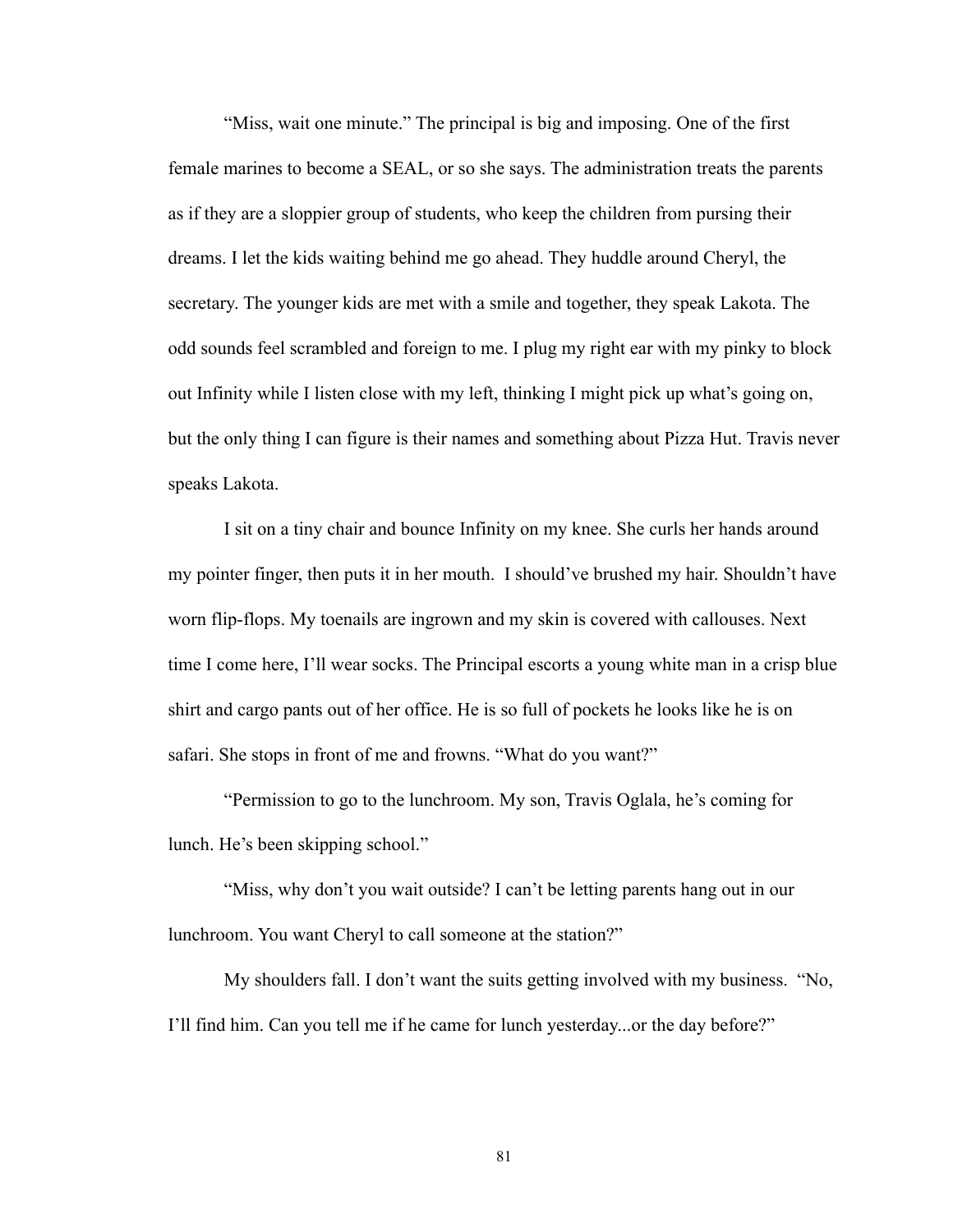"Miss, wait one minute." The principal is big and imposing. One of the first female marines to become a SEAL, or so she says. The administration treats the parents as if they are a sloppier group of students, who keep the children from pursing their dreams. I let the kids waiting behind me go ahead. They huddle around Cheryl, the secretary. The younger kids are met with a smile and together, they speak Lakota. The odd sounds feel scrambled and foreign to me. I plug my right ear with my pinky to block out Infinity while I listen close with my left, thinking I might pick up what's going on, but the only thing I can figure is their names and something about Pizza Hut. Travis never speaks Lakota.

I sit on a tiny chair and bounce Infinity on my knee. She curls her hands around my pointer finger, then puts it in her mouth. I should've brushed my hair. Shouldn't have worn flip-flops. My toenails are ingrown and my skin is covered with callouses. Next time I come here, I'll wear socks. The Principal escorts a young white man in a crisp blue shirt and cargo pants out of her office. He is so full of pockets he looks like he is on safari. She stops in front of me and frowns. "What do you want?"

"Permission to go to the lunchroom. My son, Travis Oglala, he's coming for lunch. He's been skipping school."

"Miss, why don't you wait outside? I can't be letting parents hang out in our lunchroom. You want Cheryl to call someone at the station?"

My shoulders fall. I don't want the suits getting involved with my business. "No, I'll find him. Can you tell me if he came for lunch yesterday...or the day before?"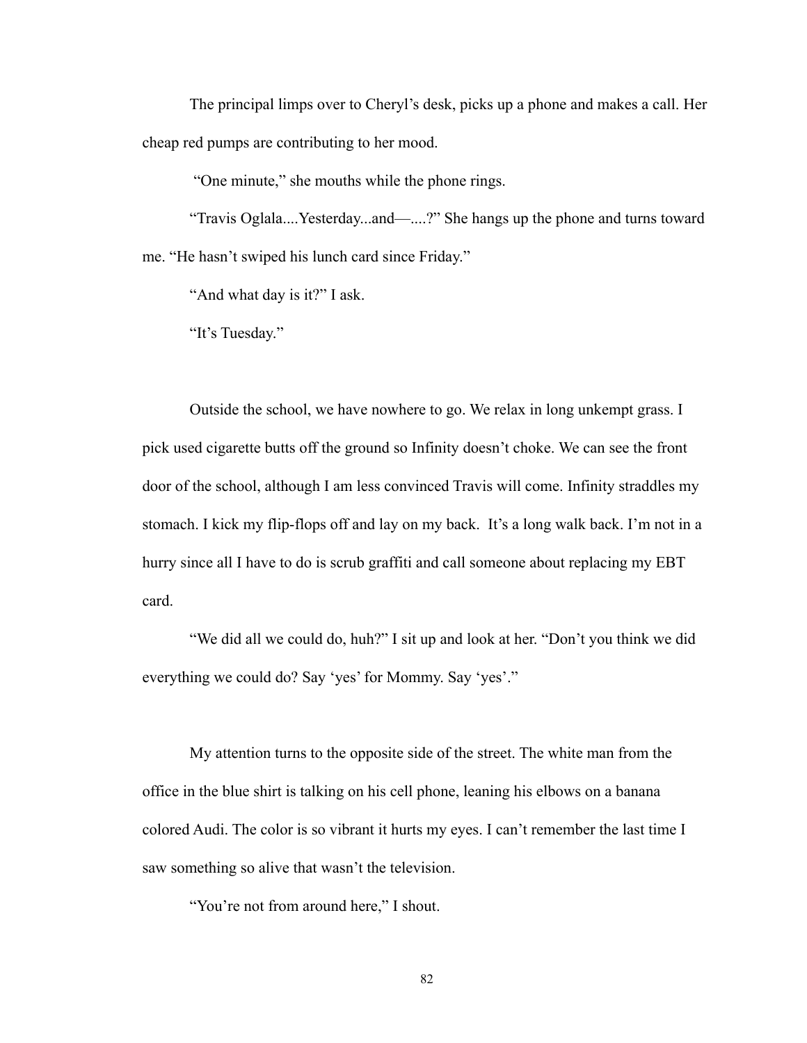The principal limps over to Cheryl's desk, picks up a phone and makes a call. Her cheap red pumps are contributing to her mood.

"One minute," she mouths while the phone rings.

"Travis Oglala....Yesterday...and—....?" She hangs up the phone and turns toward me. "He hasn't swiped his lunch card since Friday."

"And what day is it?" I ask.

"It's Tuesday."

Outside the school, we have nowhere to go. We relax in long unkempt grass. I pick used cigarette butts off the ground so Infinity doesn't choke. We can see the front door of the school, although I am less convinced Travis will come. Infinity straddles my stomach. I kick my flip-flops off and lay on my back. It's a long walk back. I'm not in a hurry since all I have to do is scrub graffiti and call someone about replacing my EBT card.

"We did all we could do, huh?" I sit up and look at her. "Don't you think we did everything we could do? Say 'yes' for Mommy. Say 'yes'."

My attention turns to the opposite side of the street. The white man from the office in the blue shirt is talking on his cell phone, leaning his elbows on a banana colored Audi. The color is so vibrant it hurts my eyes. I can't remember the last time I saw something so alive that wasn't the television.

"You're not from around here," I shout.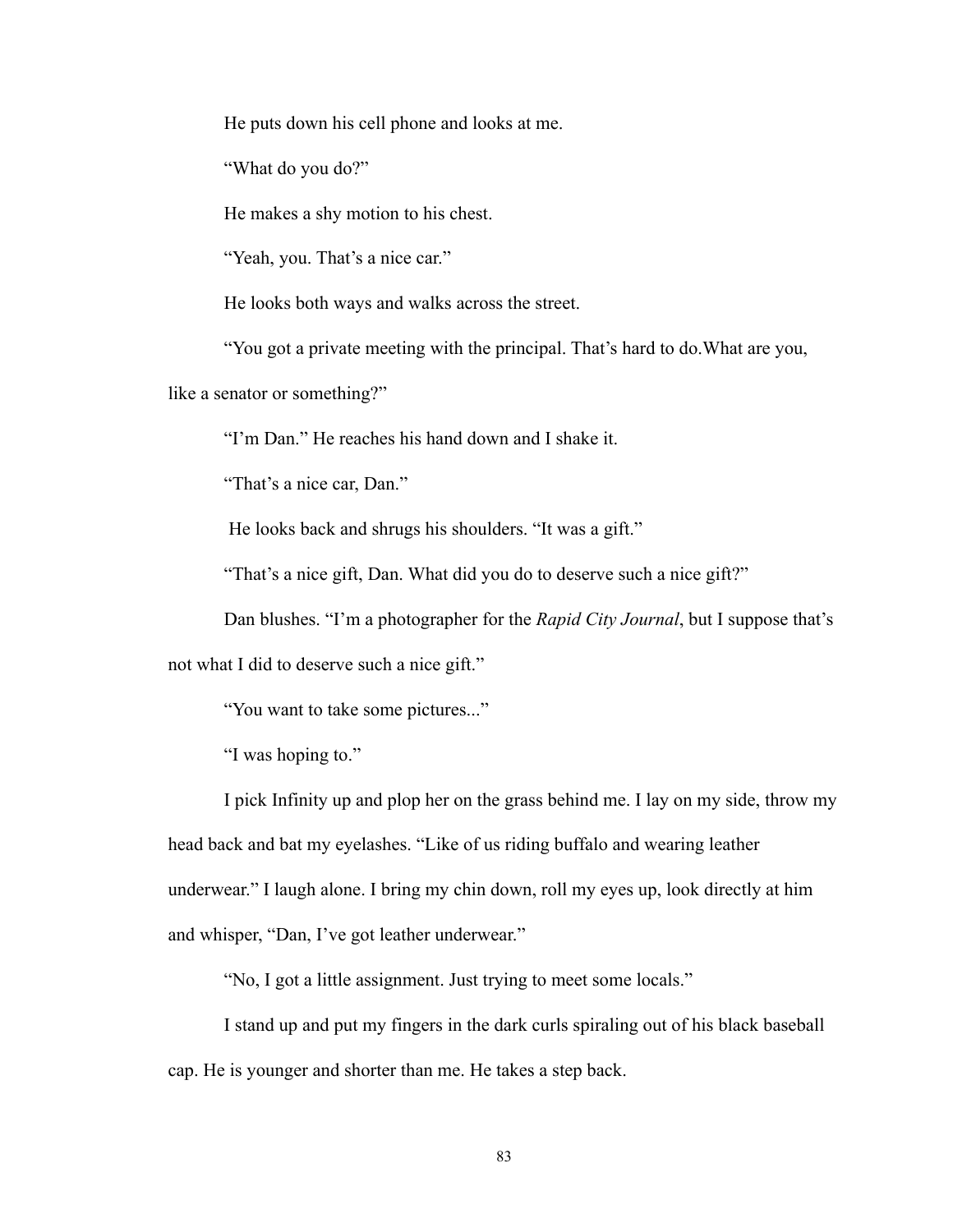He puts down his cell phone and looks at me.

"What do you do?"

He makes a shy motion to his chest.

"Yeah, you. That's a nice car."

He looks both ways and walks across the street.

"You got a private meeting with the principal. That's hard to do.What are you, like a senator or something?"

"I'm Dan." He reaches his hand down and I shake it.

"That's a nice car, Dan."

He looks back and shrugs his shoulders. "It was a gift."

"That's a nice gift, Dan. What did you do to deserve such a nice gift?"

Dan blushes. "I'm a photographer for the *Rapid City Journal*, but I suppose that's not what I did to deserve such a nice gift."

"You want to take some pictures..."

"I was hoping to."

I pick Infinity up and plop her on the grass behind me. I lay on my side, throw my head back and bat my eyelashes. "Like of us riding buffalo and wearing leather underwear." I laugh alone. I bring my chin down, roll my eyes up, look directly at him and whisper, "Dan, I've got leather underwear."

"No, I got a little assignment. Just trying to meet some locals."

I stand up and put my fingers in the dark curls spiraling out of his black baseball cap. He is younger and shorter than me. He takes a step back.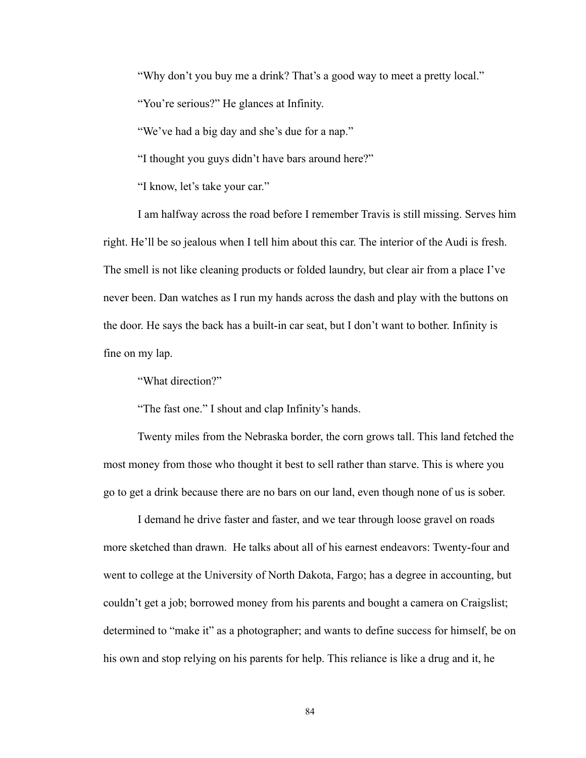"Why don't you buy me a drink? That's a good way to meet a pretty local."

"You're serious?" He glances at Infinity.

"We've had a big day and she's due for a nap."

"I thought you guys didn't have bars around here?"

"I know, let's take your car."

I am halfway across the road before I remember Travis is still missing. Serves him right. He'll be so jealous when I tell him about this car. The interior of the Audi is fresh. The smell is not like cleaning products or folded laundry, but clear air from a place I've never been. Dan watches as I run my hands across the dash and play with the buttons on the door. He says the back has a built-in car seat, but I don't want to bother. Infinity is fine on my lap.

"What direction?"

"The fast one." I shout and clap Infinity's hands.

Twenty miles from the Nebraska border, the corn grows tall. This land fetched the most money from those who thought it best to sell rather than starve. This is where you go to get a drink because there are no bars on our land, even though none of us is sober.

I demand he drive faster and faster, and we tear through loose gravel on roads more sketched than drawn. He talks about all of his earnest endeavors: Twenty-four and went to college at the University of North Dakota, Fargo; has a degree in accounting, but couldn't get a job; borrowed money from his parents and bought a camera on Craigslist; determined to "make it" as a photographer; and wants to define success for himself, be on his own and stop relying on his parents for help. This reliance is like a drug and it, he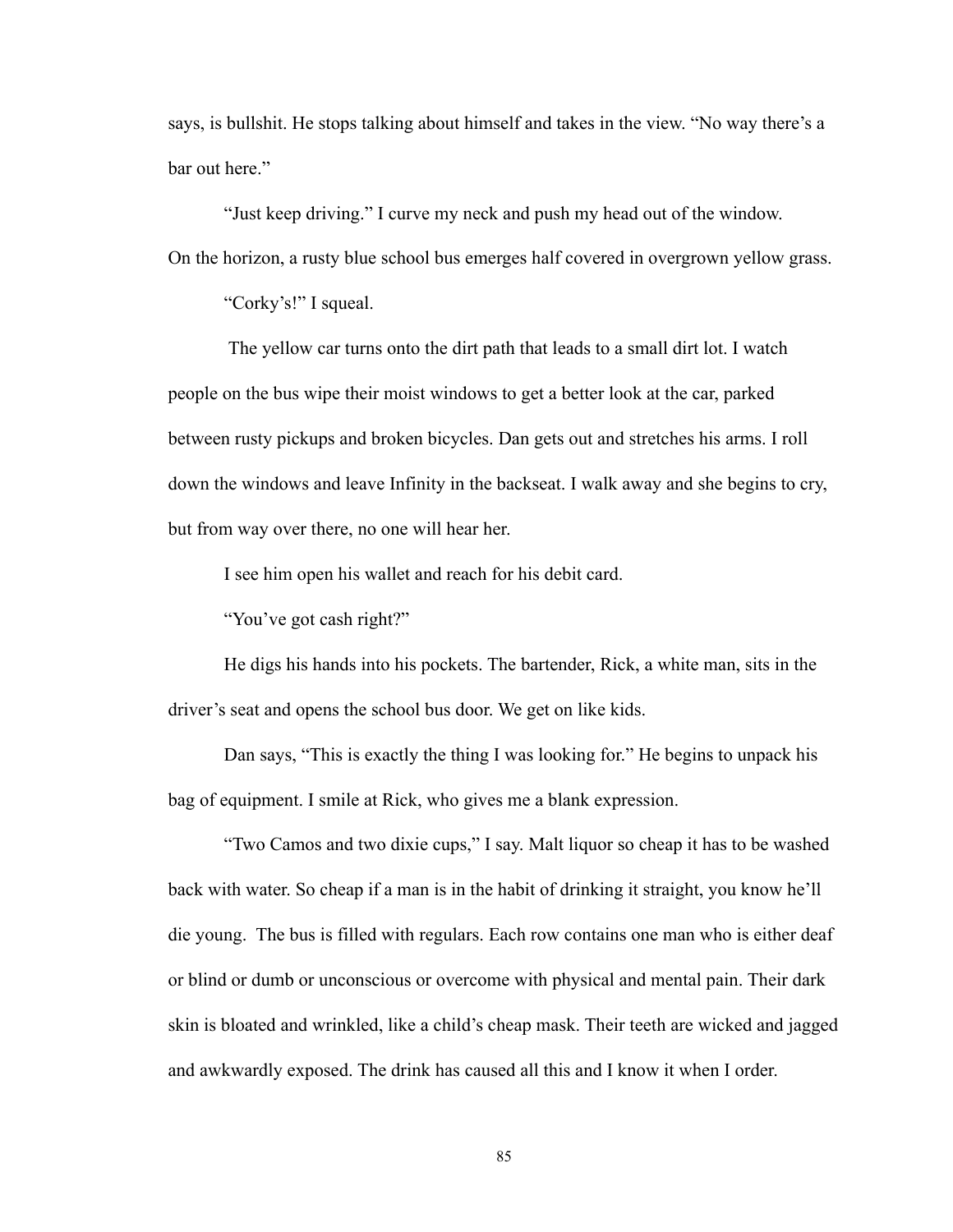says, is bullshit. He stops talking about himself and takes in the view. "No way there's a bar out here."

"Just keep driving." I curve my neck and push my head out of the window. On the horizon, a rusty blue school bus emerges half covered in overgrown yellow grass.

"Corky's!" I squeal.

The yellow car turns onto the dirt path that leads to a small dirt lot. I watch people on the bus wipe their moist windows to get a better look at the car, parked between rusty pickups and broken bicycles. Dan gets out and stretches his arms. I roll down the windows and leave Infinity in the backseat. I walk away and she begins to cry, but from way over there, no one will hear her.

I see him open his wallet and reach for his debit card.

"You've got cash right?"

He digs his hands into his pockets. The bartender, Rick, a white man, sits in the driver's seat and opens the school bus door. We get on like kids.

Dan says, "This is exactly the thing I was looking for." He begins to unpack his bag of equipment. I smile at Rick, who gives me a blank expression.

"Two Camos and two dixie cups," I say. Malt liquor so cheap it has to be washed back with water. So cheap if a man is in the habit of drinking it straight, you know he'll die young. The bus is filled with regulars. Each row contains one man who is either deaf or blind or dumb or unconscious or overcome with physical and mental pain. Their dark skin is bloated and wrinkled, like a child's cheap mask. Their teeth are wicked and jagged and awkwardly exposed. The drink has caused all this and I know it when I order.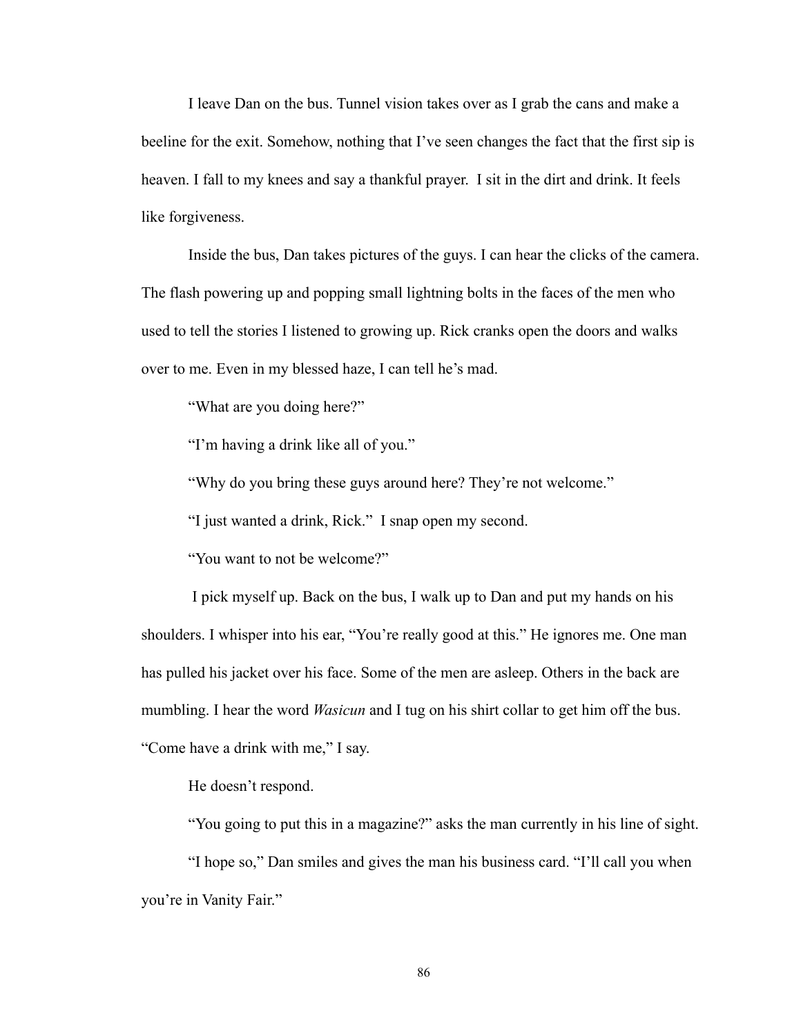I leave Dan on the bus. Tunnel vision takes over as I grab the cans and make a beeline for the exit. Somehow, nothing that I've seen changes the fact that the first sip is heaven. I fall to my knees and say a thankful prayer. I sit in the dirt and drink. It feels like forgiveness.

Inside the bus, Dan takes pictures of the guys. I can hear the clicks of the camera. The flash powering up and popping small lightning bolts in the faces of the men who used to tell the stories I listened to growing up. Rick cranks open the doors and walks over to me. Even in my blessed haze, I can tell he's mad.

"What are you doing here?"

"I'm having a drink like all of you."

"Why do you bring these guys around here? They're not welcome."

"I just wanted a drink, Rick." I snap open my second.

"You want to not be welcome?"

I pick myself up. Back on the bus, I walk up to Dan and put my hands on his shoulders. I whisper into his ear, "You're really good at this." He ignores me. One man has pulled his jacket over his face. Some of the men are asleep. Others in the back are mumbling. I hear the word *Wasicun* and I tug on his shirt collar to get him off the bus. "Come have a drink with me," I say.

He doesn't respond.

"You going to put this in a magazine?" asks the man currently in his line of sight.

"I hope so," Dan smiles and gives the man his business card. "I'll call you when you're in Vanity Fair."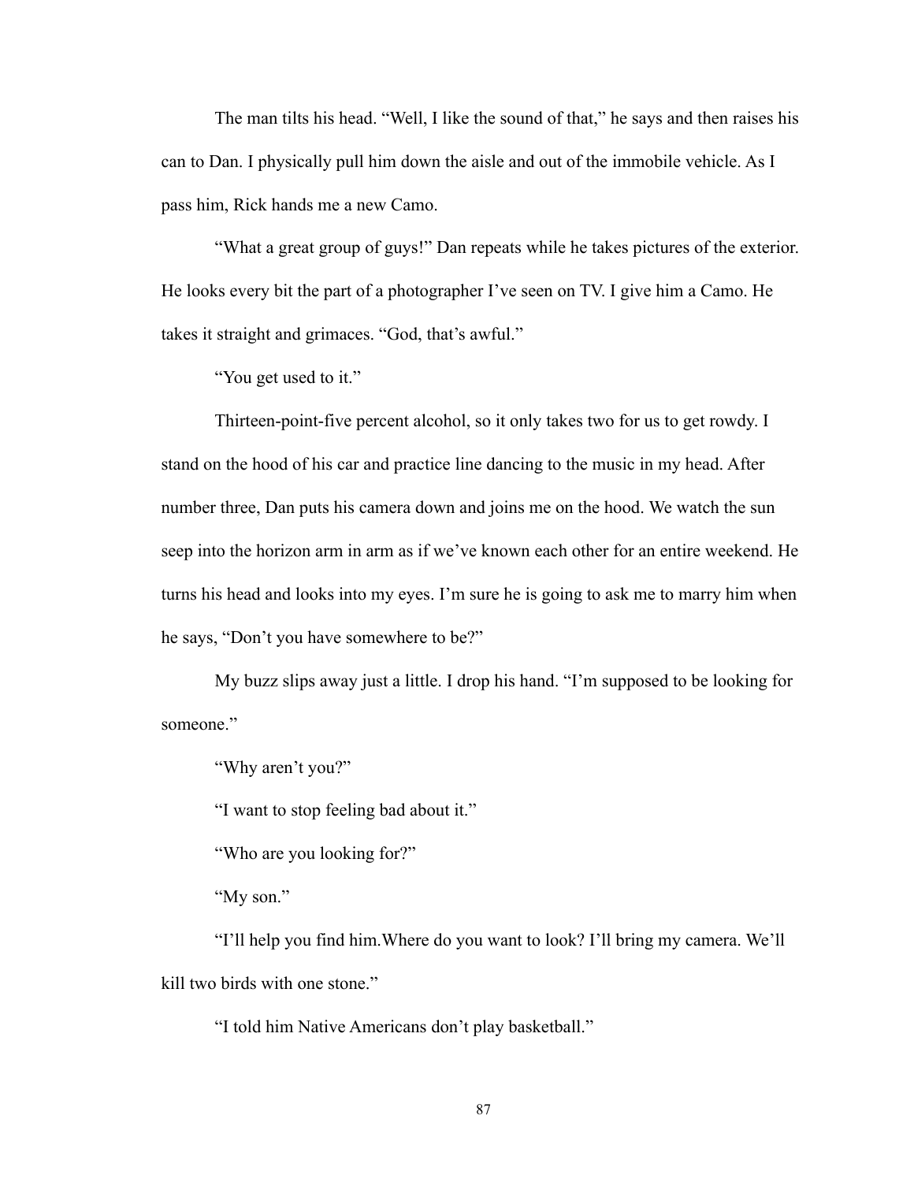The man tilts his head. "Well, I like the sound of that," he says and then raises his can to Dan. I physically pull him down the aisle and out of the immobile vehicle. As I pass him, Rick hands me a new Camo.

"What a great group of guys!" Dan repeats while he takes pictures of the exterior. He looks every bit the part of a photographer I've seen on TV. I give him a Camo. He takes it straight and grimaces. "God, that's awful."

"You get used to it."

Thirteen-point-five percent alcohol, so it only takes two for us to get rowdy. I stand on the hood of his car and practice line dancing to the music in my head. After number three, Dan puts his camera down and joins me on the hood. We watch the sun seep into the horizon arm in arm as if we've known each other for an entire weekend. He turns his head and looks into my eyes. I'm sure he is going to ask me to marry him when he says, "Don't you have somewhere to be?"

My buzz slips away just a little. I drop his hand. "I'm supposed to be looking for someone."

"Why aren't you?"

"I want to stop feeling bad about it."

"Who are you looking for?"

"My son."

"I'll help you find him.Where do you want to look? I'll bring my camera. We'll kill two birds with one stone."

"I told him Native Americans don't play basketball."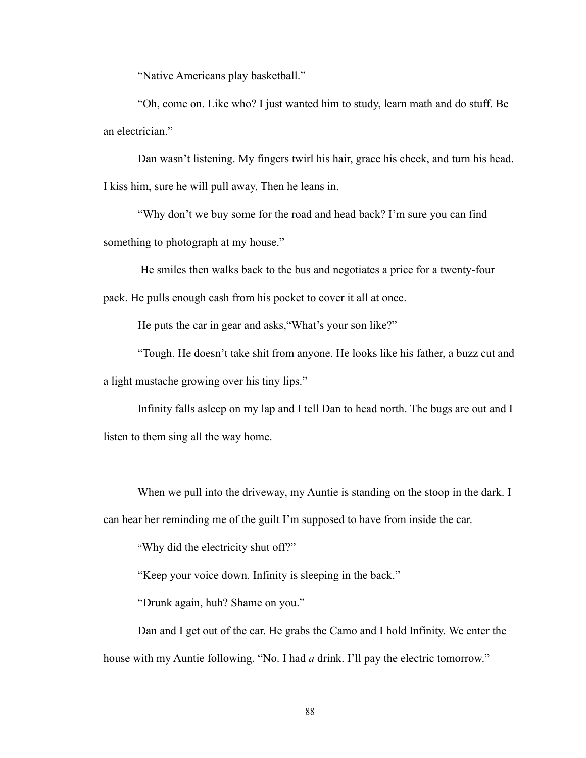"Native Americans play basketball."

"Oh, come on. Like who? I just wanted him to study, learn math and do stuff. Be an electrician."

Dan wasn't listening. My fingers twirl his hair, grace his cheek, and turn his head. I kiss him, sure he will pull away. Then he leans in.

"Why don't we buy some for the road and head back? I'm sure you can find something to photograph at my house."

He smiles then walks back to the bus and negotiates a price for a twenty-four pack. He pulls enough cash from his pocket to cover it all at once.

He puts the car in gear and asks,"What's your son like?"

"Tough. He doesn't take shit from anyone. He looks like his father, a buzz cut and a light mustache growing over his tiny lips."

Infinity falls asleep on my lap and I tell Dan to head north. The bugs are out and I listen to them sing all the way home.

When we pull into the driveway, my Auntie is standing on the stoop in the dark. I can hear her reminding me of the guilt I'm supposed to have from inside the car.

"Why did the electricity shut off?"

"Keep your voice down. Infinity is sleeping in the back."

"Drunk again, huh? Shame on you."

Dan and I get out of the car. He grabs the Camo and I hold Infinity. We enter the house with my Auntie following. "No. I had *a* drink. I'll pay the electric tomorrow."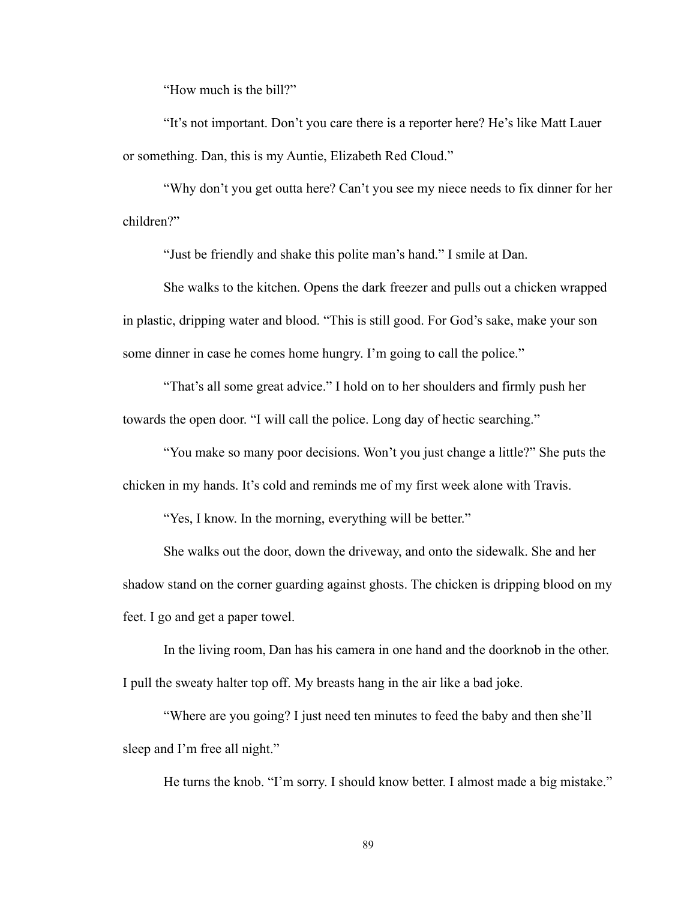"How much is the bill?"

"It's not important. Don't you care there is a reporter here? He's like Matt Lauer or something. Dan, this is my Auntie, Elizabeth Red Cloud."

"Why don't you get outta here? Can't you see my niece needs to fix dinner for her children?"

"Just be friendly and shake this polite man's hand." I smile at Dan.

She walks to the kitchen. Opens the dark freezer and pulls out a chicken wrapped in plastic, dripping water and blood. "This is still good. For God's sake, make your son some dinner in case he comes home hungry. I'm going to call the police."

"That's all some great advice." I hold on to her shoulders and firmly push her towards the open door. "I will call the police. Long day of hectic searching."

"You make so many poor decisions. Won't you just change a little?" She puts the chicken in my hands. It's cold and reminds me of my first week alone with Travis.

"Yes, I know. In the morning, everything will be better."

She walks out the door, down the driveway, and onto the sidewalk. She and her shadow stand on the corner guarding against ghosts. The chicken is dripping blood on my feet. I go and get a paper towel.

In the living room, Dan has his camera in one hand and the doorknob in the other. I pull the sweaty halter top off. My breasts hang in the air like a bad joke.

"Where are you going? I just need ten minutes to feed the baby and then she'll sleep and I'm free all night."

He turns the knob. "I'm sorry. I should know better. I almost made a big mistake."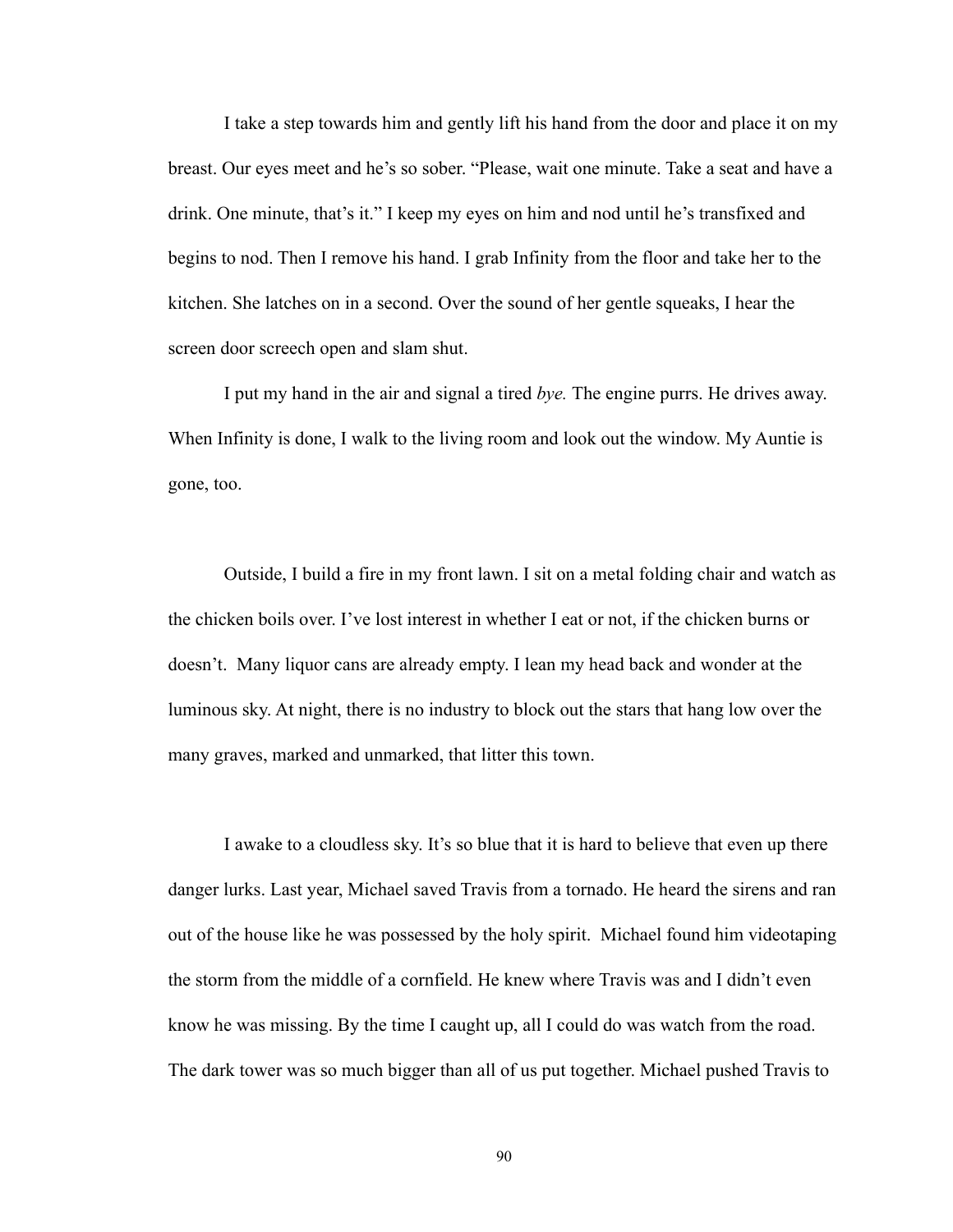I take a step towards him and gently lift his hand from the door and place it on my breast. Our eyes meet and he's so sober. "Please, wait one minute. Take a seat and have a drink. One minute, that's it." I keep my eyes on him and nod until he's transfixed and begins to nod. Then I remove his hand. I grab Infinity from the floor and take her to the kitchen. She latches on in a second. Over the sound of her gentle squeaks, I hear the screen door screech open and slam shut.

I put my hand in the air and signal a tired *bye.* The engine purrs. He drives away. When Infinity is done, I walk to the living room and look out the window. My Auntie is gone, too.

Outside, I build a fire in my front lawn. I sit on a metal folding chair and watch as the chicken boils over. I've lost interest in whether I eat or not, if the chicken burns or doesn't. Many liquor cans are already empty. I lean my head back and wonder at the luminous sky. At night, there is no industry to block out the stars that hang low over the many graves, marked and unmarked, that litter this town.

I awake to a cloudless sky. It's so blue that it is hard to believe that even up there danger lurks. Last year, Michael saved Travis from a tornado. He heard the sirens and ran out of the house like he was possessed by the holy spirit. Michael found him videotaping the storm from the middle of a cornfield. He knew where Travis was and I didn't even know he was missing. By the time I caught up, all I could do was watch from the road. The dark tower was so much bigger than all of us put together. Michael pushed Travis to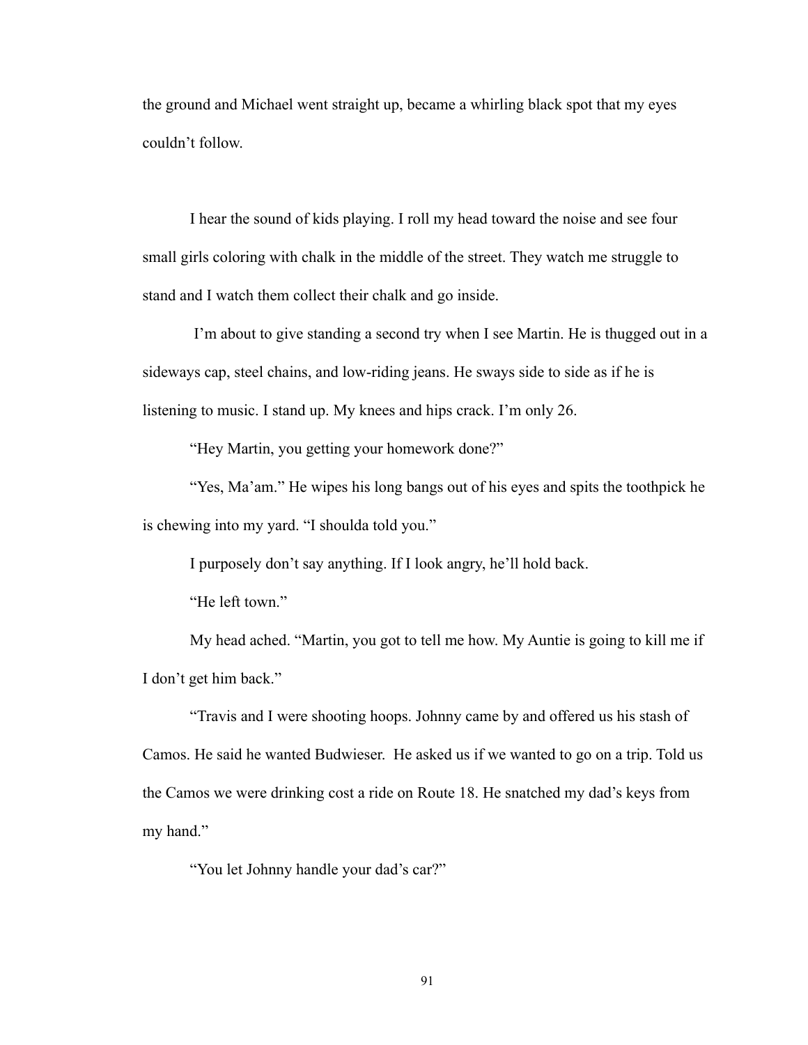the ground and Michael went straight up, became a whirling black spot that my eyes couldn't follow.

I hear the sound of kids playing. I roll my head toward the noise and see four small girls coloring with chalk in the middle of the street. They watch me struggle to stand and I watch them collect their chalk and go inside.

I'm about to give standing a second try when I see Martin. He is thugged out in a sideways cap, steel chains, and low-riding jeans. He sways side to side as if he is listening to music. I stand up. My knees and hips crack. I'm only 26.

"Hey Martin, you getting your homework done?"

"Yes, Ma'am." He wipes his long bangs out of his eyes and spits the toothpick he is chewing into my yard. "I shoulda told you."

I purposely don't say anything. If I look angry, he'll hold back.

"He left town."

My head ached. "Martin, you got to tell me how. My Auntie is going to kill me if I don't get him back."

"Travis and I were shooting hoops. Johnny came by and offered us his stash of Camos. He said he wanted Budwieser. He asked us if we wanted to go on a trip. Told us the Camos we were drinking cost a ride on Route 18. He snatched my dad's keys from my hand."

"You let Johnny handle your dad's car?"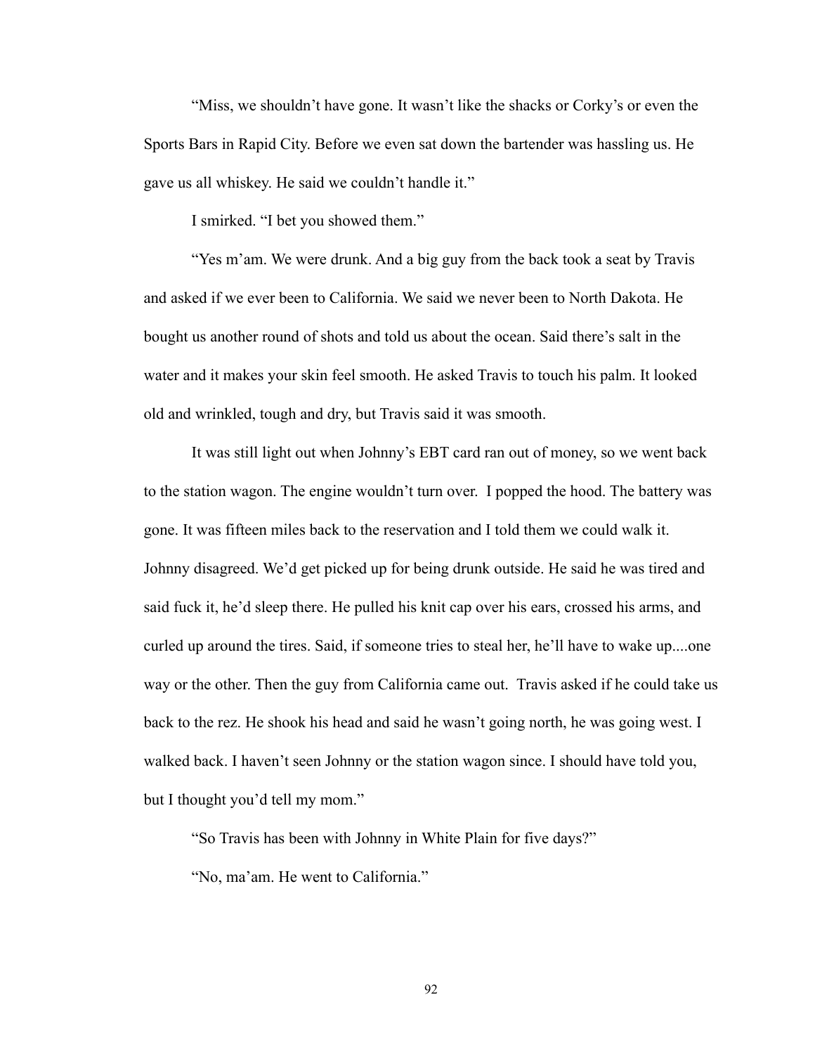"Miss, we shouldn't have gone. It wasn't like the shacks or Corky's or even the Sports Bars in Rapid City. Before we even sat down the bartender was hassling us. He gave us all whiskey. He said we couldn't handle it."

I smirked. "I bet you showed them."

"Yes m'am. We were drunk. And a big guy from the back took a seat by Travis and asked if we ever been to California. We said we never been to North Dakota. He bought us another round of shots and told us about the ocean. Said there's salt in the water and it makes your skin feel smooth. He asked Travis to touch his palm. It looked old and wrinkled, tough and dry, but Travis said it was smooth.

It was still light out when Johnny's EBT card ran out of money, so we went back to the station wagon. The engine wouldn't turn over. I popped the hood. The battery was gone. It was fifteen miles back to the reservation and I told them we could walk it. Johnny disagreed. We'd get picked up for being drunk outside. He said he was tired and said fuck it, he'd sleep there. He pulled his knit cap over his ears, crossed his arms, and curled up around the tires. Said, if someone tries to steal her, he'll have to wake up....one way or the other. Then the guy from California came out. Travis asked if he could take us back to the rez. He shook his head and said he wasn't going north, he was going west. I walked back. I haven't seen Johnny or the station wagon since. I should have told you, but I thought you'd tell my mom."

"So Travis has been with Johnny in White Plain for five days?"

"No, ma'am. He went to California."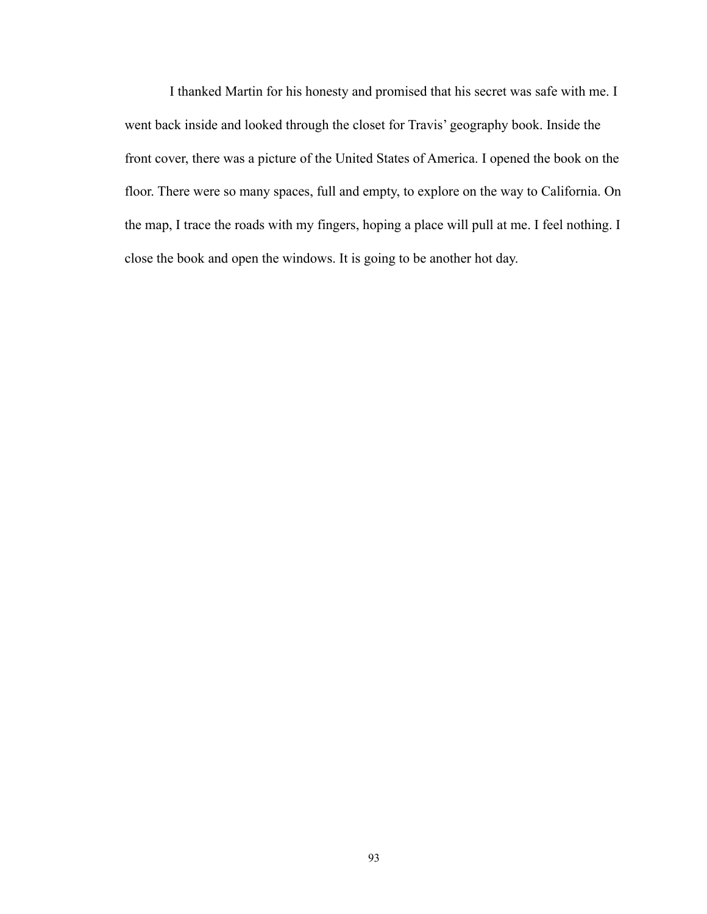I thanked Martin for his honesty and promised that his secret was safe with me. I went back inside and looked through the closet for Travis' geography book. Inside the front cover, there was a picture of the United States of America. I opened the book on the floor. There were so many spaces, full and empty, to explore on the way to California. On the map, I trace the roads with my fingers, hoping a place will pull at me. I feel nothing. I close the book and open the windows. It is going to be another hot day.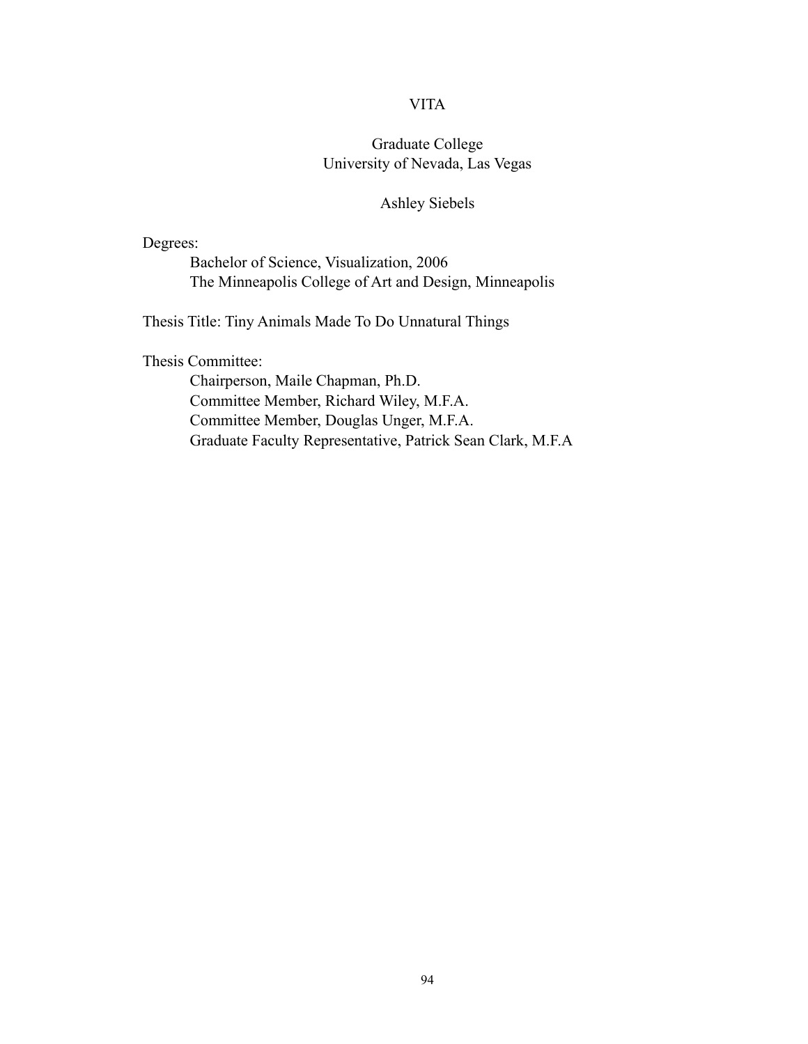# VITA

Graduate College
University of Nevada, Las Vegas

Ashley Siebels

Degrees:

Bachelor of Science, Visualization, 2006
The Minneapolis College of Art and Design, Minneapolis

Thesis Title: Tiny Animals Made To Do Unnatural Things

Thesis Committee:

Chairperson, Maile Chapman, Ph.D.
Committee Member, Richard Wiley, M.F.A.
Committee Member, Douglas Unger, M.F.A.
Graduate Faculty Representative, Patrick Sean Clark, M.F.A